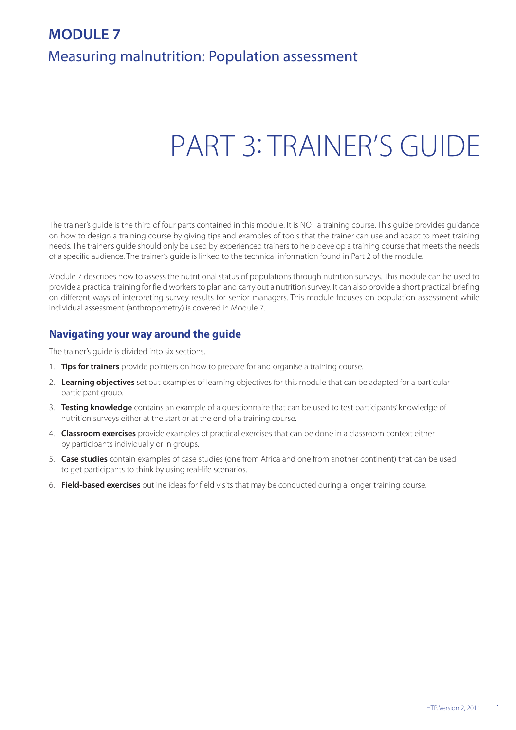# MODULE 7

## Measuring malnutrition: Population assessment

# PART 3: TRAINER'S GUIDE

The trainer's guide is the third of four parts contained in this module. It is NOT a training course. This guide provides guidance on how to design a training course by giving tips and examples of tools that the trainer can use and adapt to meet training needs. The trainer's guide should only be used by experienced trainers to help develop a training course that meets the needs of a specific audience. The trainer's guide is linked to the technical information found in Part 2 of the module.

Module 7 describes how to assess the nutritional status of populations through nutrition surveys. This module can be used to provide a practical training for field workers to plan and carry out a nutrition survey. It can also provide a short practical briefing on different ways of interpreting survey results for senior managers. This module focuses on population assessment while individual assessment (anthropometry) is covered in Module 7.

### Navigating your way around the guide

The trainer's guide is divided into six sections.

1. **Tips for trainers** provide pointers on how to prepare for and organise a training course.
2. **Learning objectives** set out examples of learning objectives for this module that can be adapted for a particular participant group.
3. **Testing knowledge** contains an example of a questionnaire that can be used to test participants' knowledge of nutrition surveys either at the start or at the end of a training course.
4. **Classroom exercises** provide examples of practical exercises that can be done in a classroom context either by participants individually or in groups.
5. **Case studies** contain examples of case studies (one from Africa and one from another continent) that can be used to get participants to think by using real-life scenarios.
6. **Field-based exercises** outline ideas for field visits that may be conducted during a longer training course.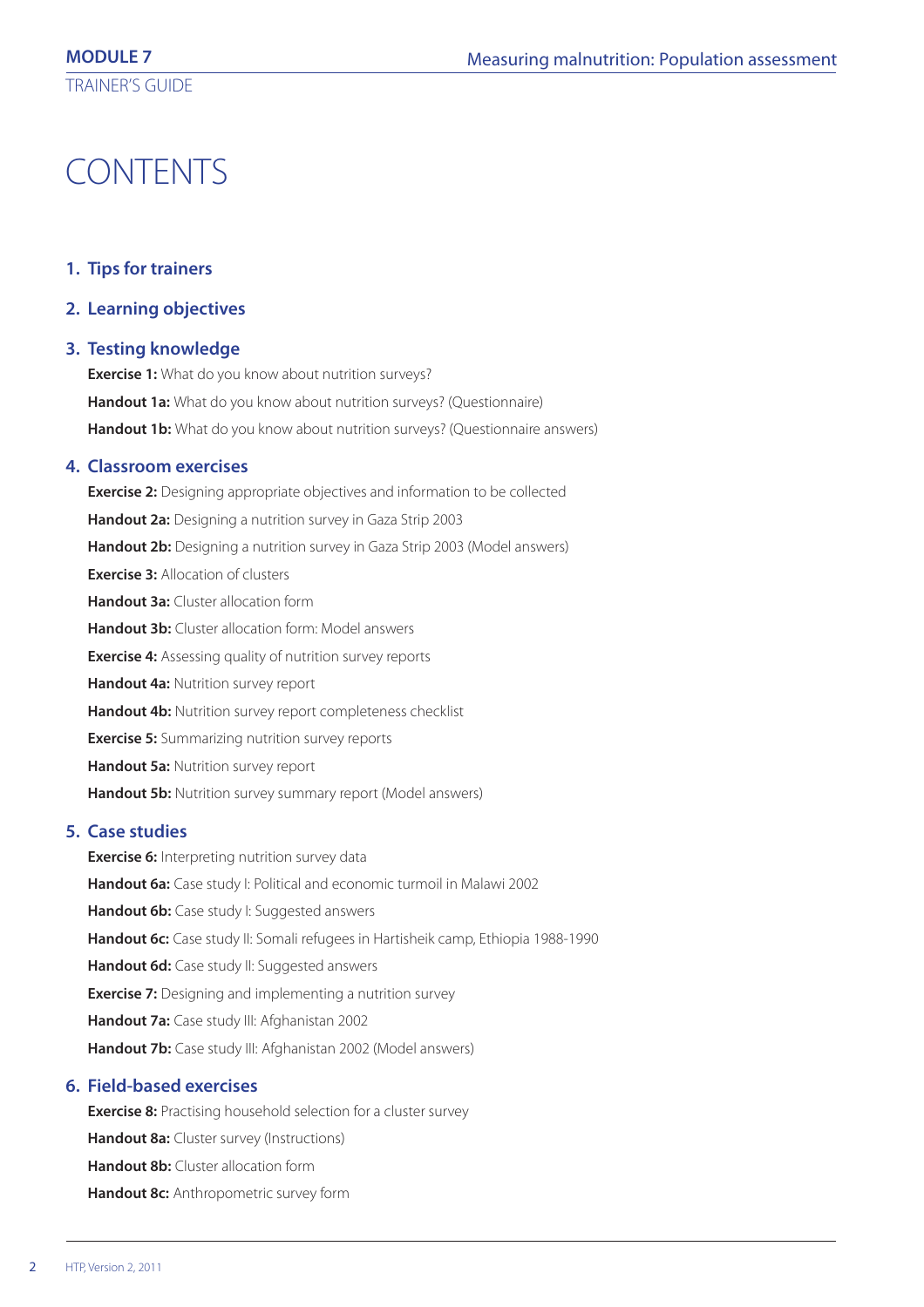# CONTENTS

## 1. Tips for trainers

## 2. Learning objectives

## 3. Testing knowledge

**Exercise 1:** What do you know about nutrition surveys?

**Handout 1a:** What do you know about nutrition surveys? (Questionnaire)

**Handout 1b:** What do you know about nutrition surveys? (Questionnaire answers)

## 4. Classroom exercises

**Exercise 2:** Designing appropriate objectives and information to be collected

**Handout 2a:** Designing a nutrition survey in Gaza Strip 2003

**Handout 2b:** Designing a nutrition survey in Gaza Strip 2003 (Model answers)

**Exercise 3:** Allocation of clusters

**Handout 3a:** Cluster allocation form

**Handout 3b:** Cluster allocation form: Model answers

**Exercise 4:** Assessing quality of nutrition survey reports

**Handout 4a:** Nutrition survey report

**Handout 4b:** Nutrition survey report completeness checklist

**Exercise 5:** Summarizing nutrition survey reports

**Handout 5a:** Nutrition survey report

**Handout 5b:** Nutrition survey summary report (Model answers)

## 5. Case studies

**Exercise 6:** Interpreting nutrition survey data

**Handout 6a:** Case study I: Political and economic turmoil in Malawi 2002

**Handout 6b:** Case study I: Suggested answers

**Handout 6c:** Case study II: Somali refugees in Hartisheik camp, Ethiopia 1988-1990

**Handout 6d:** Case study II: Suggested answers

**Exercise 7:** Designing and implementing a nutrition survey

**Handout 7a:** Case study III: Afghanistan 2002

**Handout 7b:** Case study III: Afghanistan 2002 (Model answers)

## 6. Field-based exercises

**Exercise 8:** Practising household selection for a cluster survey

**Handout 8a:** Cluster survey (Instructions)

**Handout 8b:** Cluster allocation form

**Handout 8c:** Anthropometric survey form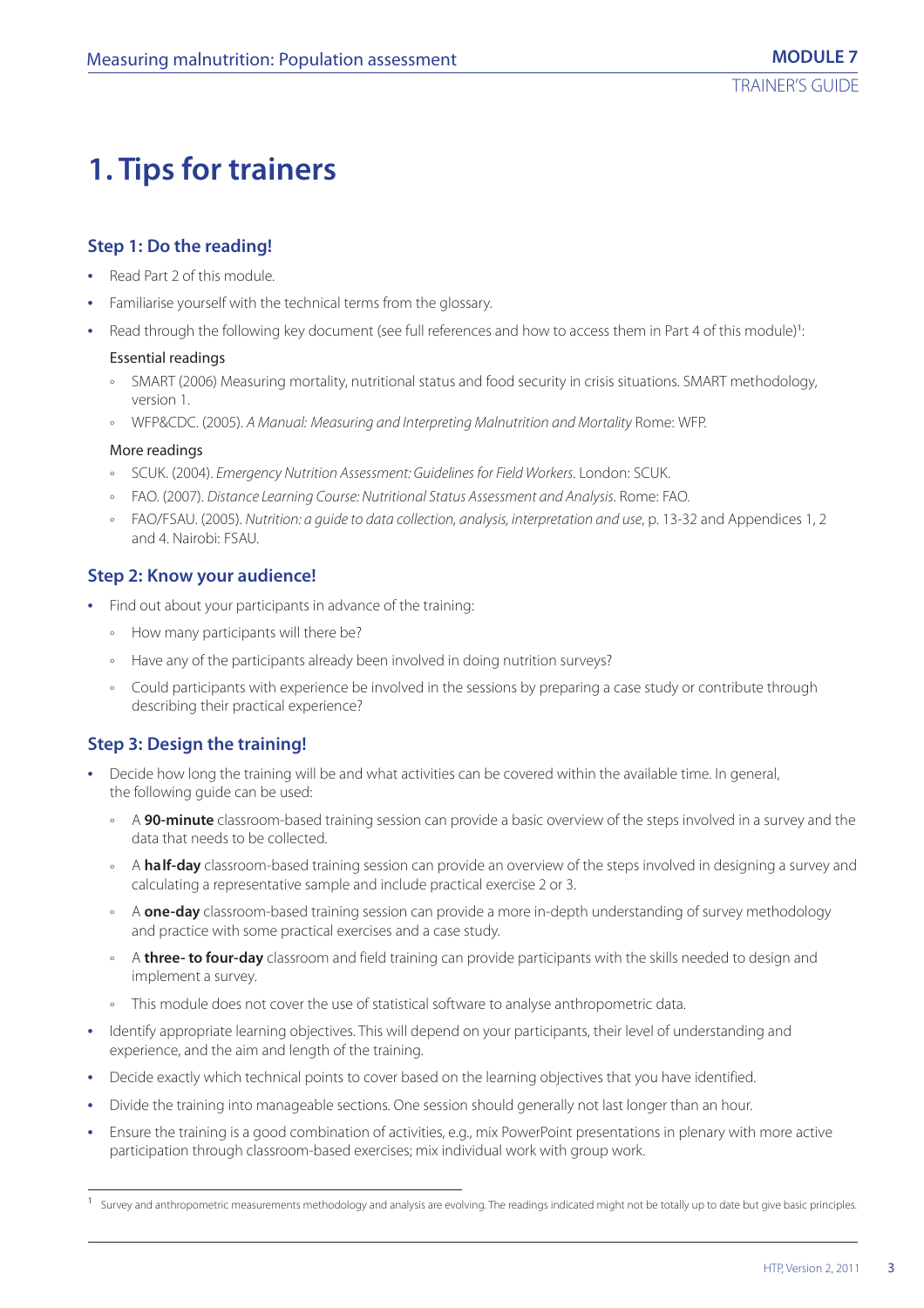# 1. Tips for trainers

## Step 1: Do the reading!

- Read Part 2 of this module.
- Familiarise yourself with the technical terms from the glossary.
- Read through the following key document (see full references and how to access them in Part 4 of this module)[1]:

  Essential readings

  - SMART (2006) Measuring mortality, nutritional status and food security in crisis situations. SMART methodology, version 1.
  - WFP&CDC. (2005). *A Manual: Measuring and Interpreting Malnutrition and Mortality* Rome: WFP.

  More readings

  - SCUK. (2004). *Emergency Nutrition Assessment: Guidelines for Field Workers*. London: SCUK.
  - FAO. (2007). *Distance Learning Course: Nutritional Status Assessment and Analysis*. Rome: FAO.
  - FAO/FSAU. (2005). *Nutrition: a guide to data collection, analysis, interpretation and use*, p. 13-32 and Appendices 1, 2 and 4. Nairobi: FSAU.

## Step 2: Know your audience!

- Find out about your participants in advance of the training:
  - How many participants will there be?
  - Have any of the participants already been involved in doing nutrition surveys?
  - Could participants with experience be involved in the sessions by preparing a case study or contribute through describing their practical experience?

## Step 3: Design the training!

- Decide how long the training will be and what activities can be covered within the available time. In general, the following guide can be used:
  - A **90-minute** classroom-based training session can provide a basic overview of the steps involved in a survey and the data that needs to be collected.
  - A **half-day** classroom-based training session can provide an overview of the steps involved in designing a survey and calculating a representative sample and include practical exercise 2 or 3.
  - A **one-day** classroom-based training session can provide a more in-depth understanding of survey methodology and practice with some practical exercises and a case study.
  - A **three- to four-day** classroom and field training can provide participants with the skills needed to design and implement a survey.
  - This module does not cover the use of statistical software to analyse anthropometric data.
- Identify appropriate learning objectives. This will depend on your participants, their level of understanding and experience, and the aim and length of the training.
- Decide exactly which technical points to cover based on the learning objectives that you have identified.
- Divide the training into manageable sections. One session should generally not last longer than an hour.
- Ensure the training is a good combination of activities, e.g., mix PowerPoint presentations in plenary with more active participation through classroom-based exercises; mix individual work with group work.

[1] Survey and anthropometric measurements methodology and analysis are evolving. The readings indicated might not be totally up to date but give basic principles.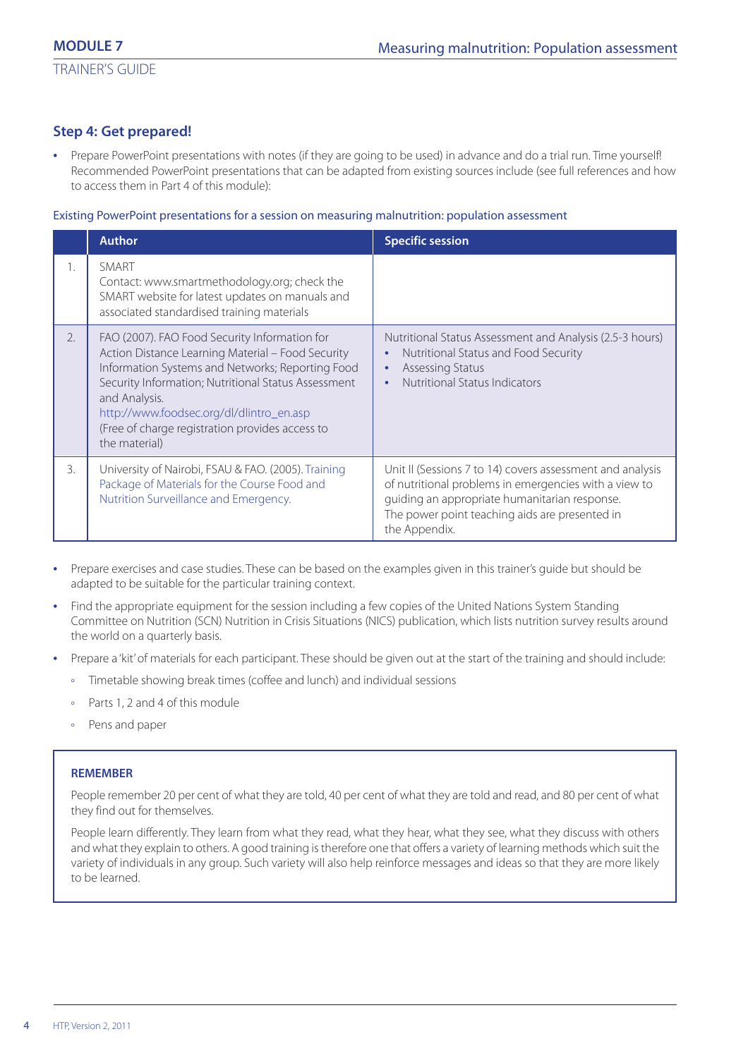### Step 4: Get prepared!

- Prepare PowerPoint presentations with notes (if they are going to be used) in advance and do a trial run. Time yourself! Recommended PowerPoint presentations that can be adapted from existing sources include (see full references and how to access them in Part 4 of this module):

Existing PowerPoint presentations for a session on measuring malnutrition: population assessment

| | Author | Specific session |
|---|---|---|
| 1. | SMART<br>Contact: www.smartmethodology.org; check the SMART website for latest updates on manuals and associated standardised training materials | |
| 2. | FAO (2007). FAO Food Security Information for Action Distance Learning Material – Food Security Information Systems and Networks; Reporting Food Security Information; Nutritional Status Assessment and Analysis.<br>http://www.foodsec.org/dl/dlintro_en.asp<br>(Free of charge registration provides access to the material) | Nutritional Status Assessment and Analysis (2.5-3 hours)<br>• Nutritional Status and Food Security<br>• Assessing Status<br>• Nutritional Status Indicators |
| 3. | University of Nairobi, FSAU & FAO. (2005). Training Package of Materials for the Course Food and Nutrition Surveillance and Emergency. | Unit II (Sessions 7 to 14) covers assessment and analysis of nutritional problems in emergencies with a view to guiding an appropriate humanitarian response. The power point teaching aids are presented in the Appendix. |

- Prepare exercises and case studies. These can be based on the examples given in this trainer's guide but should be adapted to be suitable for the particular training context.
- Find the appropriate equipment for the session including a few copies of the United Nations System Standing Committee on Nutrition (SCN) Nutrition in Crisis Situations (NICS) publication, which lists nutrition survey results around the world on a quarterly basis.
- Prepare a 'kit' of materials for each participant. These should be given out at the start of the training and should include:
  - Timetable showing break times (coffee and lunch) and individual sessions
  - Parts 1, 2 and 4 of this module
  - Pens and paper

> **REMEMBER**
>
> People remember 20 per cent of what they are told, 40 per cent of what they are told and read, and 80 per cent of what they find out for themselves.
>
> People learn differently. They learn from what they read, what they hear, what they see, what they discuss with others and what they explain to others. A good training is therefore one that offers a variety of learning methods which suit the variety of individuals in any group. Such variety will also help reinforce messages and ideas so that they are more likely to be learned.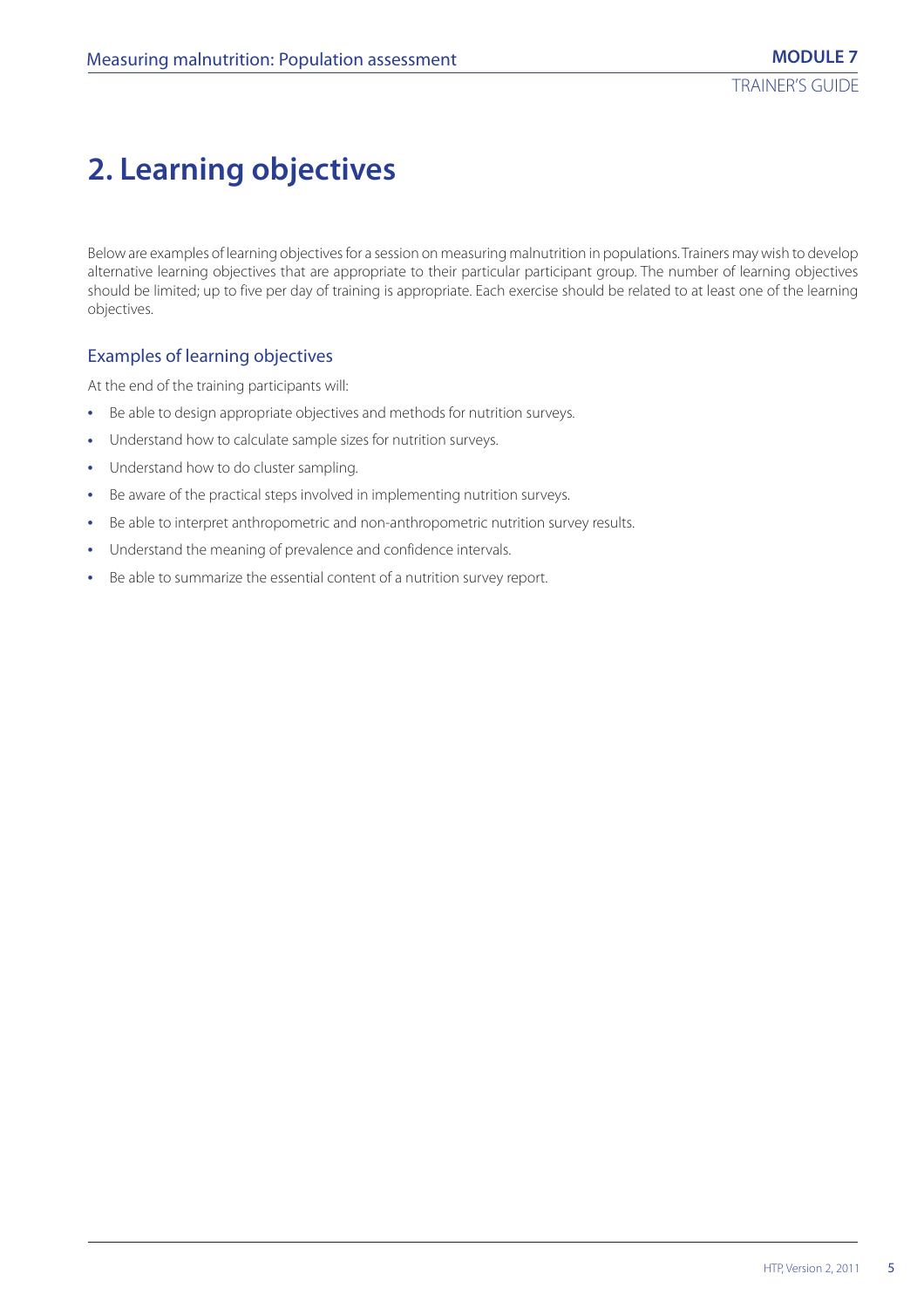# 2. Learning objectives

Below are examples of learning objectives for a session on measuring malnutrition in populations. Trainers may wish to develop alternative learning objectives that are appropriate to their particular participant group. The number of learning objectives should be limited; up to five per day of training is appropriate. Each exercise should be related to at least one of the learning objectives.

## Examples of learning objectives

At the end of the training participants will:

- Be able to design appropriate objectives and methods for nutrition surveys.
- Understand how to calculate sample sizes for nutrition surveys.
- Understand how to do cluster sampling.
- Be aware of the practical steps involved in implementing nutrition surveys.
- Be able to interpret anthropometric and non-anthropometric nutrition survey results.
- Understand the meaning of prevalence and confidence intervals.
- Be able to summarize the essential content of a nutrition survey report.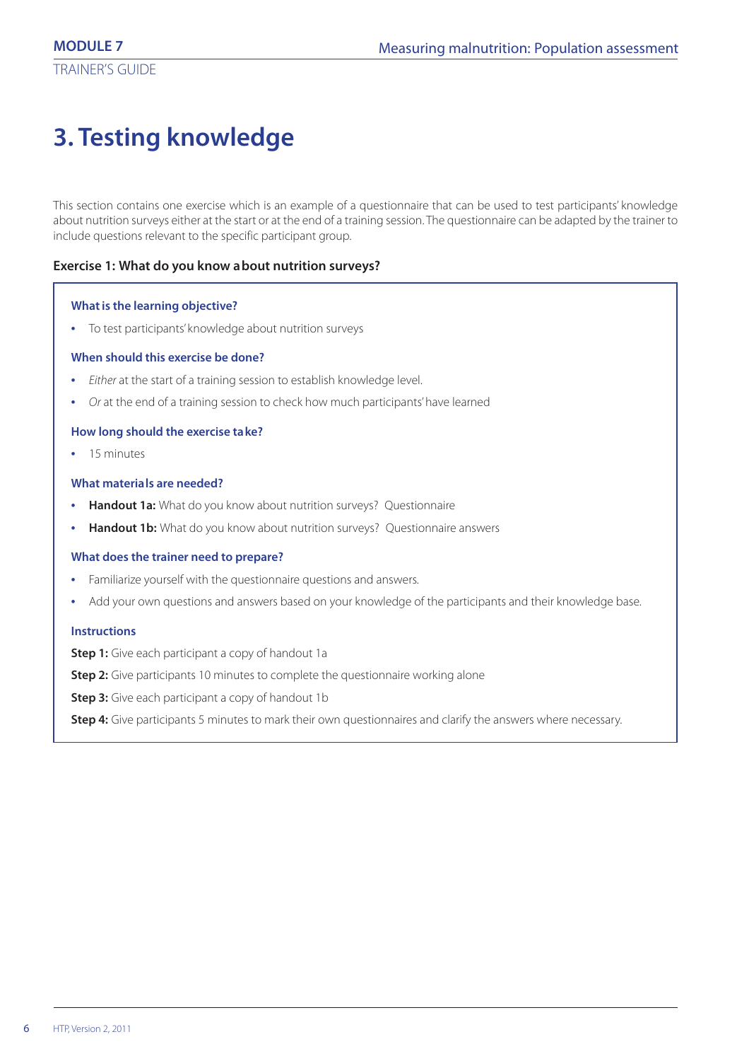# 3. Testing knowledge

This section contains one exercise which is an example of a questionnaire that can be used to test participants' knowledge about nutrition surveys either at the start or at the end of a training session. The questionnaire can be adapted by the trainer to include questions relevant to the specific participant group.

### Exercise 1: What do you know about nutrition surveys?

#### What is the learning objective?

- To test participants' knowledge about nutrition surveys

#### When should this exercise be done?

- *Either* at the start of a training session to establish knowledge level.
- *Or* at the end of a training session to check how much participants' have learned

#### How long should the exercise take?

- 15 minutes

#### What materials are needed?

- **Handout 1a:** What do you know about nutrition surveys? Questionnaire
- **Handout 1b:** What do you know about nutrition surveys? Questionnaire answers

#### What does the trainer need to prepare?

- Familiarize yourself with the questionnaire questions and answers.
- Add your own questions and answers based on your knowledge of the participants and their knowledge base.

#### Instructions

**Step 1:** Give each participant a copy of handout 1a

**Step 2:** Give participants 10 minutes to complete the questionnaire working alone

**Step 3:** Give each participant a copy of handout 1b

**Step 4:** Give participants 5 minutes to mark their own questionnaires and clarify the answers where necessary.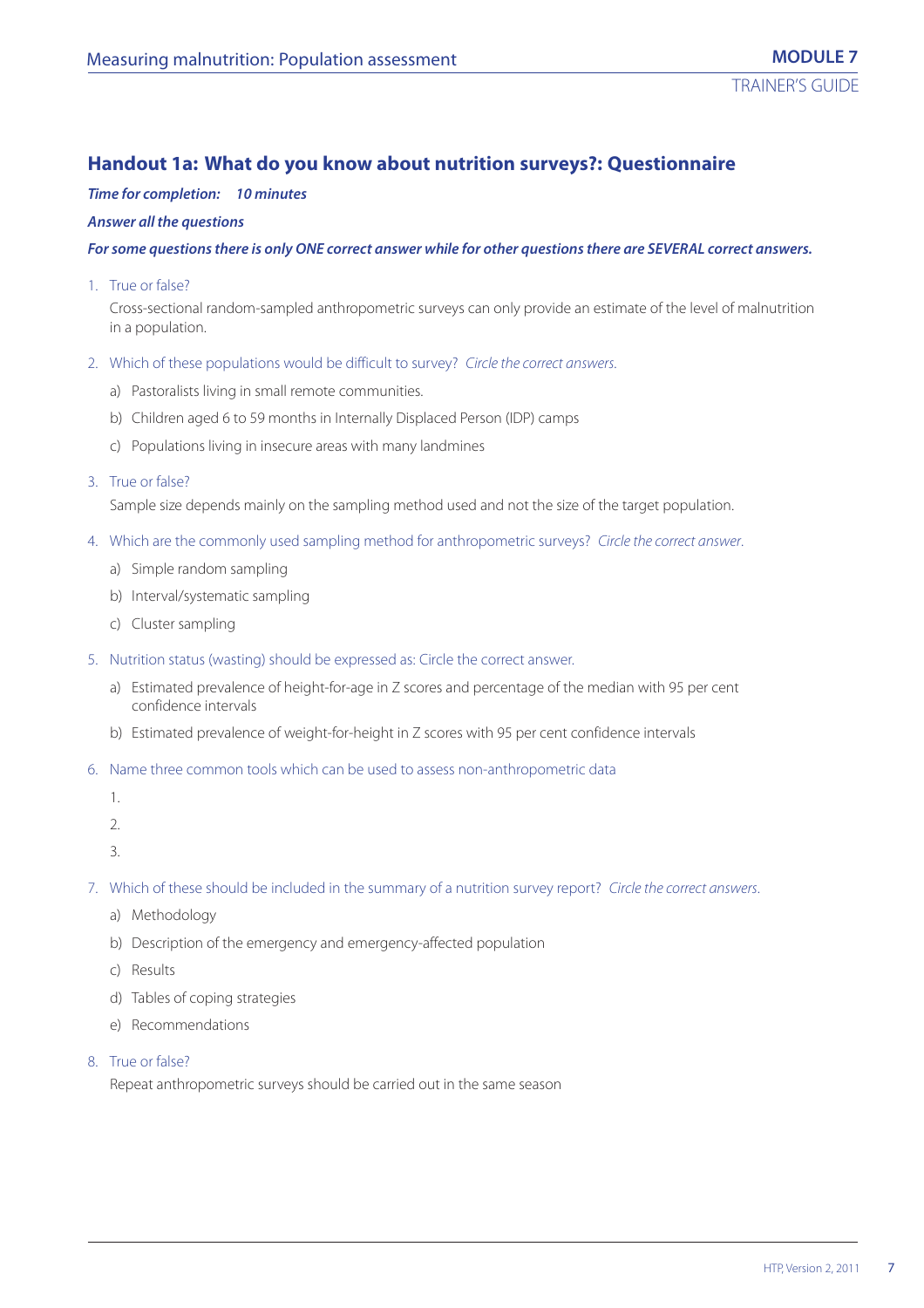## Handout 1a: What do you know about nutrition surveys?: Questionnaire

***Time for completion: 10 minutes***

***Answer all the questions***

***For some questions there is only ONE correct answer while for other questions there are SEVERAL correct answers.***

1. True or false?

   Cross-sectional random-sampled anthropometric surveys can only provide an estimate of the level of malnutrition in a population.

2. Which of these populations would be difficult to survey? *Circle the correct answers.*
   a) Pastoralists living in small remote communities.
   b) Children aged 6 to 59 months in Internally Displaced Person (IDP) camps
   c) Populations living in insecure areas with many landmines

3. True or false?

   Sample size depends mainly on the sampling method used and not the size of the target population.

4. Which are the commonly used sampling method for anthropometric surveys? *Circle the correct answer.*
   a) Simple random sampling
   b) Interval/systematic sampling
   c) Cluster sampling

5. Nutrition status (wasting) should be expressed as: Circle the correct answer.
   a) Estimated prevalence of height-for-age in Z scores and percentage of the median with 95 per cent confidence intervals
   b) Estimated prevalence of weight-for-height in Z scores with 95 per cent confidence intervals

6. Name three common tools which can be used to assess non-anthropometric data

   1.

   2.

   3.

7. Which of these should be included in the summary of a nutrition survey report? *Circle the correct answers.*
   a) Methodology
   b) Description of the emergency and emergency-affected population
   c) Results
   d) Tables of coping strategies
   e) Recommendations

8. True or false?

   Repeat anthropometric surveys should be carried out in the same season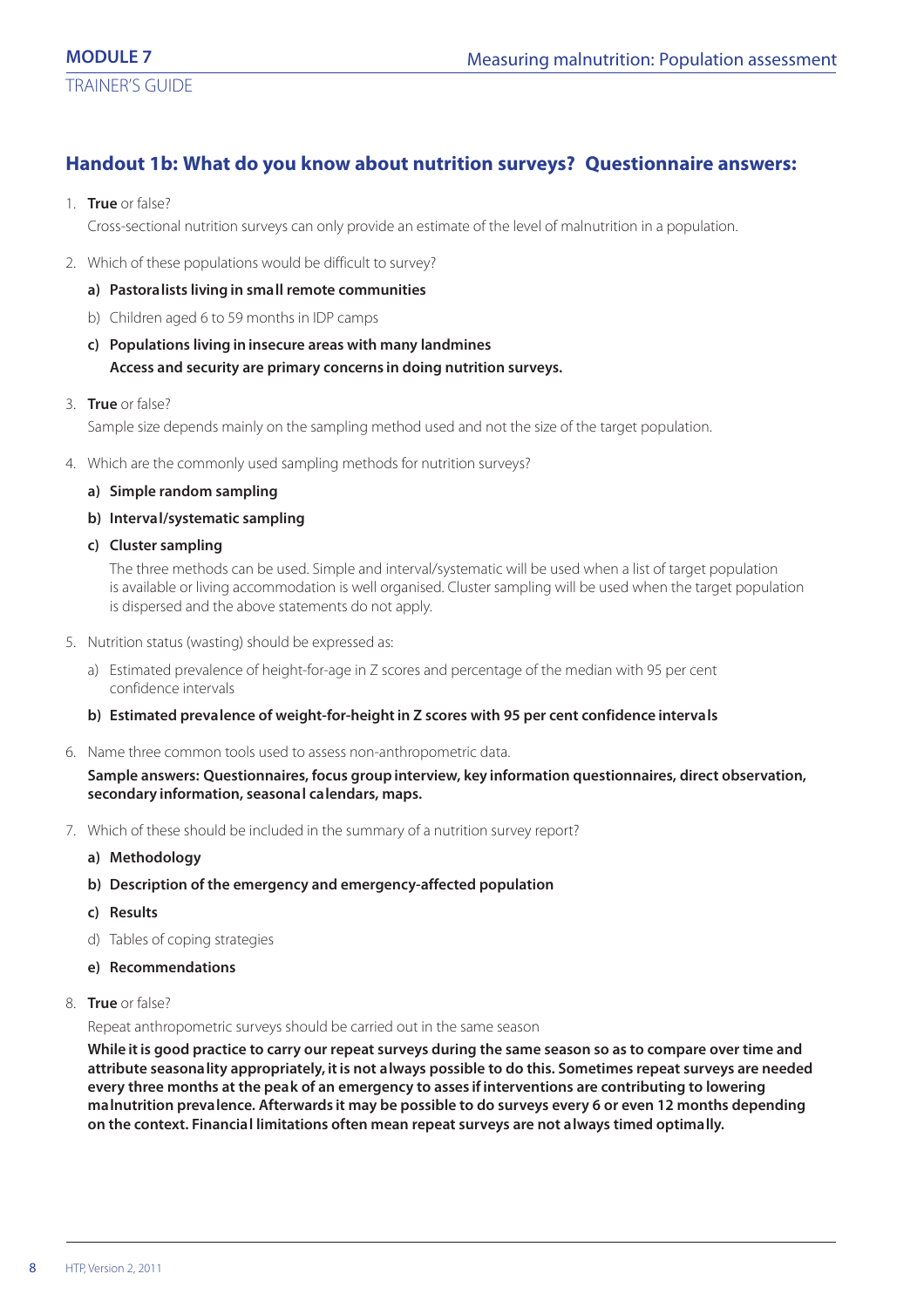## Handout 1b: What do you know about nutrition surveys? Questionnaire answers:

1. **True** or false?

   Cross-sectional nutrition surveys can only provide an estimate of the level of malnutrition in a population.

2. Which of these populations would be difficult to survey?

   **a) Pastoralists living in small remote communities**

   b) Children aged 6 to 59 months in IDP camps

   **c) Populations living in insecure areas with many landmines**
   **Access and security are primary concerns in doing nutrition surveys.**

3. **True** or false?

   Sample size depends mainly on the sampling method used and not the size of the target population.

4. Which are the commonly used sampling methods for nutrition surveys?

   **a) Simple random sampling**

   **b) Interval/systematic sampling**

   **c) Cluster sampling**

   The three methods can be used. Simple and interval/systematic will be used when a list of target population is available or living accommodation is well organised. Cluster sampling will be used when the target population is dispersed and the above statements do not apply.

5. Nutrition status (wasting) should be expressed as:

   a) Estimated prevalence of height-for-age in Z scores and percentage of the median with 95 per cent confidence intervals

   **b) Estimated prevalence of weight-for-height in Z scores with 95 per cent confidence intervals**

6. Name three common tools used to assess non-anthropometric data.

   **Sample answers: Questionnaires, focus group interview, key information questionnaires, direct observation, secondary information, seasonal calendars, maps.**

7. Which of these should be included in the summary of a nutrition survey report?

   **a) Methodology**

   **b) Description of the emergency and emergency-affected population**

   **c) Results**

   d) Tables of coping strategies

   **e) Recommendations**

8. **True** or false?

   Repeat anthropometric surveys should be carried out in the same season

   **While it is good practice to carry our repeat surveys during the same season so as to compare over time and attribute seasonality appropriately, it is not always possible to do this. Sometimes repeat surveys are needed every three months at the peak of an emergency to asses if interventions are contributing to lowering malnutrition prevalence. Afterwards it may be possible to do surveys every 6 or even 12 months depending on the context. Financial limitations often mean repeat surveys are not always timed optimally.**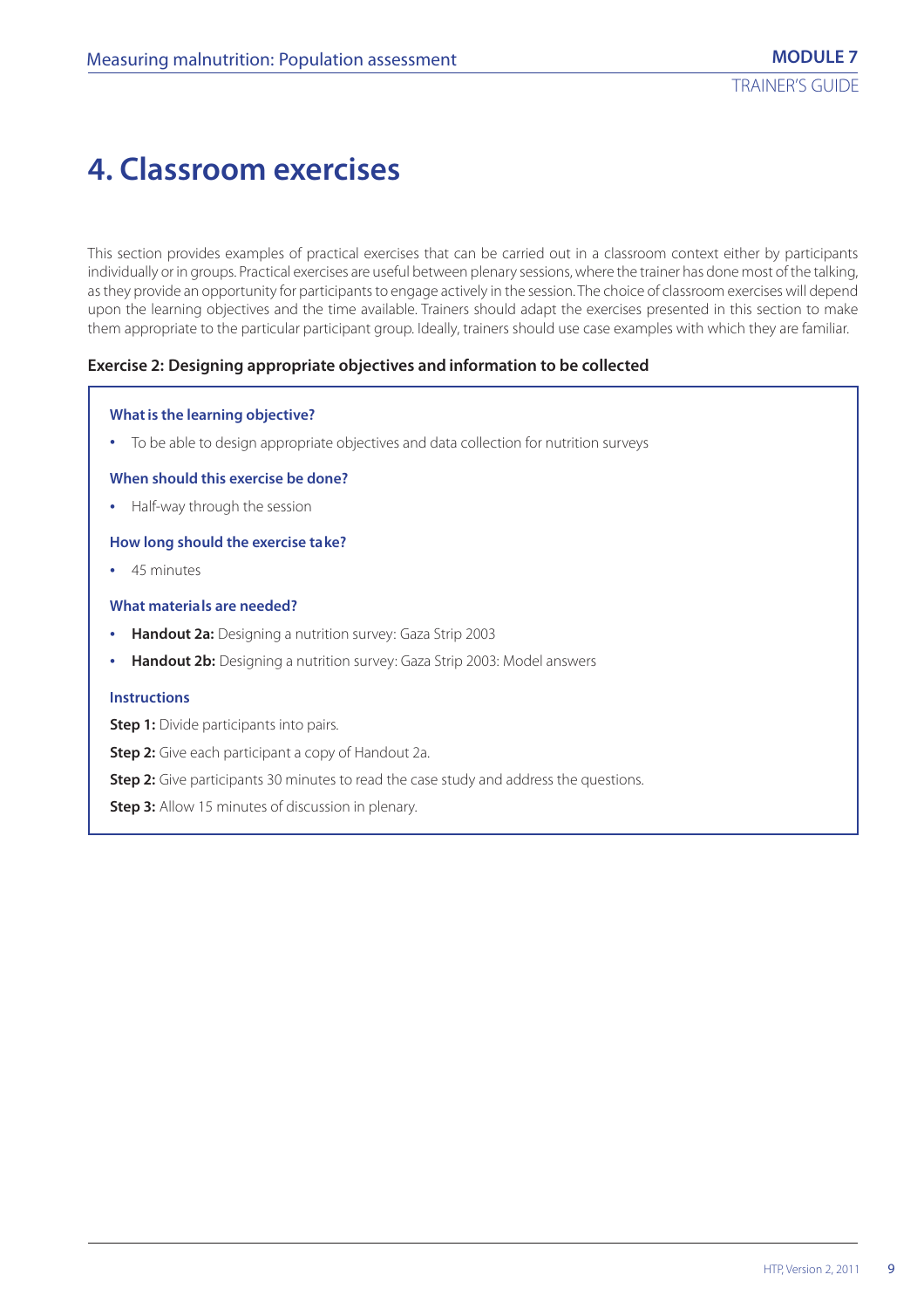# 4. Classroom exercises

This section provides examples of practical exercises that can be carried out in a classroom context either by participants individually or in groups. Practical exercises are useful between plenary sessions, where the trainer has done most of the talking, as they provide an opportunity for participants to engage actively in the session. The choice of classroom exercises will depend upon the learning objectives and the time available. Trainers should adapt the exercises presented in this section to make them appropriate to the particular participant group. Ideally, trainers should use case examples with which they are familiar.

### Exercise 2: Designing appropriate objectives and information to be collected

**What is the learning objective?**

- To be able to design appropriate objectives and data collection for nutrition surveys

**When should this exercise be done?**

- Half-way through the session

**How long should the exercise take?**

- 45 minutes

**What materials are needed?**

- **Handout 2a:** Designing a nutrition survey: Gaza Strip 2003
- **Handout 2b:** Designing a nutrition survey: Gaza Strip 2003: Model answers

**Instructions**

**Step 1:** Divide participants into pairs.

**Step 2:** Give each participant a copy of Handout 2a.

**Step 2:** Give participants 30 minutes to read the case study and address the questions.

**Step 3:** Allow 15 minutes of discussion in plenary.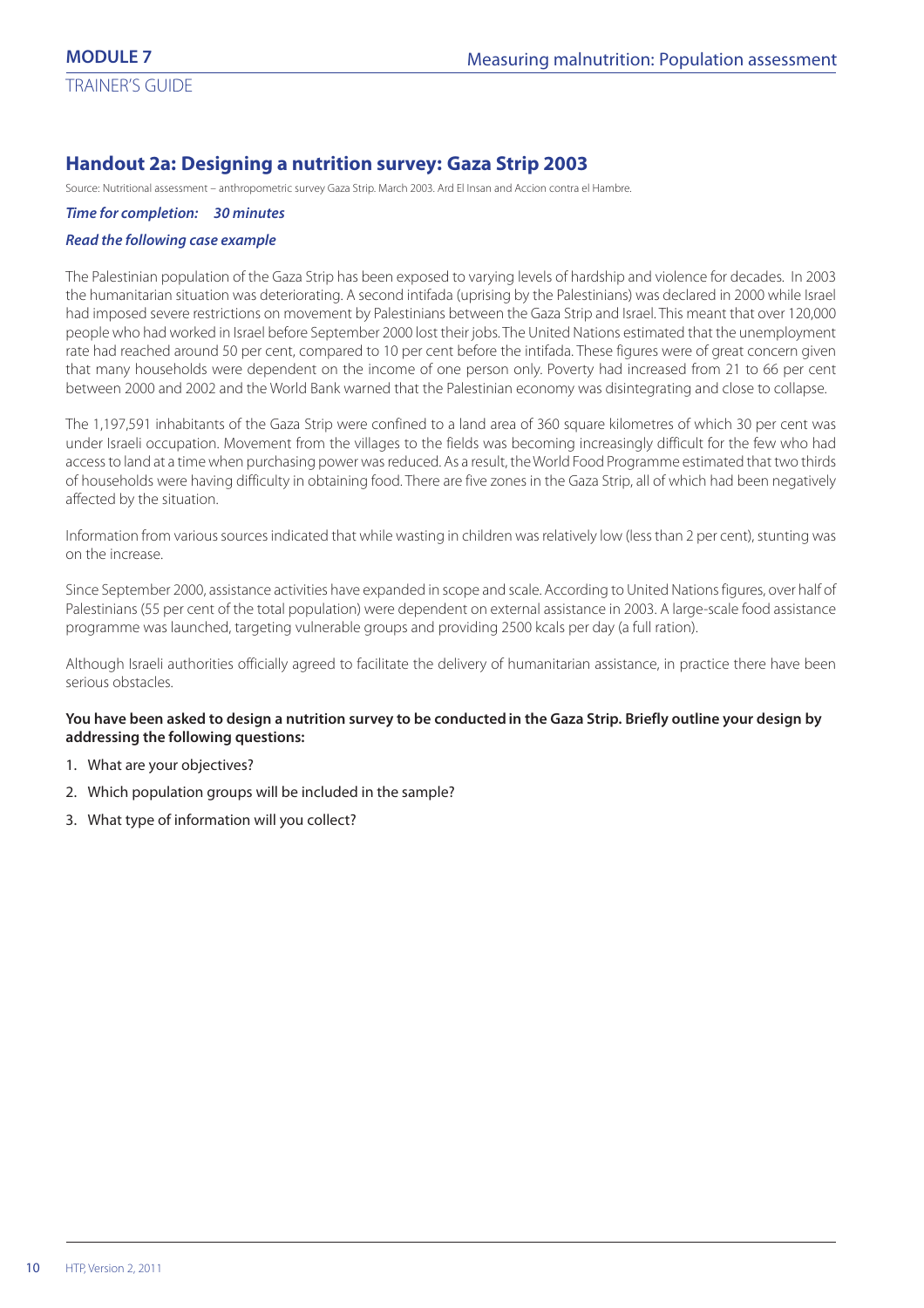## Handout 2a: Designing a nutrition survey: Gaza Strip 2003

Source: Nutritional assessment – anthropometric survey Gaza Strip. March 2003. Ard El Insan and Accion contra el Hambre.

***Time for completion: 30 minutes***

***Read the following case example***

The Palestinian population of the Gaza Strip has been exposed to varying levels of hardship and violence for decades. In 2003 the humanitarian situation was deteriorating. A second intifada (uprising by the Palestinians) was declared in 2000 while Israel had imposed severe restrictions on movement by Palestinians between the Gaza Strip and Israel. This meant that over 120,000 people who had worked in Israel before September 2000 lost their jobs. The United Nations estimated that the unemployment rate had reached around 50 per cent, compared to 10 per cent before the intifada. These figures were of great concern given that many households were dependent on the income of one person only. Poverty had increased from 21 to 66 per cent between 2000 and 2002 and the World Bank warned that the Palestinian economy was disintegrating and close to collapse.

The 1,197,591 inhabitants of the Gaza Strip were confined to a land area of 360 square kilometres of which 30 per cent was under Israeli occupation. Movement from the villages to the fields was becoming increasingly difficult for the few who had access to land at a time when purchasing power was reduced. As a result, the World Food Programme estimated that two thirds of households were having difficulty in obtaining food. There are five zones in the Gaza Strip, all of which had been negatively affected by the situation.

Information from various sources indicated that while wasting in children was relatively low (less than 2 per cent), stunting was on the increase.

Since September 2000, assistance activities have expanded in scope and scale. According to United Nations figures, over half of Palestinians (55 per cent of the total population) were dependent on external assistance in 2003. A large-scale food assistance programme was launched, targeting vulnerable groups and providing 2500 kcals per day (a full ration).

Although Israeli authorities officially agreed to facilitate the delivery of humanitarian assistance, in practice there have been serious obstacles.

**You have been asked to design a nutrition survey to be conducted in the Gaza Strip. Briefly outline your design by addressing the following questions:**

1. What are your objectives?
2. Which population groups will be included in the sample?
3. What type of information will you collect?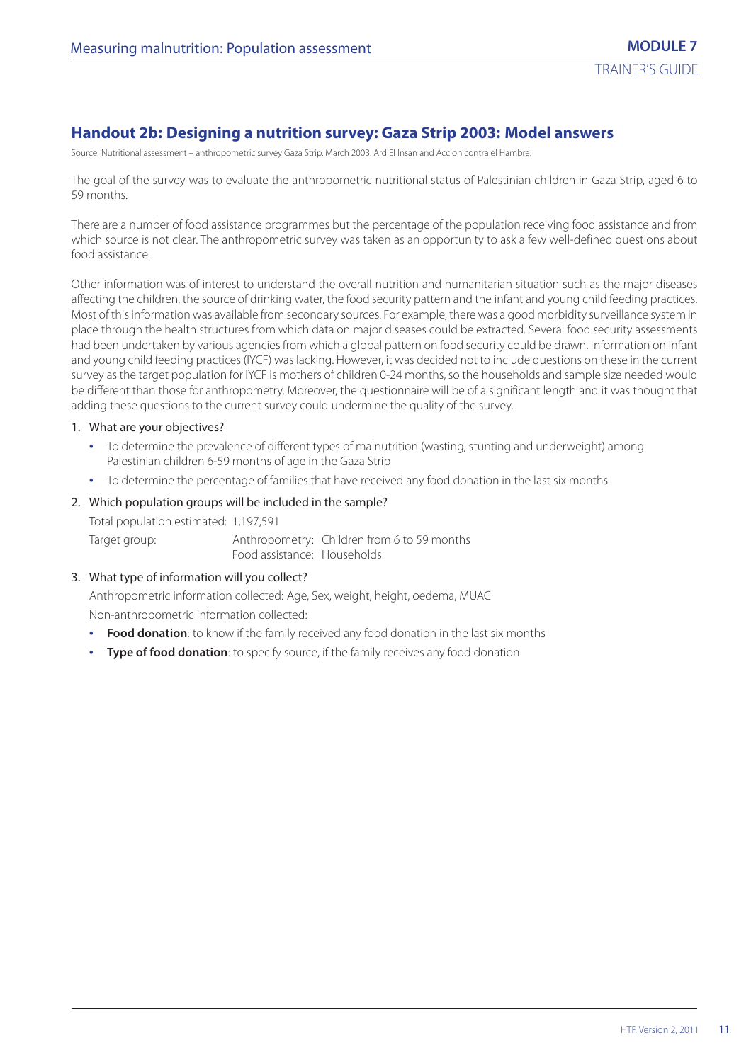## Handout 2b: Designing a nutrition survey: Gaza Strip 2003: Model answers

Source: Nutritional assessment – anthropometric survey Gaza Strip. March 2003. Ard El Insan and Accion contra el Hambre.

The goal of the survey was to evaluate the anthropometric nutritional status of Palestinian children in Gaza Strip, aged 6 to 59 months.

There are a number of food assistance programmes but the percentage of the population receiving food assistance and from which source is not clear. The anthropometric survey was taken as an opportunity to ask a few well-defined questions about food assistance.

Other information was of interest to understand the overall nutrition and humanitarian situation such as the major diseases affecting the children, the source of drinking water, the food security pattern and the infant and young child feeding practices. Most of this information was available from secondary sources. For example, there was a good morbidity surveillance system in place through the health structures from which data on major diseases could be extracted. Several food security assessments had been undertaken by various agencies from which a global pattern on food security could be drawn. Information on infant and young child feeding practices (IYCF) was lacking. However, it was decided not to include questions on these in the current survey as the target population for IYCF is mothers of children 0-24 months, so the households and sample size needed would be different than those for anthropometry. Moreover, the questionnaire will be of a significant length and it was thought that adding these questions to the current survey could undermine the quality of the survey.

1. What are your objectives?
   - To determine the prevalence of different types of malnutrition (wasting, stunting and underweight) among Palestinian children 6-59 months of age in the Gaza Strip
   - To determine the percentage of families that have received any food donation in the last six months

2. Which population groups will be included in the sample?

   Total population estimated: 1,197,591

   Target group: Anthropometry: Children from 6 to 59 months
   Food assistance: Households

3. What type of information will you collect?

   Anthropometric information collected: Age, Sex, weight, height, oedema, MUAC

   Non-anthropometric information collected:
   - **Food donation**: to know if the family received any food donation in the last six months
   - **Type of food donation**: to specify source, if the family receives any food donation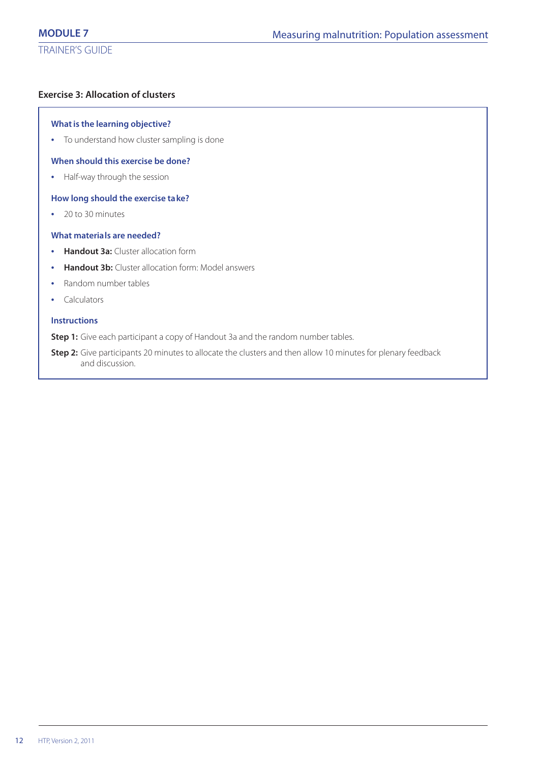### Exercise 3: Allocation of clusters

**What is the learning objective?**

- To understand how cluster sampling is done

**When should this exercise be done?**

- Half-way through the session

**How long should the exercise take?**

- 20 to 30 minutes

**What materials are needed?**

- **Handout 3a:** Cluster allocation form
- **Handout 3b:** Cluster allocation form: Model answers
- Random number tables
- Calculators

**Instructions**

**Step 1:** Give each participant a copy of Handout 3a and the random number tables.

**Step 2:** Give participants 20 minutes to allocate the clusters and then allow 10 minutes for plenary feedback and discussion.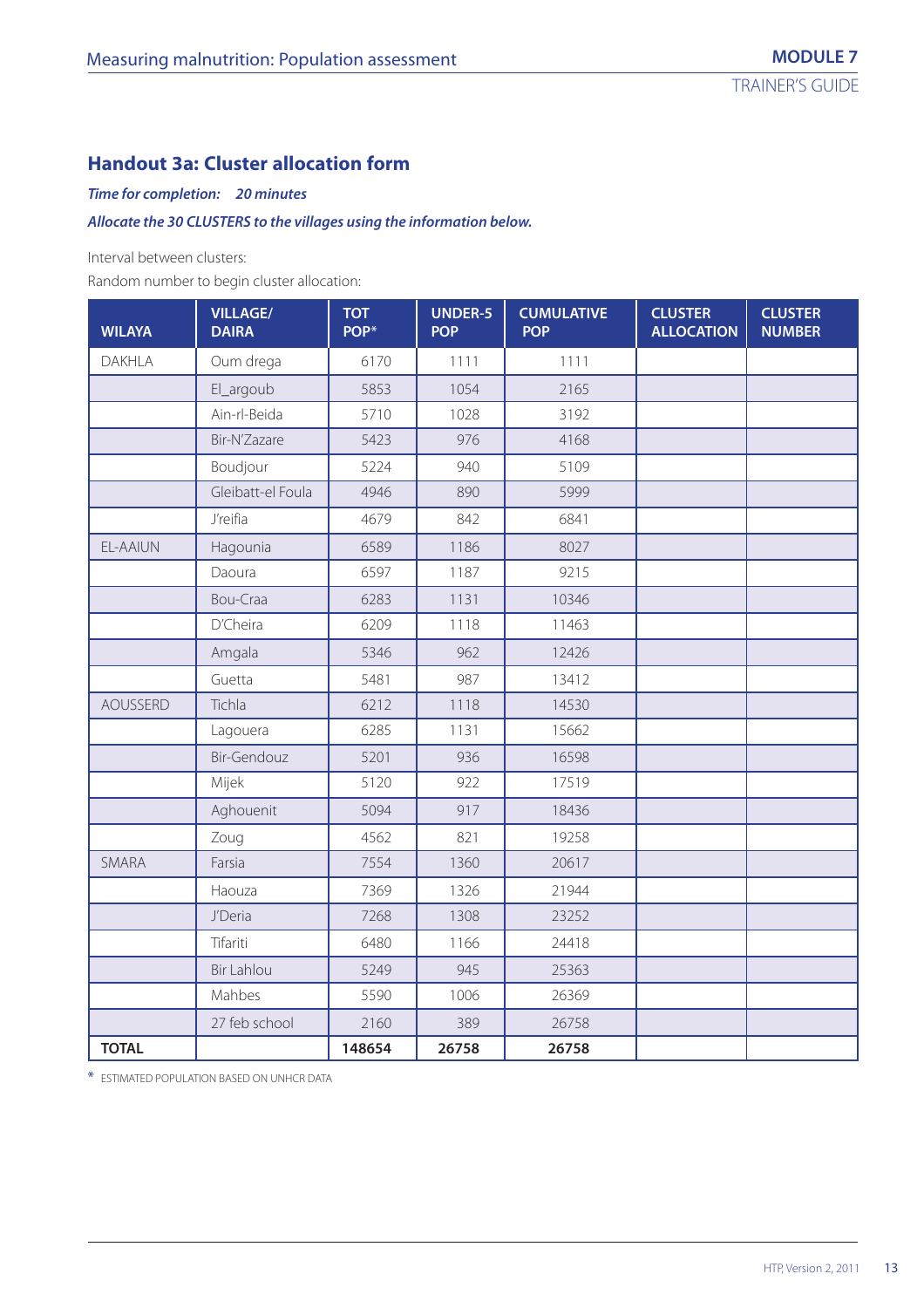## Handout 3a: Cluster allocation form

***Time for completion:*** ***20 minutes***

***Allocate the 30 CLUSTERS to the villages using the information below.***

Interval between clusters:

Random number to begin cluster allocation:

| WILAYA | VILLAGE/ DAIRA | TOT POP* | UNDER-5 POP | CUMULATIVE POP | CLUSTER ALLOCATION | CLUSTER NUMBER |
|---|---|---|---|---|---|---|
| DAKHLA | Oum drega | 6170 | 1111 | 1111 | | |
| | El_argoub | 5853 | 1054 | 2165 | | |
| | Ain-rl-Beida | 5710 | 1028 | 3192 | | |
| | Bir-N'Zazare | 5423 | 976 | 4168 | | |
| | Boudjour | 5224 | 940 | 5109 | | |
| | Gleibatt-el Foula | 4946 | 890 | 5999 | | |
| | J'reifia | 4679 | 842 | 6841 | | |
| EL-AAIUN | Hagounia | 6589 | 1186 | 8027 | | |
| | Daoura | 6597 | 1187 | 9215 | | |
| | Bou-Craa | 6283 | 1131 | 10346 | | |
| | D'Cheira | 6209 | 1118 | 11463 | | |
| | Amgala | 5346 | 962 | 12426 | | |
| | Guetta | 5481 | 987 | 13412 | | |
| AOUSSERD | Tichla | 6212 | 1118 | 14530 | | |
| | Lagouera | 6285 | 1131 | 15662 | | |
| | Bir-Gendouz | 5201 | 936 | 16598 | | |
| | Mijek | 5120 | 922 | 17519 | | |
| | Aghouenit | 5094 | 917 | 18436 | | |
| | Zoug | 4562 | 821 | 19258 | | |
| SMARA | Farsia | 7554 | 1360 | 20617 | | |
| | Haouza | 7369 | 1326 | 21944 | | |
| | J'Deria | 7268 | 1308 | 23252 | | |
| | Tifariti | 6480 | 1166 | 24418 | | |
| | Bir Lahlou | 5249 | 945 | 25363 | | |
| | Mahbes | 5590 | 1006 | 26369 | | |
| | 27 feb school | 2160 | 389 | 26758 | | |
| **TOTAL** | | **148654** | **26758** | **26758** | | |

\* ESTIMATED POPULATION BASED ON UNHCR DATA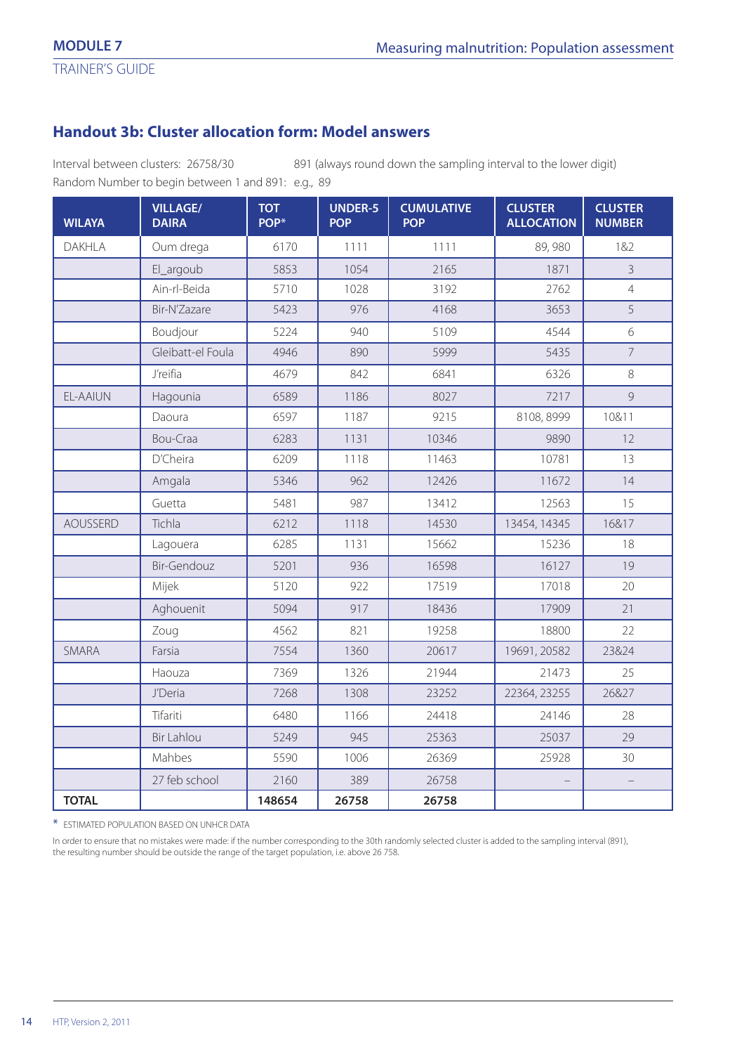## Handout 3b: Cluster allocation form: Model answers

Interval between clusters: 26758/30 891 (always round down the sampling interval to the lower digit)

Random Number to begin between 1 and 891: e.g., 89

| WILAYA | VILLAGE/ DAIRA | TOT POP* | UNDER-5 POP | CUMULATIVE POP | CLUSTER ALLOCATION | CLUSTER NUMBER |
|---|---|---|---|---|---|---|
| DAKHLA | Oum drega | 6170 | 1111 | 1111 | 89, 980 | 1&2 |
| | El_argoub | 5853 | 1054 | 2165 | 1871 | 3 |
| | Ain-rl-Beida | 5710 | 1028 | 3192 | 2762 | 4 |
| | Bir-N'Zazare | 5423 | 976 | 4168 | 3653 | 5 |
| | Boudjour | 5224 | 940 | 5109 | 4544 | 6 |
| | Gleibatt-el Foula | 4946 | 890 | 5999 | 5435 | 7 |
| | J'reifia | 4679 | 842 | 6841 | 6326 | 8 |
| EL-AAIUN | Hagounia | 6589 | 1186 | 8027 | 7217 | 9 |
| | Daoura | 6597 | 1187 | 9215 | 8108, 8999 | 10&11 |
| | Bou-Craa | 6283 | 1131 | 10346 | 9890 | 12 |
| | D'Cheira | 6209 | 1118 | 11463 | 10781 | 13 |
| | Amgala | 5346 | 962 | 12426 | 11672 | 14 |
| | Guetta | 5481 | 987 | 13412 | 12563 | 15 |
| AOUSSERD | Tichla | 6212 | 1118 | 14530 | 13454, 14345 | 16&17 |
| | Lagouera | 6285 | 1131 | 15662 | 15236 | 18 |
| | Bir-Gendouz | 5201 | 936 | 16598 | 16127 | 19 |
| | Mijek | 5120 | 922 | 17519 | 17018 | 20 |
| | Aghouenit | 5094 | 917 | 18436 | 17909 | 21 |
| | Zoug | 4562 | 821 | 19258 | 18800 | 22 |
| SMARA | Farsia | 7554 | 1360 | 20617 | 19691, 20582 | 23&24 |
| | Haouza | 7369 | 1326 | 21944 | 21473 | 25 |
| | J'Deria | 7268 | 1308 | 23252 | 22364, 23255 | 26&27 |
| | Tifariti | 6480 | 1166 | 24418 | 24146 | 28 |
| | Bir Lahlou | 5249 | 945 | 25363 | 25037 | 29 |
| | Mahbes | 5590 | 1006 | 26369 | 25928 | 30 |
| | 27 feb school | 2160 | 389 | 26758 | – | – |
| **TOTAL** | | **148654** | **26758** | **26758** | | |

\* ESTIMATED POPULATION BASED ON UNHCR DATA

In order to ensure that no mistakes were made: if the number corresponding to the 30th randomly selected cluster is added to the sampling interval (891), the resulting number should be outside the range of the target population, i.e. above 26 758.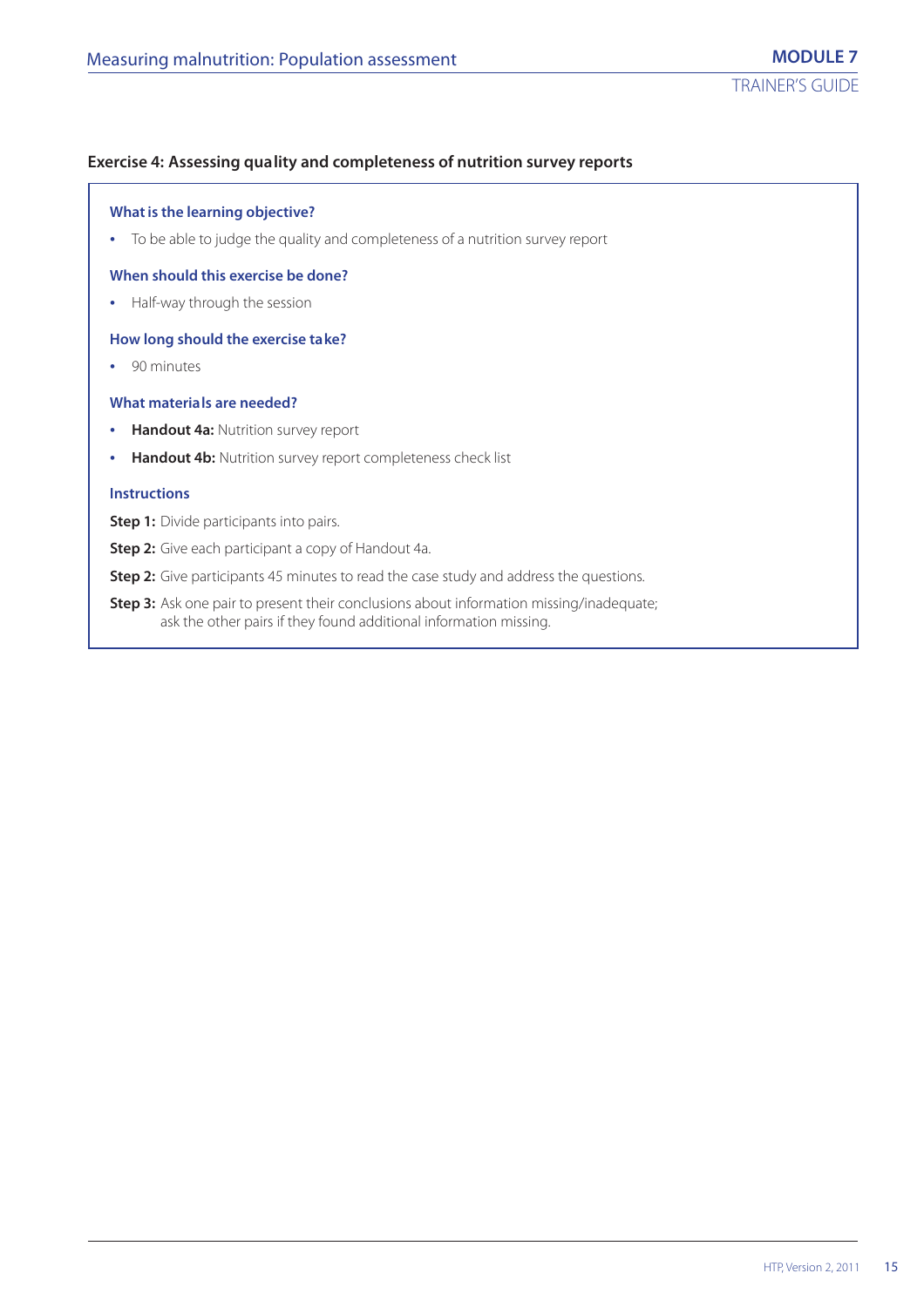### Exercise 4: Assessing quality and completeness of nutrition survey reports

**What is the learning objective?**

- To be able to judge the quality and completeness of a nutrition survey report

**When should this exercise be done?**

- Half-way through the session

**How long should the exercise take?**

- 90 minutes

**What materials are needed?**

- **Handout 4a:** Nutrition survey report
- **Handout 4b:** Nutrition survey report completeness check list

**Instructions**

**Step 1:** Divide participants into pairs.

**Step 2:** Give each participant a copy of Handout 4a.

**Step 2:** Give participants 45 minutes to read the case study and address the questions.

**Step 3:** Ask one pair to present their conclusions about information missing/inadequate; ask the other pairs if they found additional information missing.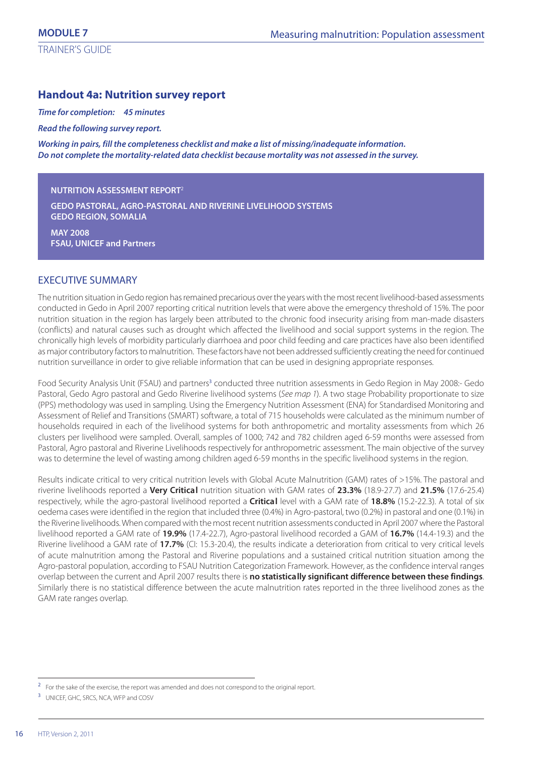## Handout 4a: Nutrition survey report

***Time for completion: 45 minutes***

***Read the following survey report.***

***Working in pairs, fill the completeness checklist and make a list of missing/inadequate information. Do not complete the mortality-related data checklist because mortality was not assessed in the survey.***

**NUTRITION ASSESSMENT REPORT**[2]

**GEDO PASTORAL, AGRO-PASTORAL AND RIVERINE LIVELIHOOD SYSTEMS**
**GEDO REGION, SOMALIA**

**MAY 2008**
**FSAU, UNICEF and Partners**

### EXECUTIVE SUMMARY

The nutrition situation in Gedo region has remained precarious over the years with the most recent livelihood-based assessments conducted in Gedo in April 2007 reporting critical nutrition levels that were above the emergency threshold of 15%. The poor nutrition situation in the region has largely been attributed to the chronic food insecurity arising from man-made disasters (conflicts) and natural causes such as drought which affected the livelihood and social support systems in the region. The chronically high levels of morbidity particularly diarrhoea and poor child feeding and care practices have also been identified as major contributory factors to malnutrition. These factors have not been addressed sufficiently creating the need for continued nutrition surveillance in order to give reliable information that can be used in designing appropriate responses.

Food Security Analysis Unit (FSAU) and partners[3] conducted three nutrition assessments in Gedo Region in May 2008:- Gedo Pastoral, Gedo Agro pastoral and Gedo Riverine livelihood systems (*See map 1*). A two stage Probability proportionate to size (PPS) methodology was used in sampling. Using the Emergency Nutrition Assessment (ENA) for Standardised Monitoring and Assessment of Relief and Transitions (SMART) software, a total of 715 households were calculated as the minimum number of households required in each of the livelihood systems for both anthropometric and mortality assessments from which 26 clusters per livelihood were sampled. Overall, samples of 1000; 742 and 782 children aged 6-59 months were assessed from Pastoral, Agro pastoral and Riverine Livelihoods respectively for anthropometric assessment. The main objective of the survey was to determine the level of wasting among children aged 6-59 months in the specific livelihood systems in the region.

Results indicate critical to very critical nutrition levels with Global Acute Malnutrition (GAM) rates of >15%. The pastoral and riverine livelihoods reported a **Very Critical** nutrition situation with GAM rates of **23.3%** (18.9-27.7) and **21.5%** (17.6-25.4) respectively, while the agro-pastoral livelihood reported a **Critical** level with a GAM rate of **18.8%** (15.2-22.3). A total of six oedema cases were identified in the region that included three (0.4%) in Agro-pastoral, two (0.2%) in pastoral and one (0.1%) in the Riverine livelihoods. When compared with the most recent nutrition assessments conducted in April 2007 where the Pastoral livelihood reported a GAM rate of **19.9%** (17.4-22.7), Agro-pastoral livelihood recorded a GAM of **16.7%** (14.4-19.3) and the Riverine livelihood a GAM rate of **17.7%** (CI: 15.3-20.4), the results indicate a deterioration from critical to very critical levels of acute malnutrition among the Pastoral and Riverine populations and a sustained critical nutrition situation among the Agro-pastoral population, according to FSAU Nutrition Categorization Framework. However, as the confidence interval ranges overlap between the current and April 2007 results there is **no statistically significant difference between these findings**. Similarly there is no statistical difference between the acute malnutrition rates reported in the three livelihood zones as the GAM rate ranges overlap.

---

[2] For the sake of the exercise, the report was amended and does not correspond to the original report.

[3] UNICEF, GHC, SRCS, NCA, WFP and COSV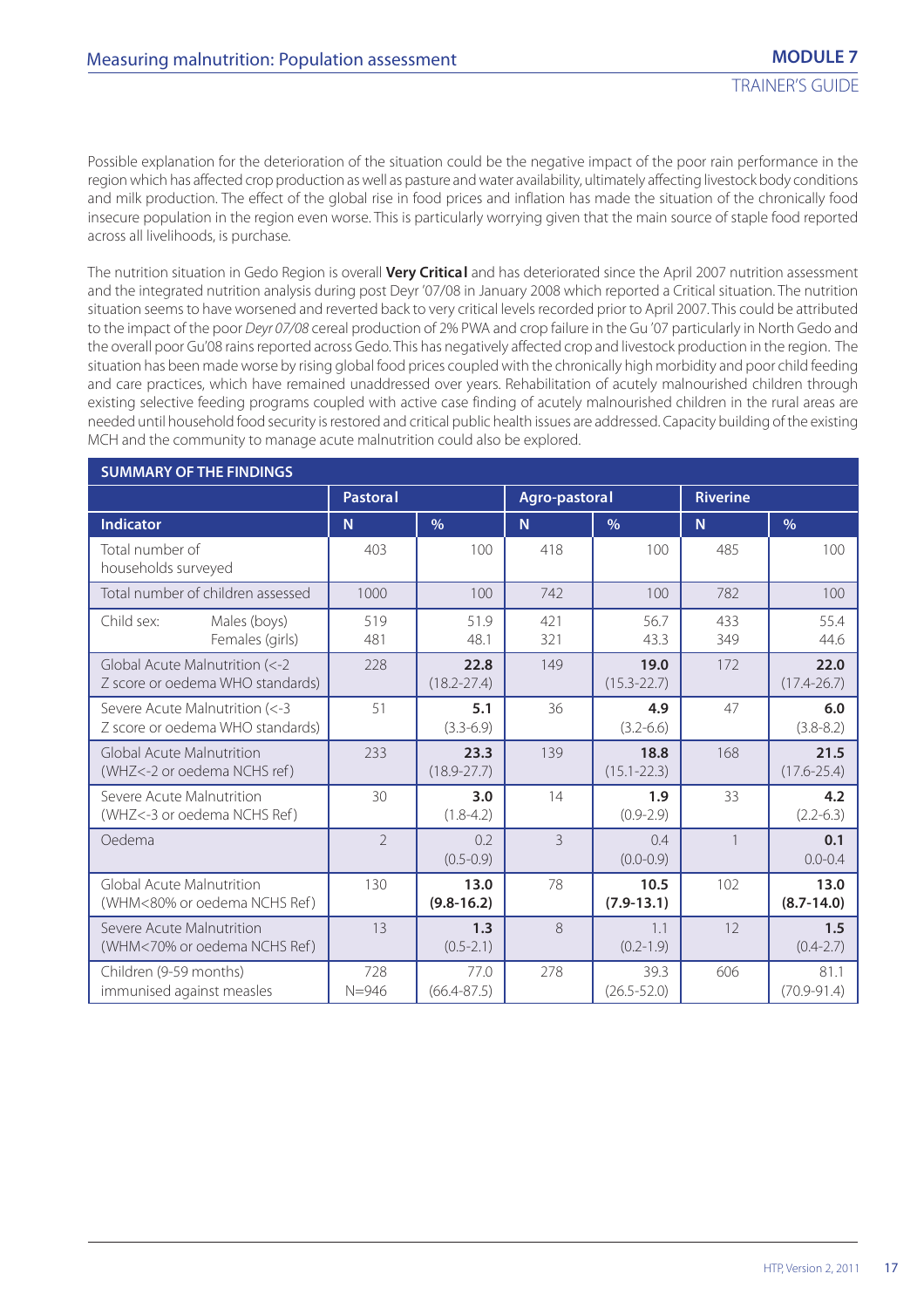Possible explanation for the deterioration of the situation could be the negative impact of the poor rain performance in the region which has affected crop production as well as pasture and water availability, ultimately affecting livestock body conditions and milk production. The effect of the global rise in food prices and inflation has made the situation of the chronically food insecure population in the region even worse. This is particularly worrying given that the main source of staple food reported across all livelihoods, is purchase.

The nutrition situation in Gedo Region is overall **Very Critical** and has deteriorated since the April 2007 nutrition assessment and the integrated nutrition analysis during post Deyr '07/08 in January 2008 which reported a Critical situation. The nutrition situation seems to have worsened and reverted back to very critical levels recorded prior to April 2007. This could be attributed to the impact of the poor *Deyr 07/08* cereal production of 2% PWA and crop failure in the Gu '07 particularly in North Gedo and the overall poor Gu'08 rains reported across Gedo. This has negatively affected crop and livestock production in the region. The situation has been made worse by rising global food prices coupled with the chronically high morbidity and poor child feeding and care practices, which have remained unaddressed over years. Rehabilitation of acutely malnourished children through existing selective feeding programs coupled with active case finding of acutely malnourished children in the rural areas are needed until household food security is restored and critical public health issues are addressed. Capacity building of the existing MCH and the community to manage acute malnutrition could also be explored.

| **SUMMARY OF THE FINDINGS** | | | | | | |
|---|---|---|---|---|---|---|
| | **Pastoral** | | **Agro-pastoral** | | **Riverine** | |
| **Indicator** | **N** | **%** | **N** | **%** | **N** | **%** |
| Total number of households surveyed | 403 | 100 | 418 | 100 | 485 | 100 |
| Total number of children assessed | 1000 | 100 | 742 | 100 | 782 | 100 |
| Child sex: Males (boys) / Females (girls) | 519 / 481 | 51.9 / 48.1 | 421 / 321 | 56.7 / 43.3 | 433 / 349 | 55.4 / 44.6 |
| Global Acute Malnutrition (<-2 Z score or oedema WHO standards) | 228 | **22.8** (18.2-27.4) | 149 | **19.0** (15.3-22.7) | 172 | **22.0** (17.4-26.7) |
| Severe Acute Malnutrition (<-3 Z score or oedema WHO standards) | 51 | **5.1** (3.3-6.9) | 36 | **4.9** (3.2-6.6) | 47 | **6.0** (3.8-8.2) |
| Global Acute Malnutrition (WHZ<-2 or oedema NCHS ref) | 233 | **23.3** (18.9-27.7) | 139 | **18.8** (15.1-22.3) | 168 | **21.5** (17.6-25.4) |
| Severe Acute Malnutrition (WHZ<-3 or oedema NCHS Ref) | 30 | **3.0** (1.8-4.2) | 14 | **1.9** (0.9-2.9) | 33 | **4.2** (2.2-6.3) |
| Oedema | 2 | 0.2 (0.5-0.9) | 3 | 0.4 (0.0-0.9) | 1 | **0.1** 0.0-0.4 |
| Global Acute Malnutrition (WHM<80% or oedema NCHS Ref) | 130 | **13.0 (9.8-16.2)** | 78 | **10.5 (7.9-13.1)** | 102 | **13.0 (8.7-14.0)** |
| Severe Acute Malnutrition (WHM<70% or oedema NCHS Ref) | 13 | **1.3** (0.5-2.1) | 8 | 1.1 (0.2-1.9) | 12 | **1.5** (0.4-2.7) |
| Children (9-59 months) immunised against measles | 728 N=946 | 77.0 (66.4-87.5) | 278 | 39.3 (26.5-52.0) | 606 | 81.1 (70.9-91.4) |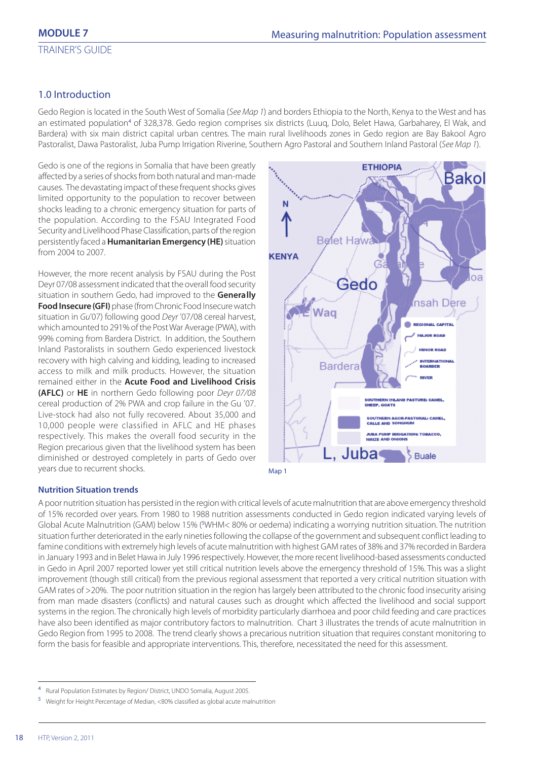## 1.0 Introduction

Gedo Region is located in the South West of Somalia (*See Map 1*) and borders Ethiopia to the North, Kenya to the West and has an estimated population[4] of 328,378. Gedo region comprises six districts (Luuq, Dolo, Belet Hawa, Garbaharey, El Wak, and Bardera) with six main district capital urban centres. The main rural livelihoods zones in Gedo region are Bay Bakool Agro Pastoralist, Dawa Pastoralist, Juba Pump Irrigation Riverine, Southern Agro Pastoral and Southern Inland Pastoral (*See Map 1*).

Gedo is one of the regions in Somalia that have been greatly affected by a series of shocks from both natural and man-made causes. The devastating impact of these frequent shocks gives limited opportunity to the population to recover between shocks leading to a chronic emergency situation for parts of the population. According to the FSAU Integrated Food Security and Livelihood Phase Classification, parts of the region persistently faced a **Humanitarian Emergency (HE)** situation from 2004 to 2007.

However, the more recent analysis by FSAU during the Post Deyr 07/08 assessment indicated that the overall food security situation in southern Gedo, had improved to the **Generally Food Insecure (GFI)** phase (from Chronic Food Insecure watch situation in *Gu*'07) following good *Deyr* '07/08 cereal harvest, which amounted to 291% of the Post War Average (PWA), with 99% coming from Bardera District. In addition, the Southern Inland Pastoralists in southern Gedo experienced livestock recovery with high calving and kidding, leading to increased access to milk and milk products. However, the situation remained either in the **Acute Food and Livelihood Crisis (AFLC)** or **HE** in northern Gedo following poor *Deyr 07/08* cereal production of 2% PWA and crop failure in the Gu '07. Live-stock had also not fully recovered. About 35,000 and 10,000 people were classified in AFLC and HE phases respectively. This makes the overall food security in the Region precarious given that the livelihood system has been diminished or destroyed completely in parts of Gedo over years due to recurrent shocks.

Map 1

### Nutrition Situation trends

A poor nutrition situation has persisted in the region with critical levels of acute malnutrition that are above emergency threshold of 15% recorded over years. From 1980 to 1988 nutrition assessments conducted in Gedo region indicated varying levels of Global Acute Malnutrition (GAM) below 15% ([5]WHM< 80% or oedema) indicating a worrying nutrition situation. The nutrition situation further deteriorated in the early nineties following the collapse of the government and subsequent conflict leading to famine conditions with extremely high levels of acute malnutrition with highest GAM rates of 38% and 37% recorded in Bardera in January 1993 and in Belet Hawa in July 1996 respectively. However, the more recent livelihood-based assessments conducted in Gedo in April 2007 reported lower yet still critical nutrition levels above the emergency threshold of 15%. This was a slight improvement (though still critical) from the previous regional assessment that reported a very critical nutrition situation with GAM rates of >20%. The poor nutrition situation in the region has largely been attributed to the chronic food insecurity arising from man made disasters (conflicts) and natural causes such as drought which affected the livelihood and social support systems in the region. The chronically high levels of morbidity particularly diarrhoea and poor child feeding and care practices have also been identified as major contributory factors to malnutrition. Chart 3 illustrates the trends of acute malnutrition in Gedo Region from 1995 to 2008. The trend clearly shows a precarious nutrition situation that requires constant monitoring to form the basis for feasible and appropriate interventions. This, therefore, necessitated the need for this assessment.

---

[4] Rural Population Estimates by Region/ District, UNDO Somalia, August 2005.

[5] Weight for Height Percentage of Median, <80% classified as global acute malnutrition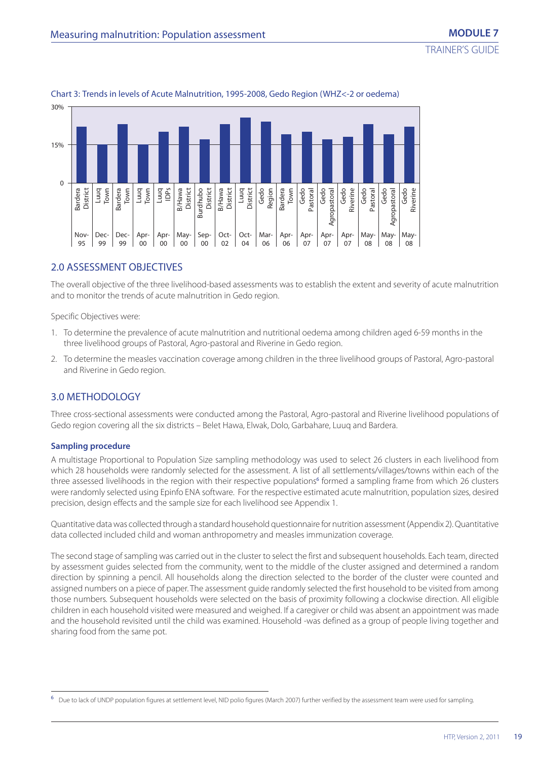Chart 3: Trends in levels of Acute Malnutrition, 1995-2008, Gedo Region (WHZ<-2 or oedema)

| Location | Date |
|---|---|
| Bardera District | Nov-95 |
| Luuq Town | Dec-99 |
| Bardera Town | Dec-99 |
| Luuq Town | Apr-00 |
| Luuq IDPs | Apr-00 |
| B/Hawa District | May-00 |
| Burdhubo District | Sep-00 |
| B/Hawa District | Oct-02 |
| Luuq District | Oct-04 |
| Gedo Region | Mar-06 |
| Bardera Town | Apr-06 |
| Gedo Pastoral | Apr-07 |
| Gedo Agropastoral | Apr-07 |
| Gedo Riverine | Apr-07 |
| Gedo Pastoral | May-08 |
| Gedo Agropastoral | May-08 |
| Gedo Riverine | May-08 |

## 2.0 ASSESSMENT OBJECTIVES

The overall objective of the three livelihood-based assessments was to establish the extent and severity of acute malnutrition and to monitor the trends of acute malnutrition in Gedo region.

Specific Objectives were:

1. To determine the prevalence of acute malnutrition and nutritional oedema among children aged 6-59 months in the three livelihood groups of Pastoral, Agro-pastoral and Riverine in Gedo region.
2. To determine the measles vaccination coverage among children in the three livelihood groups of Pastoral, Agro-pastoral and Riverine in Gedo region.

## 3.0 METHODOLOGY

Three cross-sectional assessments were conducted among the Pastoral, Agro-pastoral and Riverine livelihood populations of Gedo region covering all the six districts – Belet Hawa, Elwak, Dolo, Garbahare, Luuq and Bardera.

### Sampling procedure

A multistage Proportional to Population Size sampling methodology was used to select 26 clusters in each livelihood from which 28 households were randomly selected for the assessment. A list of all settlements/villages/towns within each of the three assessed livelihoods in the region with their respective populations[6] formed a sampling frame from which 26 clusters were randomly selected using Epinfo ENA software. For the respective estimated acute malnutrition, population sizes, desired precision, design effects and the sample size for each livelihood see Appendix 1.

Quantitative data was collected through a standard household questionnaire for nutrition assessment (Appendix 2). Quantitative data collected included child and woman anthropometry and measles immunization coverage.

The second stage of sampling was carried out in the cluster to select the first and subsequent households. Each team, directed by assessment guides selected from the community, went to the middle of the cluster assigned and determined a random direction by spinning a pencil. All households along the direction selected to the border of the cluster were counted and assigned numbers on a piece of paper. The assessment guide randomly selected the first household to be visited from among those numbers. Subsequent households were selected on the basis of proximity following a clockwise direction. All eligible children in each household visited were measured and weighed. If a caregiver or child was absent an appointment was made and the household revisited until the child was examined. Household -was defined as a group of people living together and sharing food from the same pot.

[6] Due to lack of UNDP population figures at settlement level, NID polio figures (March 2007) further verified by the assessment team were used for sampling.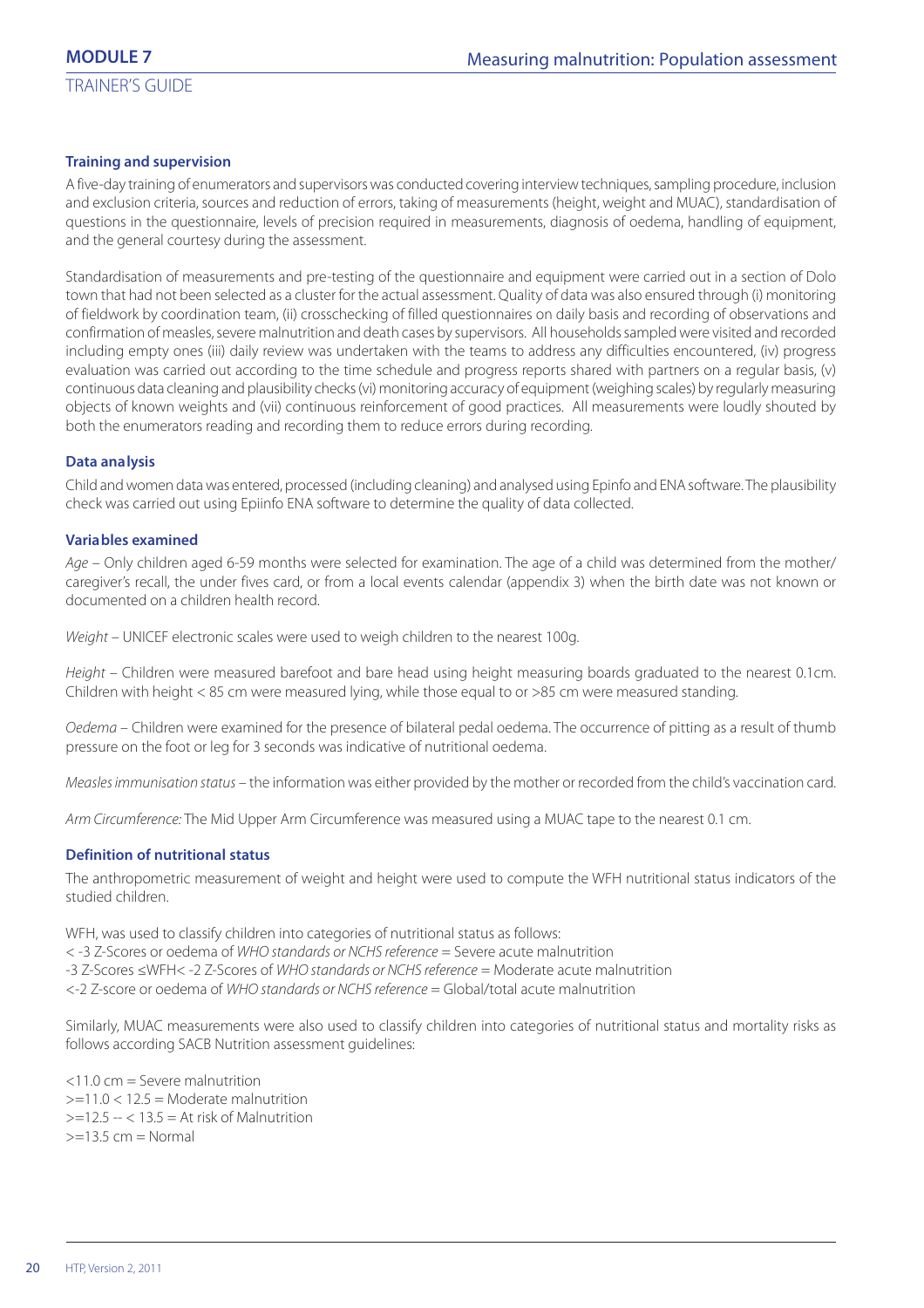### Training and supervision

A five-day training of enumerators and supervisors was conducted covering interview techniques, sampling procedure, inclusion and exclusion criteria, sources and reduction of errors, taking of measurements (height, weight and MUAC), standardisation of questions in the questionnaire, levels of precision required in measurements, diagnosis of oedema, handling of equipment, and the general courtesy during the assessment.

Standardisation of measurements and pre-testing of the questionnaire and equipment were carried out in a section of Dolo town that had not been selected as a cluster for the actual assessment. Quality of data was also ensured through (i) monitoring of fieldwork by coordination team, (ii) crosschecking of filled questionnaires on daily basis and recording of observations and confirmation of measles, severe malnutrition and death cases by supervisors. All households sampled were visited and recorded including empty ones (iii) daily review was undertaken with the teams to address any difficulties encountered, (iv) progress evaluation was carried out according to the time schedule and progress reports shared with partners on a regular basis, (v) continuous data cleaning and plausibility checks (vi) monitoring accuracy of equipment (weighing scales) by regularly measuring objects of known weights and (vii) continuous reinforcement of good practices. All measurements were loudly shouted by both the enumerators reading and recording them to reduce errors during recording.

### Data analysis

Child and women data was entered, processed (including cleaning) and analysed using Epinfo and ENA software. The plausibility check was carried out using Epiinfo ENA software to determine the quality of data collected.

### Variables examined

*Age* – Only children aged 6-59 months were selected for examination. The age of a child was determined from the mother/caregiver's recall, the under fives card, or from a local events calendar (appendix 3) when the birth date was not known or documented on a children health record.

*Weight* – UNICEF electronic scales were used to weigh children to the nearest 100g.

*Height* – Children were measured barefoot and bare head using height measuring boards graduated to the nearest 0.1cm. Children with height < 85 cm were measured lying, while those equal to or >85 cm were measured standing.

*Oedema* – Children were examined for the presence of bilateral pedal oedema. The occurrence of pitting as a result of thumb pressure on the foot or leg for 3 seconds was indicative of nutritional oedema.

*Measles immunisation status* – the information was either provided by the mother or recorded from the child's vaccination card.

*Arm Circumference:* The Mid Upper Arm Circumference was measured using a MUAC tape to the nearest 0.1 cm.

### Definition of nutritional status

The anthropometric measurement of weight and height were used to compute the WFH nutritional status indicators of the studied children.

WFH, was used to classify children into categories of nutritional status as follows:
< -3 Z-Scores or oedema of *WHO standards or NCHS reference* = Severe acute malnutrition
-3 Z-Scores ≤WFH< -2 Z-Scores of *WHO standards or NCHS reference* = Moderate acute malnutrition
<-2 Z-score or oedema of *WHO standards or NCHS reference* = Global/total acute malnutrition

Similarly, MUAC measurements were also used to classify children into categories of nutritional status and mortality risks as follows according SACB Nutrition assessment guidelines:

<11.0 cm = Severe malnutrition
>=11.0 < 12.5 = Moderate malnutrition
>=12.5 -- < 13.5 = At risk of Malnutrition
>=13.5 cm = Normal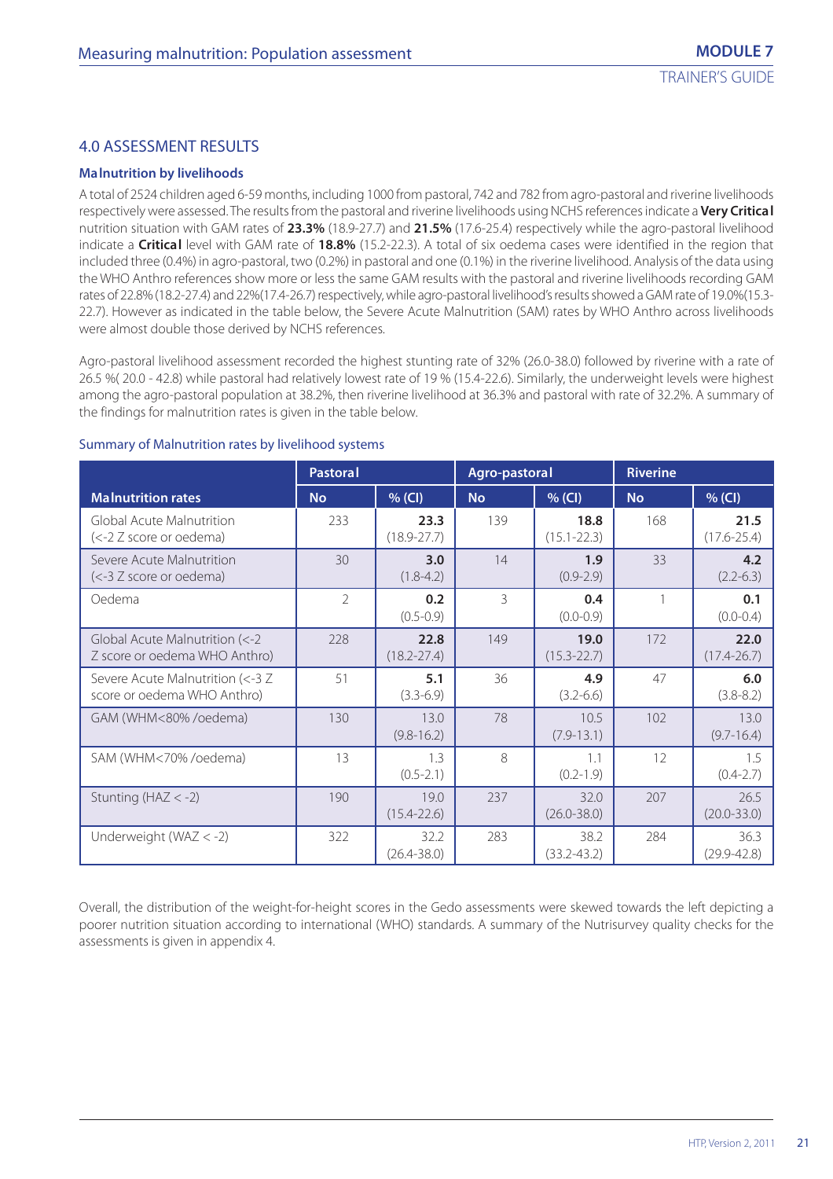## 4.0 ASSESSMENT RESULTS

### Malnutrition by livelihoods

A total of 2524 children aged 6-59 months, including 1000 from pastoral, 742 and 782 from agro-pastoral and riverine livelihoods respectively were assessed. The results from the pastoral and riverine livelihoods using NCHS references indicate a **Very Critical** nutrition situation with GAM rates of **23.3%** (18.9-27.7) and **21.5%** (17.6-25.4) respectively while the agro-pastoral livelihood indicate a **Critical** level with GAM rate of **18.8%** (15.2-22.3). A total of six oedema cases were identified in the region that included three (0.4%) in agro-pastoral, two (0.2%) in pastoral and one (0.1%) in the riverine livelihood. Analysis of the data using the WHO Anthro references show more or less the same GAM results with the pastoral and riverine livelihoods recording GAM rates of 22.8% (18.2-27.4) and 22%(17.4-26.7) respectively, while agro-pastoral livelihood's results showed a GAM rate of 19.0%(15.3-22.7). However as indicated in the table below, the Severe Acute Malnutrition (SAM) rates by WHO Anthro across livelihoods were almost double those derived by NCHS references.

Agro-pastoral livelihood assessment recorded the highest stunting rate of 32% (26.0-38.0) followed by riverine with a rate of 26.5 %( 20.0 - 42.8) while pastoral had relatively lowest rate of 19 % (15.4-22.6). Similarly, the underweight levels were highest among the agro-pastoral population at 38.2%, then riverine livelihood at 36.3% and pastoral with rate of 32.2%. A summary of the findings for malnutrition rates is given in the table below.

Summary of Malnutrition rates by livelihood systems

| Malnutrition rates | Pastoral | | Agro-pastoral | | Riverine | |
|---|---|---|---|---|---|---|
| | No | % (CI) | No | % (CI) | No | % (CI) |
| Global Acute Malnutrition (<-2 Z score or oedema) | 233 | **23.3** (18.9-27.7) | 139 | **18.8** (15.1-22.3) | 168 | **21.5** (17.6-25.4) |
| Severe Acute Malnutrition (<-3 Z score or oedema) | 30 | **3.0** (1.8-4.2) | 14 | **1.9** (0.9-2.9) | 33 | **4.2** (2.2-6.3) |
| Oedema | 2 | **0.2** (0.5-0.9) | 3 | **0.4** (0.0-0.9) | 1 | **0.1** (0.0-0.4) |
| Global Acute Malnutrition (<-2 Z score or oedema WHO Anthro) | 228 | **22.8** (18.2-27.4) | 149 | **19.0** (15.3-22.7) | 172 | **22.0** (17.4-26.7) |
| Severe Acute Malnutrition (<-3 Z score or oedema WHO Anthro) | 51 | **5.1** (3.3-6.9) | 36 | **4.9** (3.2-6.6) | 47 | **6.0** (3.8-8.2) |
| GAM (WHM<80% /oedema) | 130 | 13.0 (9.8-16.2) | 78 | 10.5 (7.9-13.1) | 102 | 13.0 (9.7-16.4) |
| SAM (WHM<70% /oedema) | 13 | 1.3 (0.5-2.1) | 8 | 1.1 (0.2-1.9) | 12 | 1.5 (0.4-2.7) |
| Stunting (HAZ < -2) | 190 | 19.0 (15.4-22.6) | 237 | 32.0 (26.0-38.0) | 207 | 26.5 (20.0-33.0) |
| Underweight (WAZ < -2) | 322 | 32.2 (26.4-38.0) | 283 | 38.2 (33.2-43.2) | 284 | 36.3 (29.9-42.8) |

Overall, the distribution of the weight-for-height scores in the Gedo assessments were skewed towards the left depicting a poorer nutrition situation according to international (WHO) standards. A summary of the Nutrisurvey quality checks for the assessments is given in appendix 4.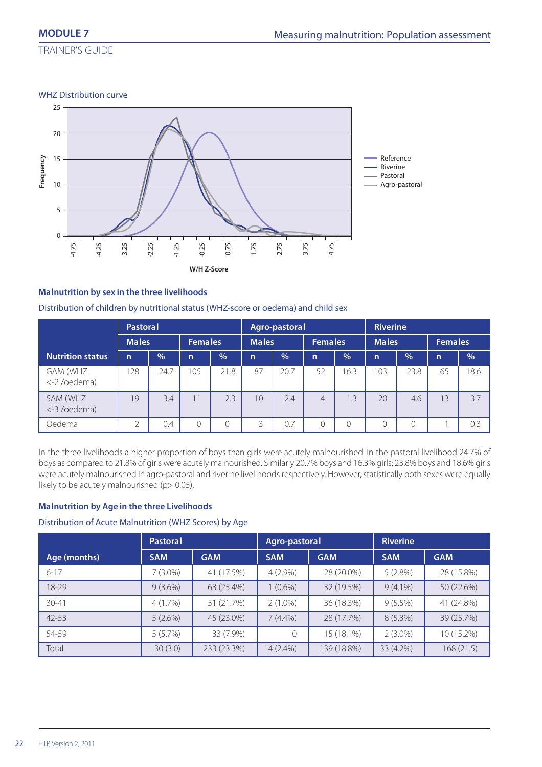WHZ Distribution curve

### Malnutrition by sex in the three livelihoods

Distribution of children by nutritional status (WHZ-score or oedema) and child sex

| Nutrition status | Pastoral | | | | Agro-pastoral | | | | Riverine | | | |
|---|---|---|---|---|---|---|---|---|---|---|---|---|
| | Males | | Females | | Males | | Females | | Males | | Females | |
| | n | % | n | % | n | % | n | % | n | % | n | % |
| GAM (WHZ <-2 /oedema) | 128 | 24.7 | 105 | 21.8 | 87 | 20.7 | 52 | 16.3 | 103 | 23.8 | 65 | 18.6 |
| SAM (WHZ <-3 /oedema) | 19 | 3.4 | 11 | 2.3 | 10 | 2.4 | 4 | 1.3 | 20 | 4.6 | 13 | 3.7 |
| Oedema | 2 | 0.4 | 0 | 0 | 3 | 0.7 | 0 | 0 | 0 | 0 | 1 | 0.3 |

In the three livelihoods a higher proportion of boys than girls were acutely malnourished. In the pastoral livelihood 24.7% of boys as compared to 21.8% of girls were acutely malnourished. Similarly 20.7% boys and 16.3% girls; 23.8% boys and 18.6% girls were acutely malnourished in agro-pastoral and riverine livelihoods respectively. However, statistically both sexes were equally likely to be acutely malnourished ($p > 0.05$).

### Malnutrition by Age in the three Livelihoods

Distribution of Acute Malnutrition (WHZ Scores) by Age

| Age (months) | Pastoral | | Agro-pastoral | | Riverine | |
|---|---|---|---|---|---|---|
| | SAM | GAM | SAM | GAM | SAM | GAM |
| 6-17 | 7 (3.0%) | 41 (17.5%) | 4 (2.9%) | 28 (20.0%) | 5 (2.8%) | 28 (15.8%) |
| 18-29 | 9 (3.6%) | 63 (25.4%) | 1 (0.6%) | 32 (19.5%) | 9 (4.1%) | 50 (22.6%) |
| 30-41 | 4 (1.7%) | 51 (21.7%) | 2 (1.0%) | 36 (18.3%) | 9 (5.5%) | 41 (24.8%) |
| 42-53 | 5 (2.6%) | 45 (23.0%) | 7 (4.4%) | 28 (17.7%) | 8 (5.3%) | 39 (25.7%) |
| 54-59 | 5 (5.7%) | 33 (7.9%) | 0 | 15 (18.1%) | 2 (3.0%) | 10 (15.2%) |
| Total | 30 (3.0) | 233 (23.3%) | 14 (2.4%) | 139 (18.8%) | 33 (4.2%) | 168 (21.5) |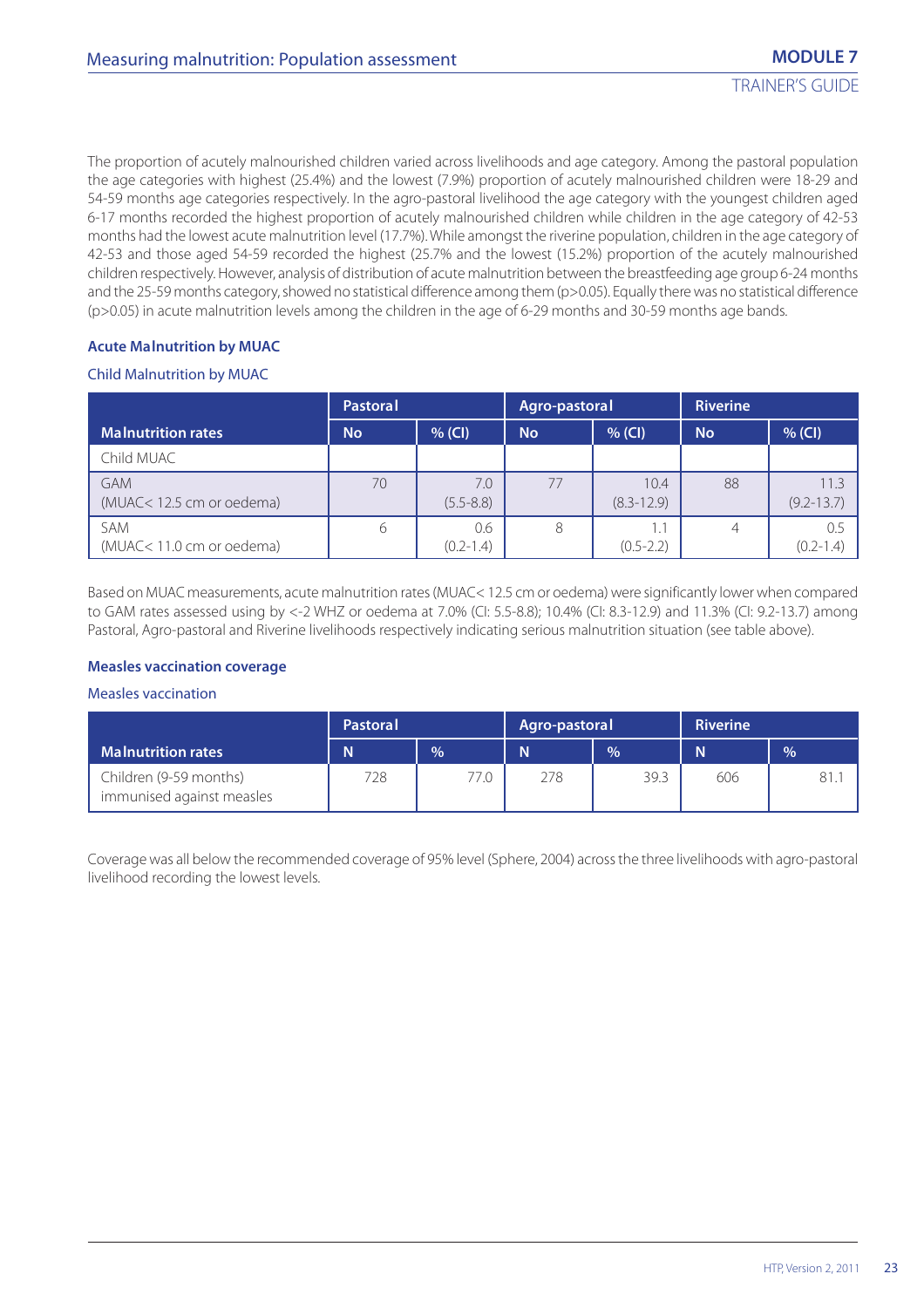The proportion of acutely malnourished children varied across livelihoods and age category. Among the pastoral population the age categories with highest (25.4%) and the lowest (7.9%) proportion of acutely malnourished children were 18-29 and 54-59 months age categories respectively. In the agro-pastoral livelihood the age category with the youngest children aged 6-17 months recorded the highest proportion of acutely malnourished children while children in the age category of 42-53 months had the lowest acute malnutrition level (17.7%). While amongst the riverine population, children in the age category of 42-53 and those aged 54-59 recorded the highest (25.7% and the lowest (15.2%) proportion of the acutely malnourished children respectively. However, analysis of distribution of acute malnutrition between the breastfeeding age group 6-24 months and the 25-59 months category, showed no statistical difference among them ($p>0.05$). Equally there was no statistical difference ($p>0.05$) in acute malnutrition levels among the children in the age of 6-29 months and 30-59 months age bands.

### Acute Malnutrition by MUAC

Child Malnutrition by MUAC

| | Pastoral | | Agro-pastoral | | Riverine | |
|---|---|---|---|---|---|---|
| **Malnutrition rates** | **No** | **% (CI)** | **No** | **% (CI)** | **No** | **% (CI)** |
| Child MUAC | | | | | | |
| GAM (MUAC< 12.5 cm or oedema) | 70 | 7.0 (5.5-8.8) | 77 | 10.4 (8.3-12.9) | 88 | 11.3 (9.2-13.7) |
| SAM (MUAC< 11.0 cm or oedema) | 6 | 0.6 (0.2-1.4) | 8 | 1.1 (0.5-2.2) | 4 | 0.5 (0.2-1.4) |

Based on MUAC measurements, acute malnutrition rates (MUAC< 12.5 cm or oedema) were significantly lower when compared to GAM rates assessed using by <-2 WHZ or oedema at 7.0% (CI: 5.5-8.8); 10.4% (CI: 8.3-12.9) and 11.3% (CI: 9.2-13.7) among Pastoral, Agro-pastoral and Riverine livelihoods respectively indicating serious malnutrition situation (see table above).

### Measles vaccination coverage

Measles vaccination

| | Pastoral | | Agro-pastoral | | Riverine | |
|---|---|---|---|---|---|---|
| **Malnutrition rates** | **N** | **%** | **N** | **%** | **N** | **%** |
| Children (9-59 months) immunised against measles | 728 | 77.0 | 278 | 39.3 | 606 | 81.1 |

Coverage was all below the recommended coverage of 95% level (Sphere, 2004) across the three livelihoods with agro-pastoral livelihood recording the lowest levels.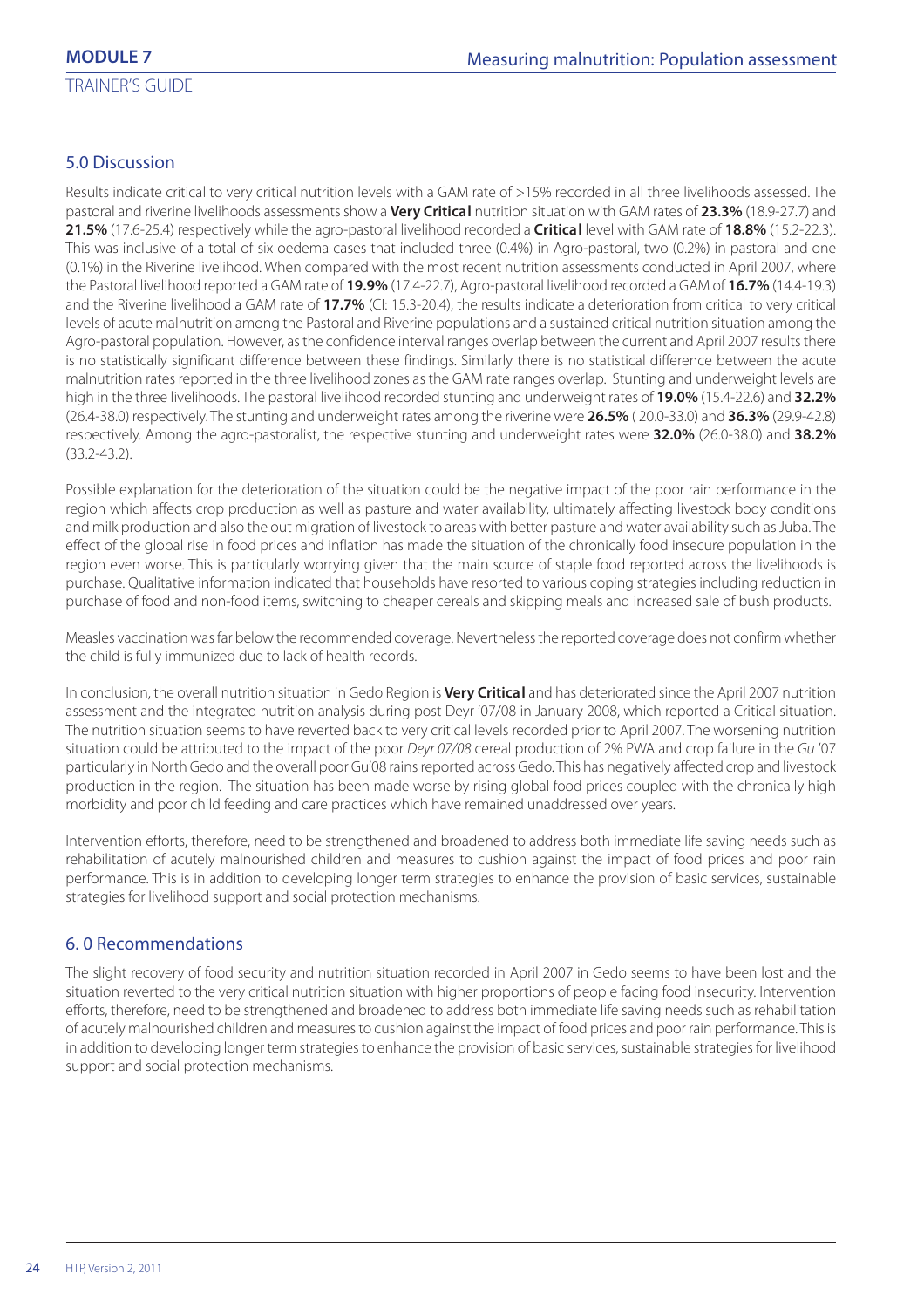## 5.0 Discussion

Results indicate critical to very critical nutrition levels with a GAM rate of >15% recorded in all three livelihoods assessed. The pastoral and riverine livelihoods assessments show a **Very Critical** nutrition situation with GAM rates of **23.3%** (18.9-27.7) and **21.5%** (17.6-25.4) respectively while the agro-pastoral livelihood recorded a **Critical** level with GAM rate of **18.8%** (15.2-22.3). This was inclusive of a total of six oedema cases that included three (0.4%) in Agro-pastoral, two (0.2%) in pastoral and one (0.1%) in the Riverine livelihood. When compared with the most recent nutrition assessments conducted in April 2007, where the Pastoral livelihood reported a GAM rate of **19.9%** (17.4-22.7), Agro-pastoral livelihood recorded a GAM of **16.7%** (14.4-19.3) and the Riverine livelihood a GAM rate of **17.7%** (CI: 15.3-20.4), the results indicate a deterioration from critical to very critical levels of acute malnutrition among the Pastoral and Riverine populations and a sustained critical nutrition situation among the Agro-pastoral population. However, as the confidence interval ranges overlap between the current and April 2007 results there is no statistically significant difference between these findings. Similarly there is no statistical difference between the acute malnutrition rates reported in the three livelihood zones as the GAM rate ranges overlap. Stunting and underweight levels are high in the three livelihoods. The pastoral livelihood recorded stunting and underweight rates of **19.0%** (15.4-22.6) and **32.2%** (26.4-38.0) respectively. The stunting and underweight rates among the riverine were **26.5%** ( 20.0-33.0) and **36.3%** (29.9-42.8) respectively. Among the agro-pastoralist, the respective stunting and underweight rates were **32.0%** (26.0-38.0) and **38.2%** (33.2-43.2).

Possible explanation for the deterioration of the situation could be the negative impact of the poor rain performance in the region which affects crop production as well as pasture and water availability, ultimately affecting livestock body conditions and milk production and also the out migration of livestock to areas with better pasture and water availability such as Juba. The effect of the global rise in food prices and inflation has made the situation of the chronically food insecure population in the region even worse. This is particularly worrying given that the main source of staple food reported across the livelihoods is purchase. Qualitative information indicated that households have resorted to various coping strategies including reduction in purchase of food and non-food items, switching to cheaper cereals and skipping meals and increased sale of bush products.

Measles vaccination was far below the recommended coverage. Nevertheless the reported coverage does not confirm whether the child is fully immunized due to lack of health records.

In conclusion, the overall nutrition situation in Gedo Region is **Very Critical** and has deteriorated since the April 2007 nutrition assessment and the integrated nutrition analysis during post Deyr '07/08 in January 2008, which reported a Critical situation. The nutrition situation seems to have reverted back to very critical levels recorded prior to April 2007. The worsening nutrition situation could be attributed to the impact of the poor *Deyr 07/08* cereal production of 2% PWA and crop failure in the *Gu* '07 particularly in North Gedo and the overall poor Gu'08 rains reported across Gedo. This has negatively affected crop and livestock production in the region. The situation has been made worse by rising global food prices coupled with the chronically high morbidity and poor child feeding and care practices which have remained unaddressed over years.

Intervention efforts, therefore, need to be strengthened and broadened to address both immediate life saving needs such as rehabilitation of acutely malnourished children and measures to cushion against the impact of food prices and poor rain performance. This is in addition to developing longer term strategies to enhance the provision of basic services, sustainable strategies for livelihood support and social protection mechanisms.

## 6. 0 Recommendations

The slight recovery of food security and nutrition situation recorded in April 2007 in Gedo seems to have been lost and the situation reverted to the very critical nutrition situation with higher proportions of people facing food insecurity. Intervention efforts, therefore, need to be strengthened and broadened to address both immediate life saving needs such as rehabilitation of acutely malnourished children and measures to cushion against the impact of food prices and poor rain performance. This is in addition to developing longer term strategies to enhance the provision of basic services, sustainable strategies for livelihood support and social protection mechanisms.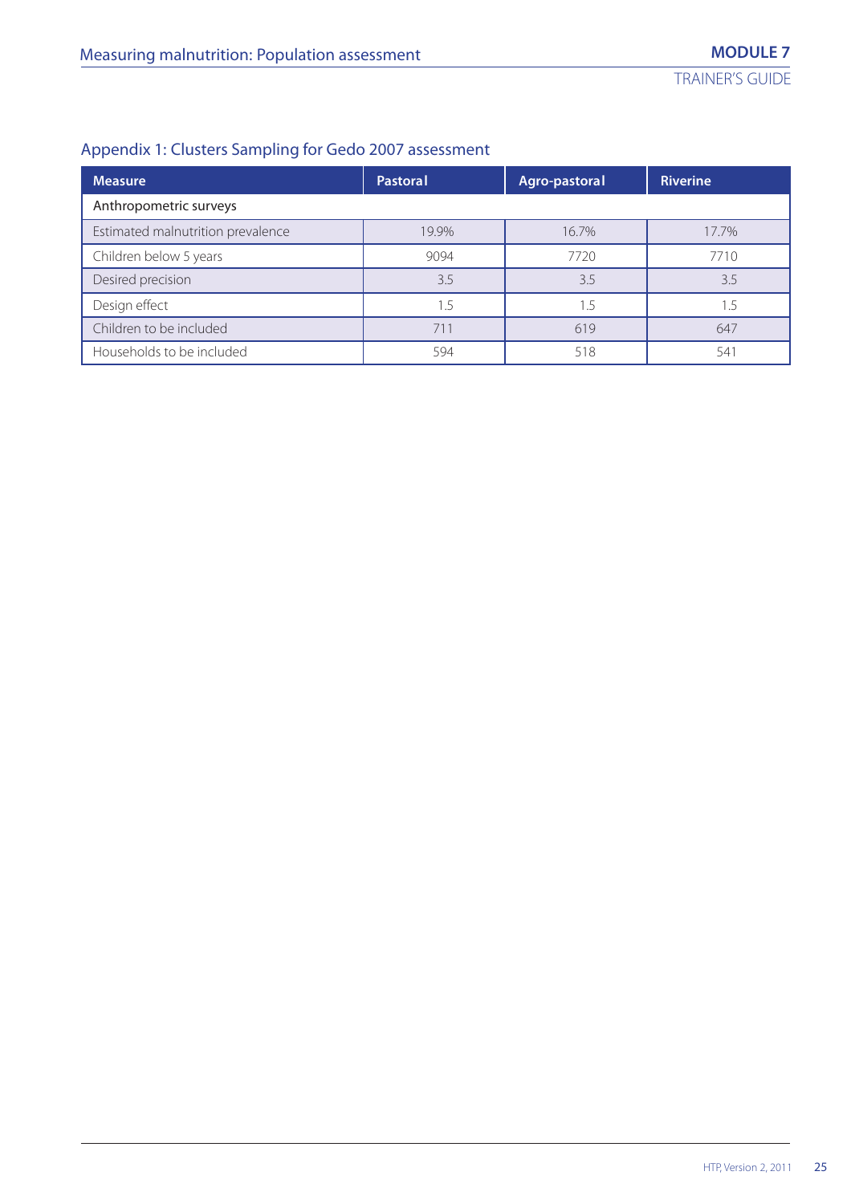## Appendix 1: Clusters Sampling for Gedo 2007 assessment

| Measure | Pastoral | Agro-pastoral | Riverine |
|---|---|---|---|
| Anthropometric surveys | | | |
| Estimated malnutrition prevalence | 19.9% | 16.7% | 17.7% |
| Children below 5 years | 9094 | 7720 | 7710 |
| Desired precision | 3.5 | 3.5 | 3.5 |
| Design effect | 1.5 | 1.5 | 1.5 |
| Children to be included | 711 | 619 | 647 |
| Households to be included | 594 | 518 | 541 |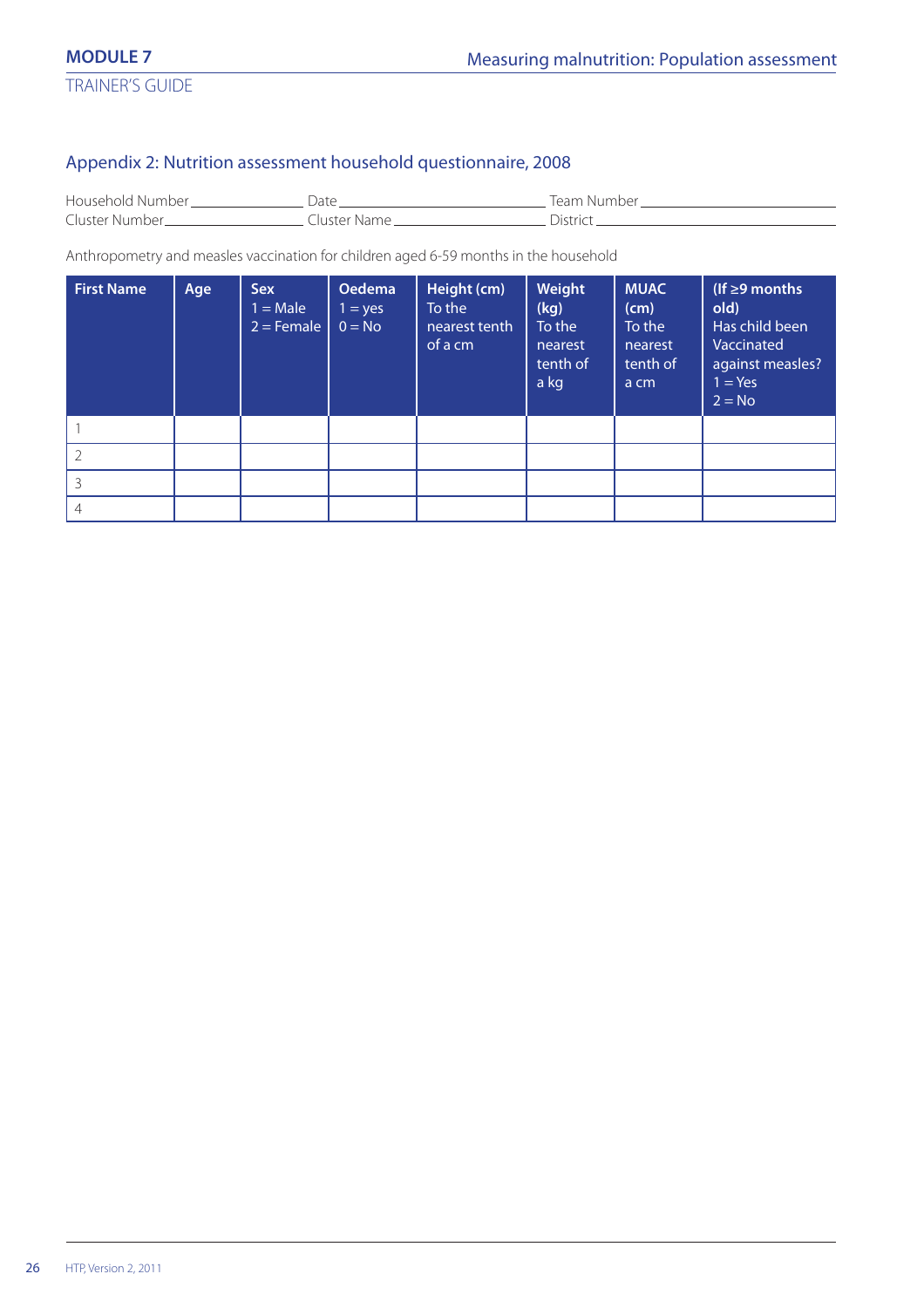## Appendix 2: Nutrition assessment household questionnaire, 2008

Household Number ______________ Date ______________________ Team Number ______________________

Cluster Number ________________ Cluster Name ________________ District ________________________

Anthropometry and measles vaccination for children aged 6-59 months in the household

| **First Name** | **Age** | **Sex** 1 = Male 2 = Female | **Oedema** 1 = yes 0 = No | **Height (cm)** To the nearest tenth of a cm | **Weight (kg)** To the nearest tenth of a kg | **MUAC (cm)** To the nearest tenth of a cm | **(If ≥9 months old)** Has child been Vaccinated against measles? 1 = Yes 2 = No |
|---|---|---|---|---|---|---|---|
| 1 | | | | | | | |
| 2 | | | | | | | |
| 3 | | | | | | | |
| 4 | | | | | | | |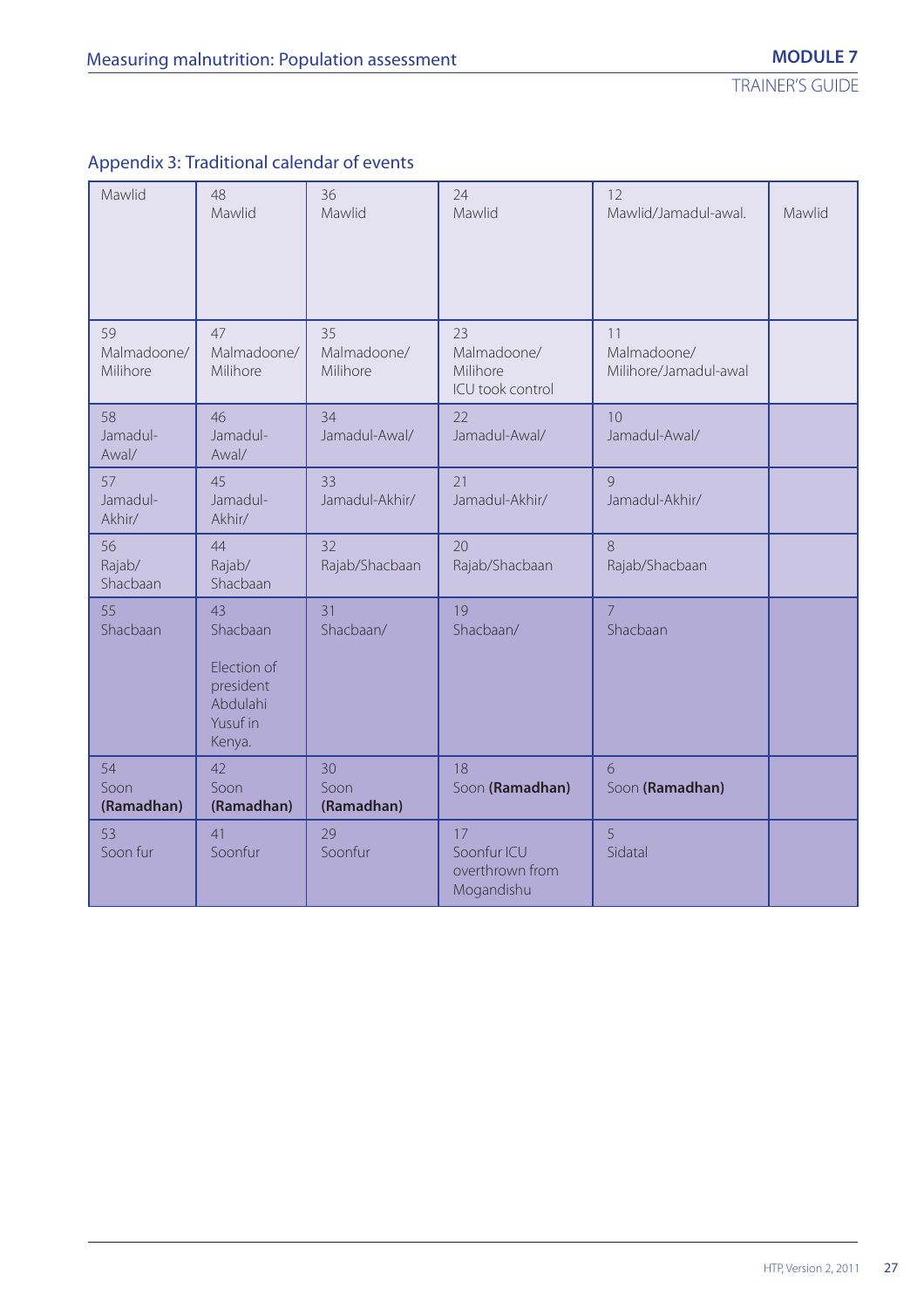## Appendix 3: Traditional calendar of events

| Mawlid | 48 Mawlid | 36 Mawlid | 24 Mawlid | 12 Mawlid/Jamadul-awal. | Mawlid |
|---|---|---|---|---|---|
| 59 Malmadoone/ Milihore | 47 Malmadoone/ Milihore | 35 Malmadoone/ Milihore | 23 Malmadoone/ Milihore ICU took control | 11 Malmadoone/ Milihore/Jamadul-awal | |
| 58 Jamadul-Awal/ | 46 Jamadul-Awal/ | 34 Jamadul-Awal/ | 22 Jamadul-Awal/ | 10 Jamadul-Awal/ | |
| 57 Jamadul-Akhir/ | 45 Jamadul-Akhir/ | 33 Jamadul-Akhir/ | 21 Jamadul-Akhir/ | 9 Jamadul-Akhir/ | |
| 56 Rajab/ Shacbaan | 44 Rajab/ Shacbaan | 32 Rajab/Shacbaan | 20 Rajab/Shacbaan | 8 Rajab/Shacbaan | |
| 55 Shacbaan | 43 Shacbaan Election of president Abdulahi Yusuf in Kenya. | 31 Shacbaan/ | 19 Shacbaan/ | 7 Shacbaan | |
| 54 Soon **(Ramadhan)** | 42 Soon **(Ramadhan)** | 30 Soon **(Ramadhan)** | 18 Soon **(Ramadhan)** | 6 Soon **(Ramadhan)** | |
| 53 Soon fur | 41 Soonfur | 29 Soonfur | 17 Soonfur ICU overthrown from Mogandishu | 5 Sidatal | |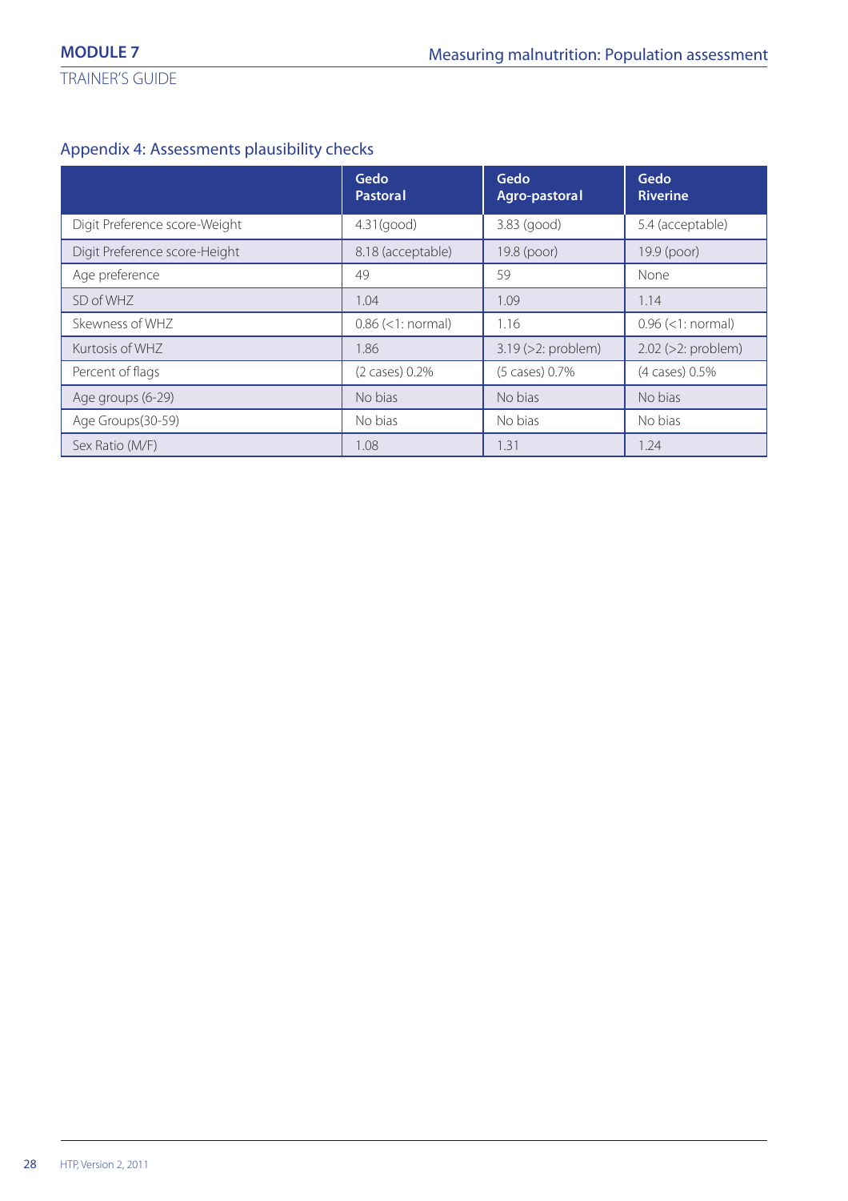## Appendix 4: Assessments plausibility checks

| | Gedo Pastoral | Gedo Agro-pastoral | Gedo Riverine |
|---|---|---|---|
| Digit Preference score-Weight | 4.31(good) | 3.83 (good) | 5.4 (acceptable) |
| Digit Preference score-Height | 8.18 (acceptable) | 19.8 (poor) | 19.9 (poor) |
| Age preference | 49 | 59 | None |
| SD of WHZ | 1.04 | 1.09 | 1.14 |
| Skewness of WHZ | 0.86 (<1: normal) | 1.16 | 0.96 (<1: normal) |
| Kurtosis of WHZ | 1.86 | 3.19 (>2: problem) | 2.02 (>2: problem) |
| Percent of flags | (2 cases) 0.2% | (5 cases) 0.7% | (4 cases) 0.5% |
| Age groups (6-29) | No bias | No bias | No bias |
| Age Groups(30-59) | No bias | No bias | No bias |
| Sex Ratio (M/F) | 1.08 | 1.31 | 1.24 |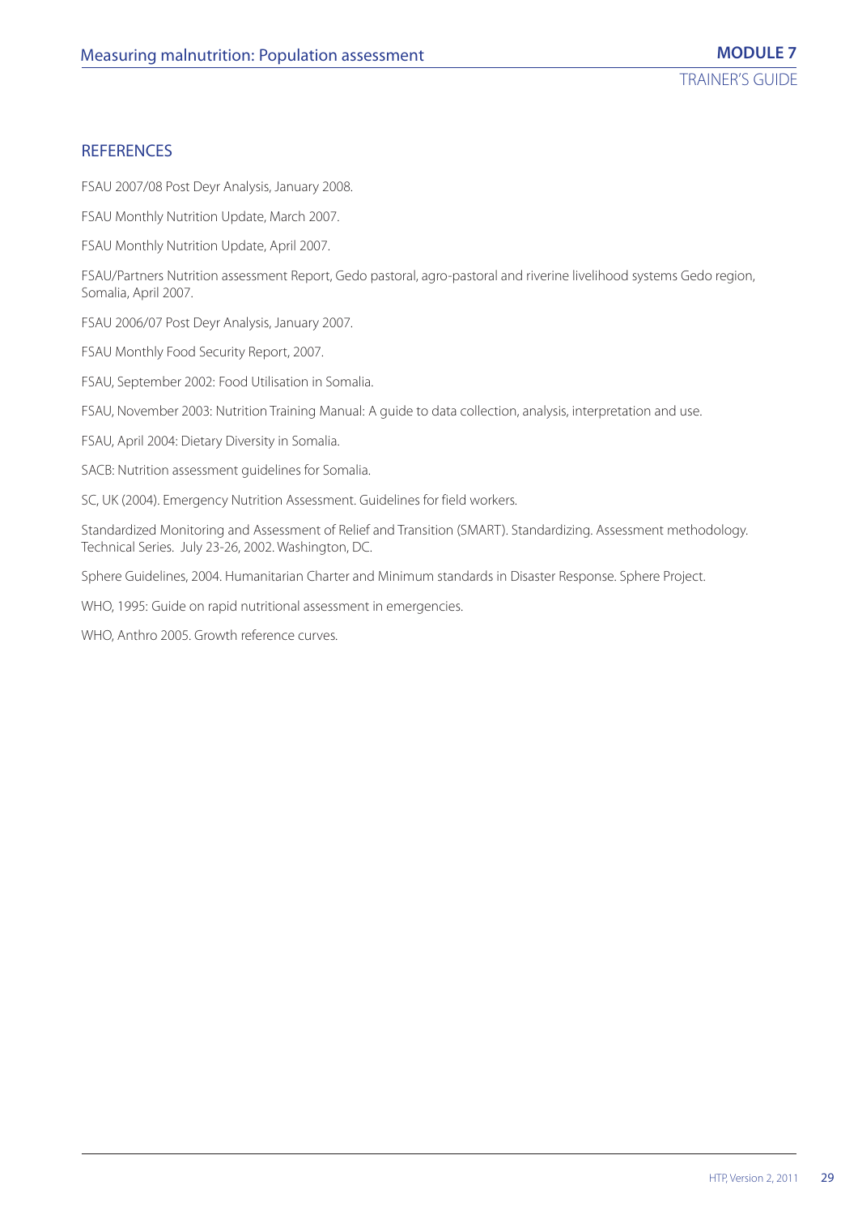## REFERENCES

FSAU 2007/08 Post Deyr Analysis, January 2008.

FSAU Monthly Nutrition Update, March 2007.

FSAU Monthly Nutrition Update, April 2007.

FSAU/Partners Nutrition assessment Report, Gedo pastoral, agro-pastoral and riverine livelihood systems Gedo region, Somalia, April 2007.

FSAU 2006/07 Post Deyr Analysis, January 2007.

FSAU Monthly Food Security Report, 2007.

FSAU, September 2002: Food Utilisation in Somalia.

FSAU, November 2003: Nutrition Training Manual: A guide to data collection, analysis, interpretation and use.

FSAU, April 2004: Dietary Diversity in Somalia.

SACB: Nutrition assessment guidelines for Somalia.

SC, UK (2004). Emergency Nutrition Assessment. Guidelines for field workers.

Standardized Monitoring and Assessment of Relief and Transition (SMART). Standardizing. Assessment methodology. Technical Series. July 23-26, 2002. Washington, DC.

Sphere Guidelines, 2004. Humanitarian Charter and Minimum standards in Disaster Response. Sphere Project.

WHO, 1995: Guide on rapid nutritional assessment in emergencies.

WHO, Anthro 2005. Growth reference curves.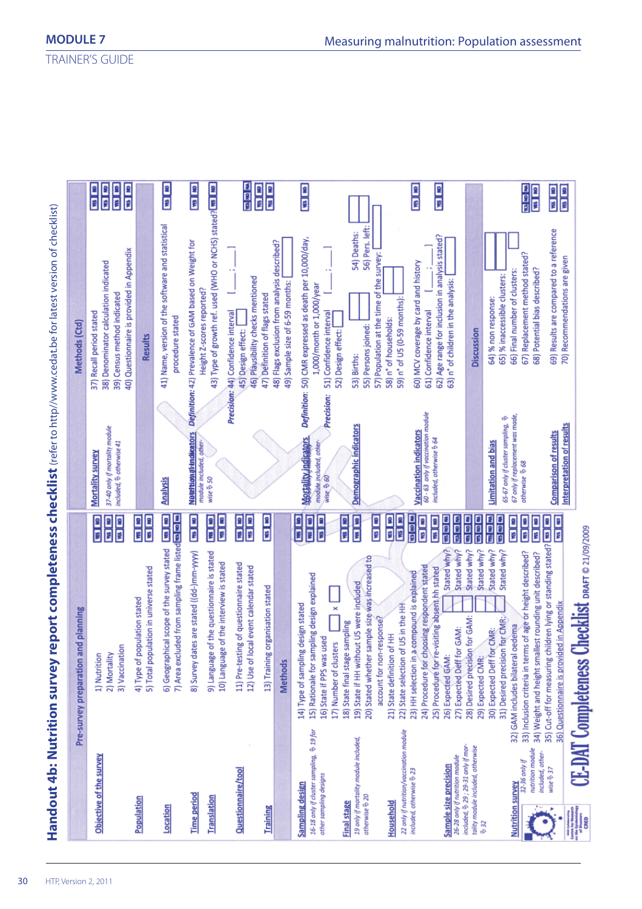# Handout 4b: Nutrition survey report completeness checklist (refer to http://www.cedat.be for latest version of checklist)

## Pre-survey preparation and planning

**Objective of the survey**
- 1) Nutrition — YES / NO
- 2) Mortality — YES / NO
- 3) Vaccination — YES / NO

**Population**
- 4) Type of population stated — YES / NO
- 5) Total population in universe stated — YES / NO

**Location**
- 6) Geographical scope of the survey stated — YES / NO
- 7) Area excluded from sampling frame listed — YES / NO / NA

**Time period**
- 8) Survey dates are stated ((dd-)mm-yyyy) — YES / NO

**Translation**
- 9) Language of the questionnaire is stated — YES / NO
- 10) Language of the interview is stated — YES / NO

**Questionnaire/tool**
- 11) Pre-testing of questionnaire stated — YES / NO
- 12) Use of local event calendar stated — YES / NO

**Training**
- 13) Training organisation stated — YES / NO

## Methods

**Sampling design**
*16-18 only if cluster sampling, ⇨ 19 for other sampling designs*
- 14) Type of sampling design stated — YES / NO
- 15) Rationale for sampling design explained — YES / NO
- 16) State if PPS was used — YES / NO
- 17) Number of clusters ☐ x ☐

**Final stage**
*19 only if mortality module included, otherwise ⇨ 20*
- 18) State final stage sampling — YES / NO
- 19) State if HH without U5 were included — YES / NO
- 20) Stated whether sample size was increased to account for non-response? — YES / NO

**Household**
*22 only if nutrition/vaccination module included, otherwise ⇨ 23*
- 21) State definition of HH — YES / NO
- 22) State selection of U5 in the HH — YES / NO
- 23) HH selection in a compound is explained — YES / NO / NA
- 24) Procedure for choosing respondent stated — YES / NO
- 25) Procedure for re-visiting absent hh stated — YES / NO

**Sample size precision**
*26-28 only if nutrition module included, ⇨ 29; 29-31 only if mortality module included, otherwise ⇨ 32*
- 26) Expected GAM: ☐ Stated why? — YES / NO / NA
- 27) Expected Deff for GAM: ☐ Stated why? — YES / NO / NA
- 28) Desired precision for GAM: ☐ Stated why? — YES / NO / NA
- 29) Expected CMR: ☐ Stated why? — YES / NO / NA
- 30) Expected Deff for CMR: ☐ Stated why? — YES / NO / NA
- 31) Desired precision for CMR: ☐ Stated why? — YES / NO / NA

**Nutrition survey**
*32-36 only if nutrition module included, otherwise ⇨ 37*
- 32) GAM includes bilateral oedema — YES / NO
- 33) Inclusion criteria in terms of age or height described? — YES / NO
- 34) Weight and height smallest rounding unit described? — YES / NO
- 35) Cut-off for measuring children lying or standing stated? — YES / NO
- 36) Questionnaire is provided in Appendix — YES / NO

## Methods (Ctd)

**Mortality survey**
*37-40 only if mortality module included, ⇨ otherwise 41*
- 37) Recall period stated — YES / NO
- 38) Denominator calculation indicated — YES / NO
- 39) Census method indicated — YES / NO
- 40) Questionnaire is provided in Appendix — YES / NO

## Results

**Analysis**
- 41) Name, version of the software and statistical procedure stated — YES / NO

**Nutritional indicators**
*module included, otherwise ⇨ 50*
- *Definition:* 42) Prevalence of GAM based on Weight for Height Z-scores reported? — YES / NO
- 43) Type of growth ref. used (WHO or NCHS) stated? — YES / NO
- *Precision:* 44) Confidence interval [ ; ]
- 45) Design effect: ☐ — YES / NO / NA
- 46) Plausibility checks mentioned — YES / NO
- 47) Definition of flags stated — YES / NO
- 48) Flags exclusion from analysis described? — YES / NO
- 49) Sample size of 6-59 months: ☐

**Mortality indicators**
*module included, otherwise ⇨ 60*
- *Definition:* 50) CMR expressed as death per 10,000/day, 1,000/month or 1,000/year — YES / NO
- *Precision:* 51) Confidence interval [ ; ]
- 52) Design effect: ☐

**Demographic indicators**
- 53) Births: ☐ 54) Deaths: ☐
- 55) Persons joined: ☐ 56) Pers. left: ☐
- 57) Population at the time of the survey: ☐
- 58) n° of households: ☐
- 59) n° of U5 (0-59 months): ☐

**Vaccination indicators**
*60 - 63 only if vaccination module included, otherwise ⇨ 64*
- 60) MCV coverage by card and history — YES / NO
- 61) Confidence interval [ ; ]
- 62) Age range for inclusion in analysis stated? — YES / NO
- 63) n° of children in the analysis: ☐

## Discussion

**Limitation and bias**
*65-67 only if cluster sampling, ⇨ 67 only if replacement was made, otherwise ⇨ 68*
- 64) % non response: ☐
- 65) % inaccessible clusters: ☐
- 66) Final number of clusters: ☐
- 67) Replacement method stated? — YES / NO / NA
- 68) Potential bias described? — YES / NO

**Comparison of results**
- 69) Results are compared to a reference — YES / NO

**Interpretation of results**
- 70) Recommendations are given — YES / NO

**CE-DAT Completeness Checklist** DRAFT © 21/09/2009

Centre for Research on the Epidemiology of Disasters CRED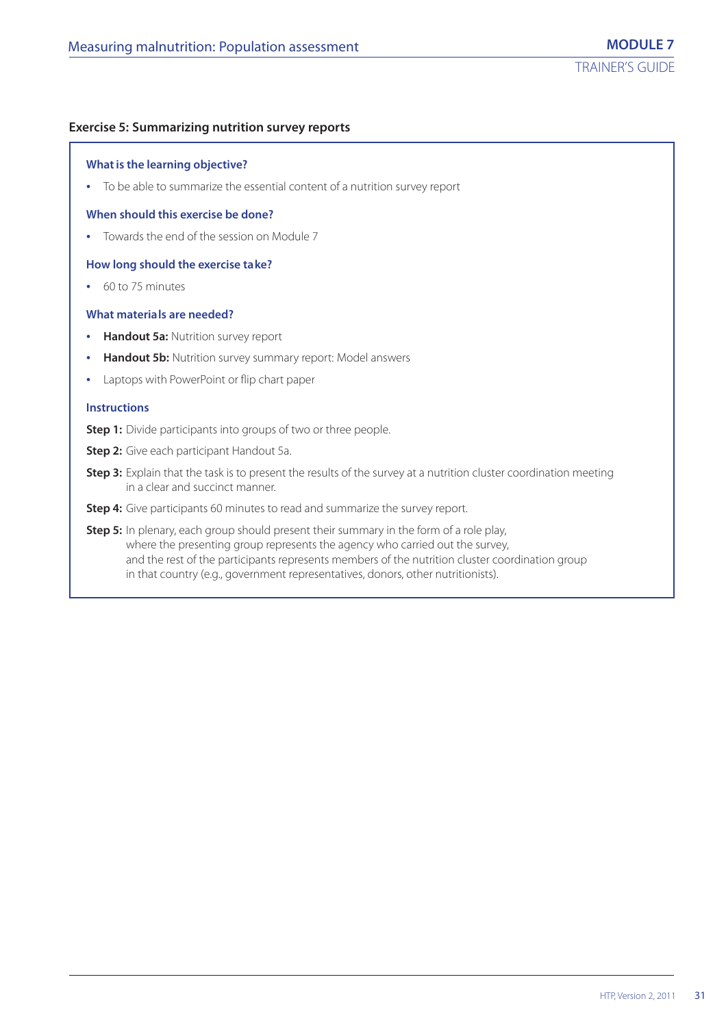## Exercise 5: Summarizing nutrition survey reports

### What is the learning objective?

- To be able to summarize the essential content of a nutrition survey report

### When should this exercise be done?

- Towards the end of the session on Module 7

### How long should the exercise take?

- 60 to 75 minutes

### What materials are needed?

- **Handout 5a:** Nutrition survey report
- **Handout 5b:** Nutrition survey summary report: Model answers
- Laptops with PowerPoint or flip chart paper

### Instructions

**Step 1:** Divide participants into groups of two or three people.

**Step 2:** Give each participant Handout 5a.

**Step 3:** Explain that the task is to present the results of the survey at a nutrition cluster coordination meeting in a clear and succinct manner.

**Step 4:** Give participants 60 minutes to read and summarize the survey report.

**Step 5:** In plenary, each group should present their summary in the form of a role play, where the presenting group represents the agency who carried out the survey, and the rest of the participants represents members of the nutrition cluster coordination group in that country (e.g., government representatives, donors, other nutritionists).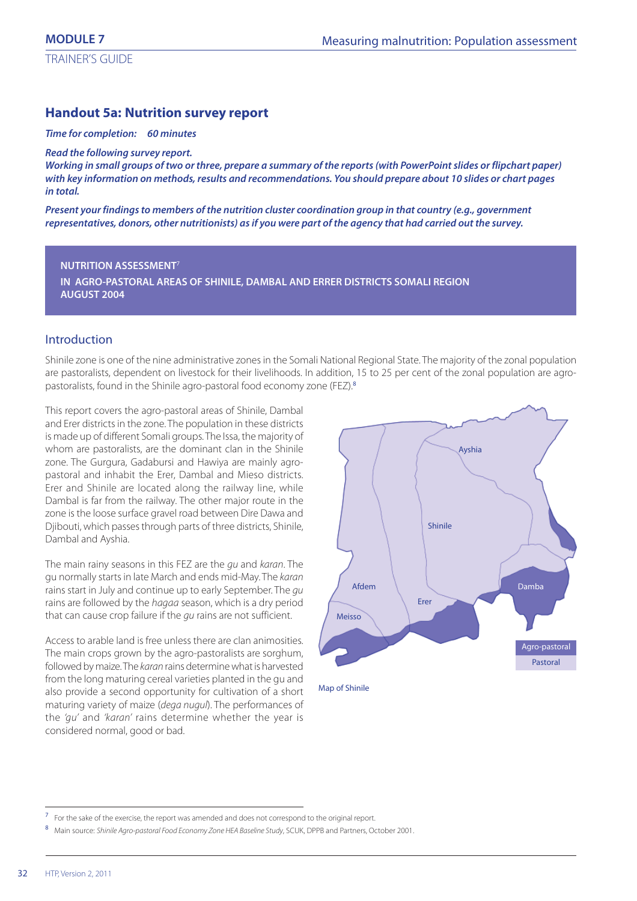## Handout 5a: Nutrition survey report

***Time for completion:*** ***60 minutes***

***Read the following survey report.***
***Working in small groups of two or three, prepare a summary of the reports (with PowerPoint slides or flipchart paper) with key information on methods, results and recommendations. You should prepare about 10 slides or chart pages in total.***

***Present your findings to members of the nutrition cluster coordination group in that country (e.g., government representatives, donors, other nutritionists) as if you were part of the agency that had carried out the survey.***

**NUTRITION ASSESSMENT**[7]
**IN AGRO-PASTORAL AREAS OF SHINILE, DAMBAL AND ERRER DISTRICTS SOMALI REGION**
**AUGUST 2004**

### Introduction

Shinile zone is one of the nine administrative zones in the Somali National Regional State. The majority of the zonal population are pastoralists, dependent on livestock for their livelihoods. In addition, 15 to 25 per cent of the zonal population are agro-pastoralists, found in the Shinile agro-pastoral food economy zone (FEZ).[8]

This report covers the agro-pastoral areas of Shinile, Dambal and Erer districts in the zone. The population in these districts is made up of different Somali groups. The Issa, the majority of whom are pastoralists, are the dominant clan in the Shinile zone. The Gurgura, Gadabursi and Hawiya are mainly agro-pastoral and inhabit the Erer, Dambal and Mieso districts. Erer and Shinile are located along the railway line, while Dambal is far from the railway. The other major route in the zone is the loose surface gravel road between Dire Dawa and Djibouti, which passes through parts of three districts, Shinile, Dambal and Ayshia.

The main rainy seasons in this FEZ are the *gu* and *karan*. The gu normally starts in late March and ends mid-May. The *karan* rains start in July and continue up to early September. The *gu* rains are followed by the *hagaa* season, which is a dry period that can cause crop failure if the *gu* rains are not sufficient.

Access to arable land is free unless there are clan animosities. The main crops grown by the agro-pastoralists are sorghum, followed by maize. The *karan* rains determine what is harvested from the long maturing cereal varieties planted in the gu and also provide a second opportunity for cultivation of a short maturing variety of maize (*dega nugul*). The performances of the *'gu'* and *'karan'* rains determine whether the year is considered normal, good or bad.

Map of Shinile

[7] For the sake of the exercise, the report was amended and does not correspond to the original report.

[8] Main source: *Shinile Agro-pastoral Food Economy Zone HEA Baseline Study*, SCUK, DPPB and Partners, October 2001.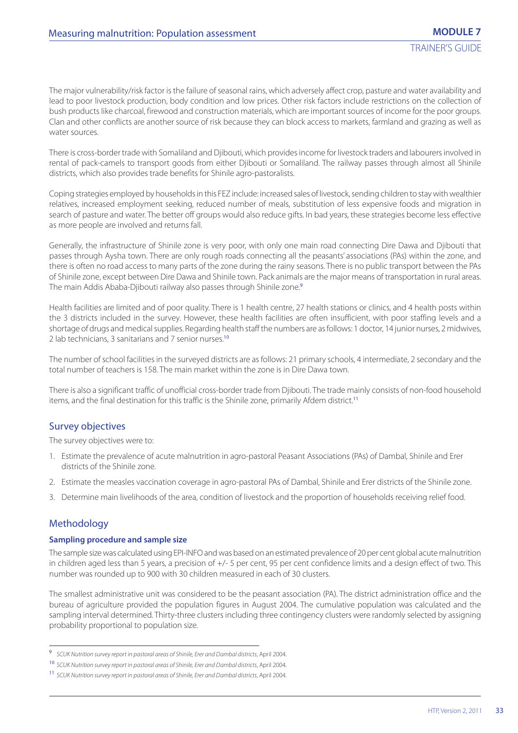The major vulnerability/risk factor is the failure of seasonal rains, which adversely affect crop, pasture and water availability and lead to poor livestock production, body condition and low prices. Other risk factors include restrictions on the collection of bush products like charcoal, firewood and construction materials, which are important sources of income for the poor groups. Clan and other conflicts are another source of risk because they can block access to markets, farmland and grazing as well as water sources.

There is cross-border trade with Somaliland and Djibouti, which provides income for livestock traders and labourers involved in rental of pack-camels to transport goods from either Djibouti or Somaliland. The railway passes through almost all Shinile districts, which also provides trade benefits for Shinile agro-pastoralists.

Coping strategies employed by households in this FEZ include: increased sales of livestock, sending children to stay with wealthier relatives, increased employment seeking, reduced number of meals, substitution of less expensive foods and migration in search of pasture and water. The better off groups would also reduce gifts. In bad years, these strategies become less effective as more people are involved and returns fall.

Generally, the infrastructure of Shinile zone is very poor, with only one main road connecting Dire Dawa and Djibouti that passes through Aysha town. There are only rough roads connecting all the peasants' associations (PAs) within the zone, and there is often no road access to many parts of the zone during the rainy seasons. There is no public transport between the PAs of Shinile zone, except between Dire Dawa and Shinile town. Pack animals are the major means of transportation in rural areas. The main Addis Ababa-Djibouti railway also passes through Shinile zone.[9]

Health facilities are limited and of poor quality. There is 1 health centre, 27 health stations or clinics, and 4 health posts within the 3 districts included in the survey. However, these health facilities are often insufficient, with poor staffing levels and a shortage of drugs and medical supplies. Regarding health staff the numbers are as follows: 1 doctor, 14 junior nurses, 2 midwives, 2 lab technicians, 3 sanitarians and 7 senior nurses.[10]

The number of school facilities in the surveyed districts are as follows: 21 primary schools, 4 intermediate, 2 secondary and the total number of teachers is 158. The main market within the zone is in Dire Dawa town.

There is also a significant traffic of unofficial cross-border trade from Djibouti. The trade mainly consists of non-food household items, and the final destination for this traffic is the Shinile zone, primarily Afdem district.[11]

## Survey objectives

The survey objectives were to:

1. Estimate the prevalence of acute malnutrition in agro-pastoral Peasant Associations (PAs) of Dambal, Shinile and Erer districts of the Shinile zone.
2. Estimate the measles vaccination coverage in agro-pastoral PAs of Dambal, Shinile and Erer districts of the Shinile zone.
3. Determine main livelihoods of the area, condition of livestock and the proportion of households receiving relief food.

## Methodology

### Sampling procedure and sample size

The sample size was calculated using EPI-INFO and was based on an estimated prevalence of 20 per cent global acute malnutrition in children aged less than 5 years, a precision of +/- 5 per cent, 95 per cent confidence limits and a design effect of two. This number was rounded up to 900 with 30 children measured in each of 30 clusters.

The smallest administrative unit was considered to be the peasant association (PA). The district administration office and the bureau of agriculture provided the population figures in August 2004. The cumulative population was calculated and the sampling interval determined. Thirty-three clusters including three contingency clusters were randomly selected by assigning probability proportional to population size.

---

[9] *SCUK Nutrition survey report in pastoral areas of Shinile, Erer and Dambal districts*, April 2004.

[10] *SCUK Nutrition survey report in pastoral areas of Shinile, Erer and Dambal districts*, April 2004.

[11] *SCUK Nutrition survey report in pastoral areas of Shinile, Erer and Dambal districts*, April 2004.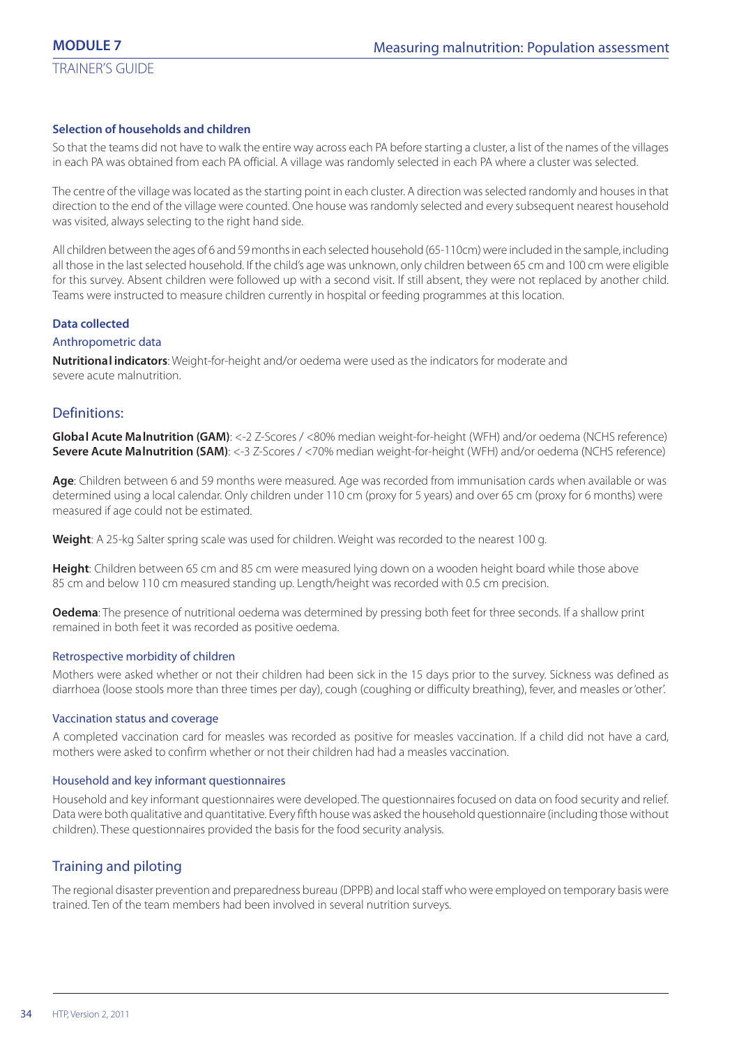### Selection of households and children

So that the teams did not have to walk the entire way across each PA before starting a cluster, a list of the names of the villages in each PA was obtained from each PA official. A village was randomly selected in each PA where a cluster was selected.

The centre of the village was located as the starting point in each cluster. A direction was selected randomly and houses in that direction to the end of the village were counted. One house was randomly selected and every subsequent nearest household was visited, always selecting to the right hand side.

All children between the ages of 6 and 59 months in each selected household (65-110cm) were included in the sample, including all those in the last selected household. If the child's age was unknown, only children between 65 cm and 100 cm were eligible for this survey. Absent children were followed up with a second visit. If still absent, they were not replaced by another child. Teams were instructed to measure children currently in hospital or feeding programmes at this location.

### Data collected

#### Anthropometric data

**Nutritional indicators**: Weight-for-height and/or oedema were used as the indicators for moderate and severe acute malnutrition.

## Definitions:

**Global Acute Malnutrition (GAM)**: <-2 Z-Scores / <80% median weight-for-height (WFH) and/or oedema (NCHS reference)
**Severe Acute Malnutrition (SAM)**: <-3 Z-Scores / <70% median weight-for-height (WFH) and/or oedema (NCHS reference)

**Age**: Children between 6 and 59 months were measured. Age was recorded from immunisation cards when available or was determined using a local calendar. Only children under 110 cm (proxy for 5 years) and over 65 cm (proxy for 6 months) were measured if age could not be estimated.

**Weight**: A 25-kg Salter spring scale was used for children. Weight was recorded to the nearest 100 g.

**Height**: Children between 65 cm and 85 cm were measured lying down on a wooden height board while those above 85 cm and below 110 cm measured standing up. Length/height was recorded with 0.5 cm precision.

**Oedema**: The presence of nutritional oedema was determined by pressing both feet for three seconds. If a shallow print remained in both feet it was recorded as positive oedema.

#### Retrospective morbidity of children

Mothers were asked whether or not their children had been sick in the 15 days prior to the survey. Sickness was defined as diarrhoea (loose stools more than three times per day), cough (coughing or difficulty breathing), fever, and measles or 'other'.

#### Vaccination status and coverage

A completed vaccination card for measles was recorded as positive for measles vaccination. If a child did not have a card, mothers were asked to confirm whether or not their children had had a measles vaccination.

#### Household and key informant questionnaires

Household and key informant questionnaires were developed. The questionnaires focused on data on food security and relief. Data were both qualitative and quantitative. Every fifth house was asked the household questionnaire (including those without children). These questionnaires provided the basis for the food security analysis.

## Training and piloting

The regional disaster prevention and preparedness bureau (DPPB) and local staff who were employed on temporary basis were trained. Ten of the team members had been involved in several nutrition surveys.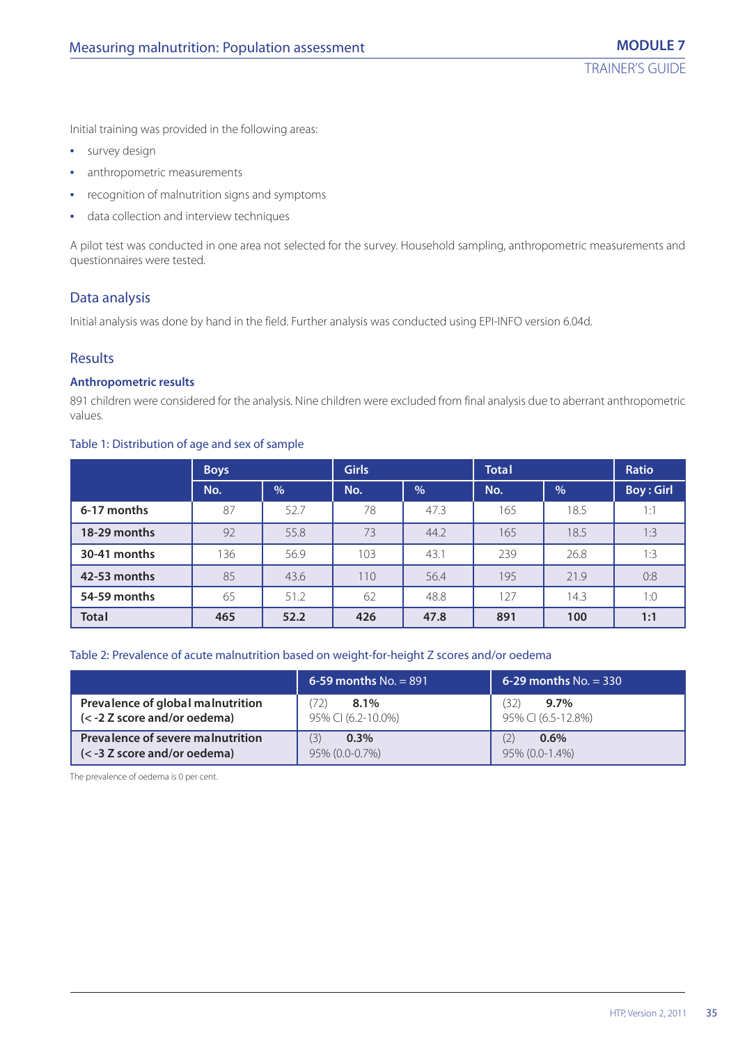Initial training was provided in the following areas:

- survey design
- anthropometric measurements
- recognition of malnutrition signs and symptoms
- data collection and interview techniques

A pilot test was conducted in one area not selected for the survey. Household sampling, anthropometric measurements and questionnaires were tested.

## Data analysis

Initial analysis was done by hand in the field. Further analysis was conducted using EPI-INFO version 6.04d.

## Results

### Anthropometric results

891 children were considered for the analysis. Nine children were excluded from final analysis due to aberrant anthropometric values.

Table 1: Distribution of age and sex of sample

| | Boys | | Girls | | Total | | Ratio |
|---|---|---|---|---|---|---|---|
| | No. | % | No. | % | No. | % | Boy : Girl |
| **6-17 months** | 87 | 52.7 | 78 | 47.3 | 165 | 18.5 | 1:1 |
| **18-29 months** | 92 | 55.8 | 73 | 44.2 | 165 | 18.5 | 1:3 |
| **30-41 months** | 136 | 56.9 | 103 | 43.1 | 239 | 26.8 | 1:3 |
| **42-53 months** | 85 | 43.6 | 110 | 56.4 | 195 | 21.9 | 0:8 |
| **54-59 months** | 65 | 51.2 | 62 | 48.8 | 127 | 14.3 | 1:0 |
| **Total** | **465** | **52.2** | **426** | **47.8** | **891** | **100** | **1:1** |

Table 2: Prevalence of acute malnutrition based on weight-for-height Z scores and/or oedema

| | **6-59 months** No. = 891 | **6-29 months** No. = 330 |
|---|---|---|
| **Prevalence of global malnutrition (< -2 Z score and/or oedema)** | (72) **8.1%** 95% CI (6.2-10.0%) | (32) **9.7%** 95% CI (6.5-12.8%) |
| **Prevalence of severe malnutrition (< -3 Z score and/or oedema)** | (3) **0.3%** 95% (0.0-0.7%) | (2) **0.6%** 95% (0.0-1.4%) |

The prevalence of oedema is 0 per cent.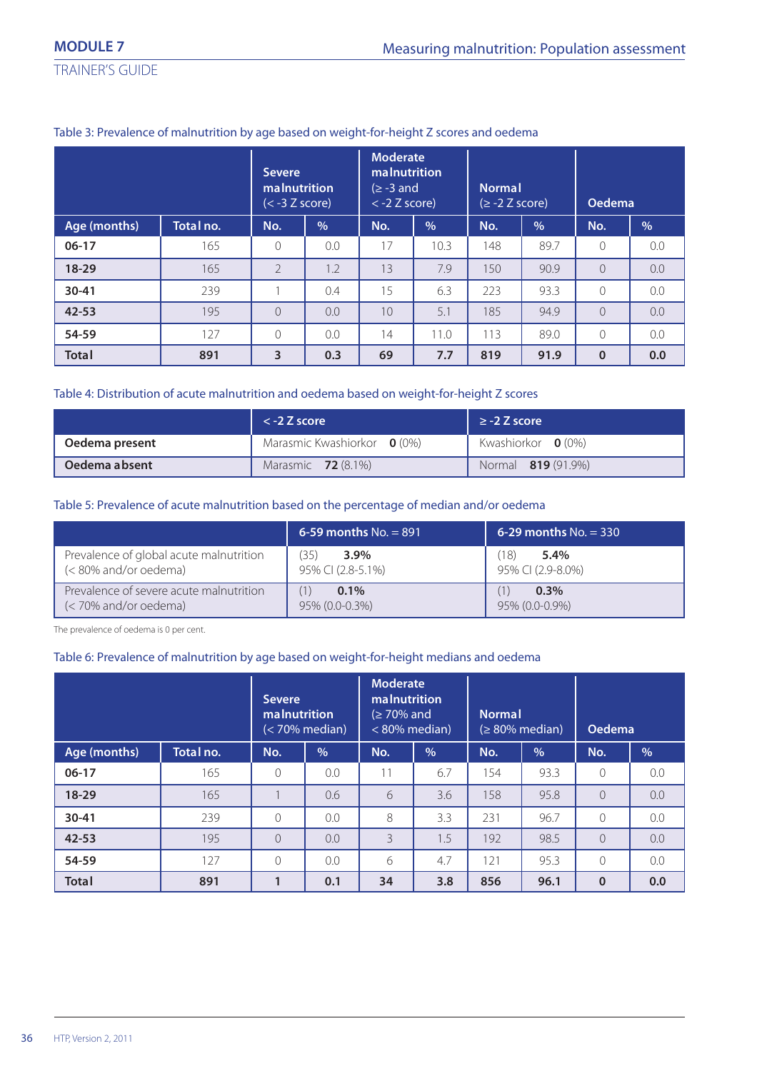Table 3: Prevalence of malnutrition by age based on weight-for-height Z scores and oedema

| | | Severe malnutrition (< -3 Z score) | | Moderate malnutrition (≥ -3 and < -2 Z score) | | Normal (≥ -2 Z score) | | Oedema | |
|---|---|---|---|---|---|---|---|---|---|
| **Age (months)** | **Total no.** | **No.** | **%** | **No.** | **%** | **No.** | **%** | **No.** | **%** |
| **06-17** | 165 | 0 | 0.0 | 17 | 10.3 | 148 | 89.7 | 0 | 0.0 |
| **18-29** | 165 | 2 | 1.2 | 13 | 7.9 | 150 | 90.9 | 0 | 0.0 |
| **30-41** | 239 | 1 | 0.4 | 15 | 6.3 | 223 | 93.3 | 0 | 0.0 |
| **42-53** | 195 | 0 | 0.0 | 10 | 5.1 | 185 | 94.9 | 0 | 0.0 |
| **54-59** | 127 | 0 | 0.0 | 14 | 11.0 | 113 | 89.0 | 0 | 0.0 |
| **Total** | **891** | **3** | **0.3** | **69** | **7.7** | **819** | **91.9** | **0** | **0.0** |

Table 4: Distribution of acute malnutrition and oedema based on weight-for-height Z scores

| | < -2 Z score | ≥ -2 Z score |
|---|---|---|
| **Oedema present** | Marasmic Kwashiorkor **0** (0%) | Kwashiorkor **0** (0%) |
| **Oedema absent** | Marasmic **72** (8.1%) | Normal **819** (91.9%) |

Table 5: Prevalence of acute malnutrition based on the percentage of median and/or oedema

| | **6-59 months** No. = 891 | **6-29 months** No. = 330 |
|---|---|---|
| Prevalence of global acute malnutrition (< 80% and/or oedema) | (35) **3.9%** 95% CI (2.8-5.1%) | (18) **5.4%** 95% CI (2.9-8.0%) |
| Prevalence of severe acute malnutrition (< 70% and/or oedema) | (1) **0.1%** 95% (0.0-0.3%) | (1) **0.3%** 95% (0.0-0.9%) |

The prevalence of oedema is 0 per cent.

Table 6: Prevalence of malnutrition by age based on weight-for-height medians and oedema

| | | Severe malnutrition (< 70% median) | | Moderate malnutrition (≥ 70% and < 80% median) | | Normal (≥ 80% median) | | Oedema | |
|---|---|---|---|---|---|---|---|---|---|
| **Age (months)** | **Total no.** | **No.** | **%** | **No.** | **%** | **No.** | **%** | **No.** | **%** |
| **06-17** | 165 | 0 | 0.0 | 11 | 6.7 | 154 | 93.3 | 0 | 0.0 |
| **18-29** | 165 | 1 | 0.6 | 6 | 3.6 | 158 | 95.8 | 0 | 0.0 |
| **30-41** | 239 | 0 | 0.0 | 8 | 3.3 | 231 | 96.7 | 0 | 0.0 |
| **42-53** | 195 | 0 | 0.0 | 3 | 1.5 | 192 | 98.5 | 0 | 0.0 |
| **54-59** | 127 | 0 | 0.0 | 6 | 4.7 | 121 | 95.3 | 0 | 0.0 |
| **Total** | **891** | **1** | **0.1** | **34** | **3.8** | **856** | **96.1** | **0** | **0.0** |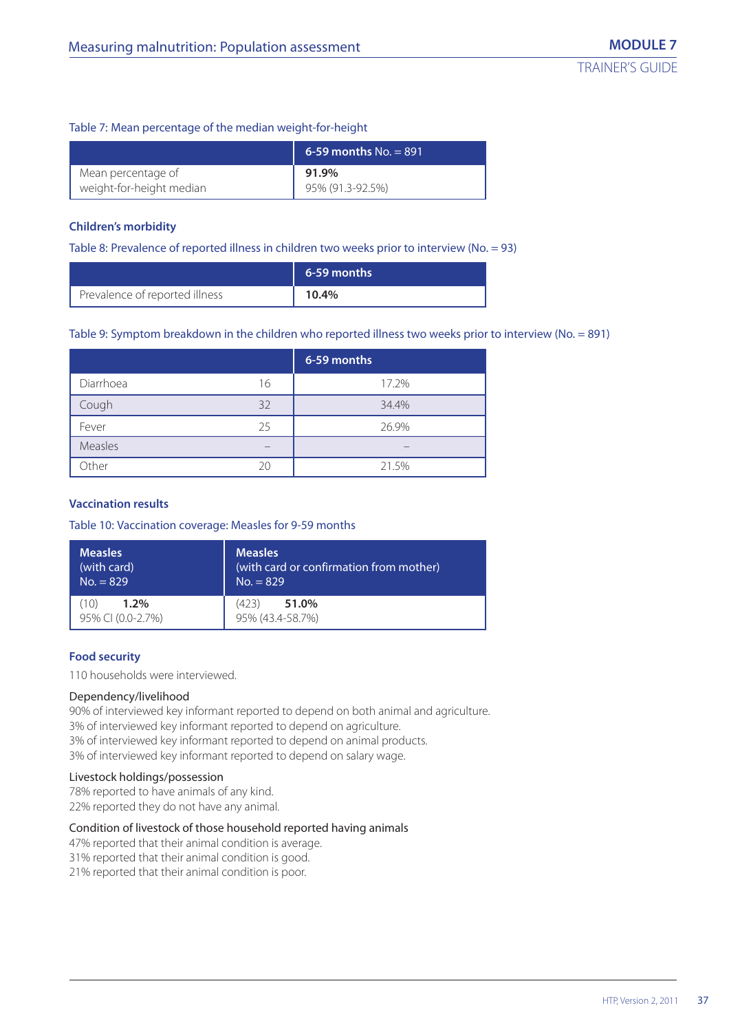Table 7: Mean percentage of the median weight-for-height

| | **6-59 months** No. = 891 |
|---|---|
| Mean percentage of weight-for-height median | **91.9%** 95% (91.3-92.5%) |

### Children's morbidity

Table 8: Prevalence of reported illness in children two weeks prior to interview (No. = 93)

| | **6-59 months** |
|---|---|
| Prevalence of reported illness | **10.4%** |

Table 9: Symptom breakdown in the children who reported illness two weeks prior to interview (No. = 891)

| | | **6-59 months** |
|---|---|---|
| Diarrhoea | 16 | 17.2% |
| Cough | 32 | 34.4% |
| Fever | 25 | 26.9% |
| Measles | – | – |
| Other | 20 | 21.5% |

### Vaccination results

Table 10: Vaccination coverage: Measles for 9-59 months

| **Measles** (with card) No. = 829 | **Measles** (with card or confirmation from mother) No. = 829 |
|---|---|
| (10) **1.2%** 95% CI (0.0-2.7%) | (423) **51.0%** 95% (43.4-58.7%) |

### Food security

110 households were interviewed.

Dependency/livelihood

90% of interviewed key informant reported to depend on both animal and agriculture.
3% of interviewed key informant reported to depend on agriculture.
3% of interviewed key informant reported to depend on animal products.
3% of interviewed key informant reported to depend on salary wage.

Livestock holdings/possession

78% reported to have animals of any kind.
22% reported they do not have any animal.

Condition of livestock of those household reported having animals

47% reported that their animal condition is average.
31% reported that their animal condition is good.
21% reported that their animal condition is poor.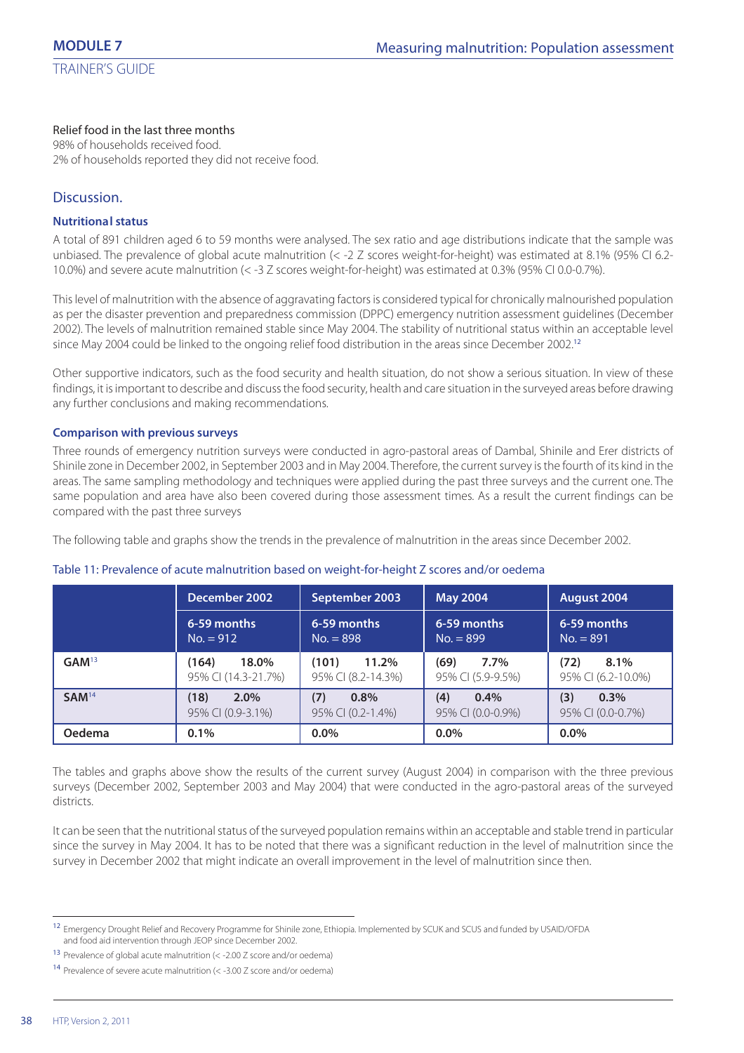Relief food in the last three months
98% of households received food.
2% of households reported they did not receive food.

## Discussion.

### Nutritional status

A total of 891 children aged 6 to 59 months were analysed. The sex ratio and age distributions indicate that the sample was unbiased. The prevalence of global acute malnutrition (< -2 Z scores weight-for-height) was estimated at 8.1% (95% CI 6.2-10.0%) and severe acute malnutrition (< -3 Z scores weight-for-height) was estimated at 0.3% (95% CI 0.0-0.7%).

This level of malnutrition with the absence of aggravating factors is considered typical for chronically malnourished population as per the disaster prevention and preparedness commission (DPPC) emergency nutrition assessment guidelines (December 2002). The levels of malnutrition remained stable since May 2004. The stability of nutritional status within an acceptable level since May 2004 could be linked to the ongoing relief food distribution in the areas since December 2002.[12]

Other supportive indicators, such as the food security and health situation, do not show a serious situation. In view of these findings, it is important to describe and discuss the food security, health and care situation in the surveyed areas before drawing any further conclusions and making recommendations.

### Comparison with previous surveys

Three rounds of emergency nutrition surveys were conducted in agro-pastoral areas of Dambal, Shinile and Erer districts of Shinile zone in December 2002, in September 2003 and in May 2004. Therefore, the current survey is the fourth of its kind in the areas. The same sampling methodology and techniques were applied during the past three surveys and the current one. The same population and area have also been covered during those assessment times. As a result the current findings can be compared with the past three surveys

The following table and graphs show the trends in the prevalence of malnutrition in the areas since December 2002.

Table 11: Prevalence of acute malnutrition based on weight-for-height Z scores and/or oedema

| | December 2002 | September 2003 | May 2004 | August 2004 |
|---|---|---|---|---|
| | 6-59 months No. = 912 | 6-59 months No. = 898 | 6-59 months No. = 899 | 6-59 months No. = 891 |
| **GAM**[13] | **(164) 18.0%** 95% CI (14.3-21.7%) | **(101) 11.2%** 95% CI (8.2-14.3%) | **(69) 7.7%** 95% CI (5.9-9.5%) | **(72) 8.1%** 95% CI (6.2-10.0%) |
| **SAM**[14] | **(18) 2.0%** 95% CI (0.9-3.1%) | **(7) 0.8%** 95% CI (0.2-1.4%) | **(4) 0.4%** 95% CI (0.0-0.9%) | **(3) 0.3%** 95% CI (0.0-0.7%) |
| **Oedema** | **0.1%** | **0.0%** | **0.0%** | **0.0%** |

The tables and graphs above show the results of the current survey (August 2004) in comparison with the three previous surveys (December 2002, September 2003 and May 2004) that were conducted in the agro-pastoral areas of the surveyed districts.

It can be seen that the nutritional status of the surveyed population remains within an acceptable and stable trend in particular since the survey in May 2004. It has to be noted that there was a significant reduction in the level of malnutrition since the survey in December 2002 that might indicate an overall improvement in the level of malnutrition since then.

---

[12] Emergency Drought Relief and Recovery Programme for Shinile zone, Ethiopia. Implemented by SCUK and SCUS and funded by USAID/OFDA and food aid intervention through JEOP since December 2002.

[13] Prevalence of global acute malnutrition (< -2.00 Z score and/or oedema)

[14] Prevalence of severe acute malnutrition (< -3.00 Z score and/or oedema)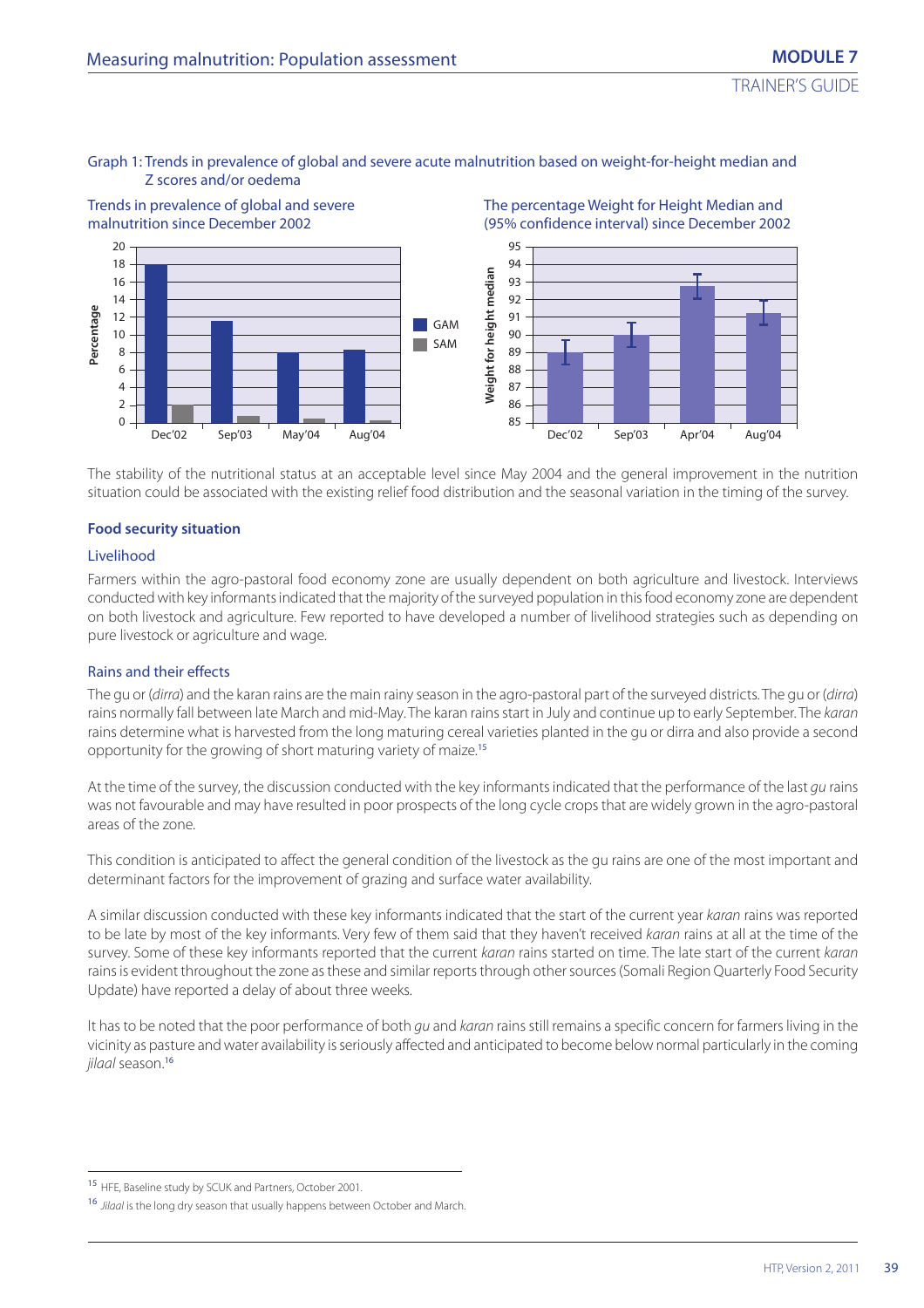Graph 1: Trends in prevalence of global and severe acute malnutrition based on weight-for-height median and Z scores and/or oedema

Trends in prevalence of global and severe malnutrition since December 2002

The percentage Weight for Height Median and (95% confidence interval) since December 2002

The stability of the nutritional status at an acceptable level since May 2004 and the general improvement in the nutrition situation could be associated with the existing relief food distribution and the seasonal variation in the timing of the survey.

### Food security situation

#### Livelihood

Farmers within the agro-pastoral food economy zone are usually dependent on both agriculture and livestock. Interviews conducted with key informants indicated that the majority of the surveyed population in this food economy zone are dependent on both livestock and agriculture. Few reported to have developed a number of livelihood strategies such as depending on pure livestock or agriculture and wage.

#### Rains and their effects

The gu or (*dirra*) and the karan rains are the main rainy season in the agro-pastoral part of the surveyed districts. The gu or (*dirra*) rains normally fall between late March and mid-May. The karan rains start in July and continue up to early September. The *karan* rains determine what is harvested from the long maturing cereal varieties planted in the gu or dirra and also provide a second opportunity for the growing of short maturing variety of maize.[15]

At the time of the survey, the discussion conducted with the key informants indicated that the performance of the last *gu* rains was not favourable and may have resulted in poor prospects of the long cycle crops that are widely grown in the agro-pastoral areas of the zone.

This condition is anticipated to affect the general condition of the livestock as the gu rains are one of the most important and determinant factors for the improvement of grazing and surface water availability.

A similar discussion conducted with these key informants indicated that the start of the current year *karan* rains was reported to be late by most of the key informants. Very few of them said that they haven't received *karan* rains at all at the time of the survey. Some of these key informants reported that the current *karan* rains started on time. The late start of the current *karan* rains is evident throughout the zone as these and similar reports through other sources (Somali Region Quarterly Food Security Update) have reported a delay of about three weeks.

It has to be noted that the poor performance of both *gu* and *karan* rains still remains a specific concern for farmers living in the vicinity as pasture and water availability is seriously affected and anticipated to become below normal particularly in the coming *jilaal* season.[16]

---

[15] HFE, Baseline study by SCUK and Partners, October 2001.

[16] *Jilaal* is the long dry season that usually happens between October and March.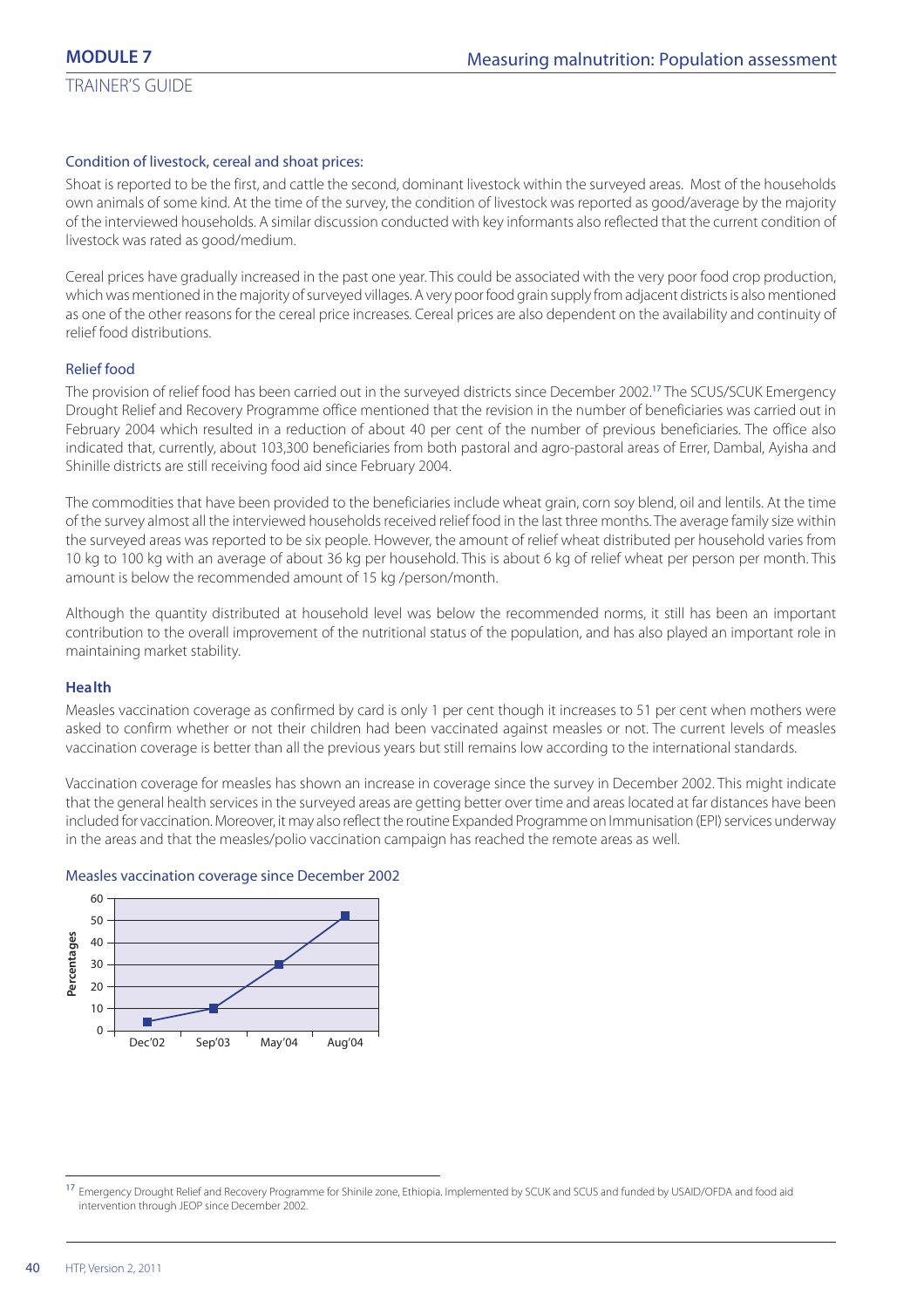### Condition of livestock, cereal and shoat prices:

Shoat is reported to be the first, and cattle the second, dominant livestock within the surveyed areas. Most of the households own animals of some kind. At the time of the survey, the condition of livestock was reported as good/average by the majority of the interviewed households. A similar discussion conducted with key informants also reflected that the current condition of livestock was rated as good/medium.

Cereal prices have gradually increased in the past one year. This could be associated with the very poor food crop production, which was mentioned in the majority of surveyed villages. A very poor food grain supply from adjacent districts is also mentioned as one of the other reasons for the cereal price increases. Cereal prices are also dependent on the availability and continuity of relief food distributions.

### Relief food

The provision of relief food has been carried out in the surveyed districts since December 2002.[17] The SCUS/SCUK Emergency Drought Relief and Recovery Programme office mentioned that the revision in the number of beneficiaries was carried out in February 2004 which resulted in a reduction of about 40 per cent of the number of previous beneficiaries. The office also indicated that, currently, about 103,300 beneficiaries from both pastoral and agro-pastoral areas of Errer, Dambal, Ayisha and Shinille districts are still receiving food aid since February 2004.

The commodities that have been provided to the beneficiaries include wheat grain, corn soy blend, oil and lentils. At the time of the survey almost all the interviewed households received relief food in the last three months. The average family size within the surveyed areas was reported to be six people. However, the amount of relief wheat distributed per household varies from 10 kg to 100 kg with an average of about 36 kg per household. This is about 6 kg of relief wheat per person per month. This amount is below the recommended amount of 15 kg /person/month.

Although the quantity distributed at household level was below the recommended norms, it still has been an important contribution to the overall improvement of the nutritional status of the population, and has also played an important role in maintaining market stability.

### Health

Measles vaccination coverage as confirmed by card is only 1 per cent though it increases to 51 per cent when mothers were asked to confirm whether or not their children had been vaccinated against measles or not. The current levels of measles vaccination coverage is better than all the previous years but still remains low according to the international standards.

Vaccination coverage for measles has shown an increase in coverage since the survey in December 2002. This might indicate that the general health services in the surveyed areas are getting better over time and areas located at far distances have been included for vaccination. Moreover, it may also reflect the routine Expanded Programme on Immunisation (EPI) services underway in the areas and that the measles/polio vaccination campaign has reached the remote areas as well.

Measles vaccination coverage since December 2002

| Date | Percentages |
|---|---|
| Dec'02 | ~4 |
| Sep'03 | ~10 |
| May'04 | ~30 |
| Aug'04 | ~52 |

[17] Emergency Drought Relief and Recovery Programme for Shinile zone, Ethiopia. Implemented by SCUK and SCUS and funded by USAID/OFDA and food aid intervention through JEOP since December 2002.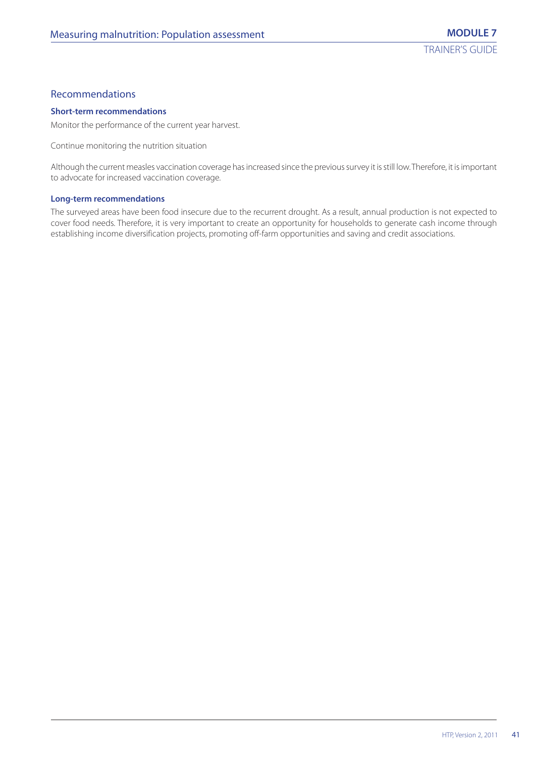## Recommendations

### Short-term recommendations

Monitor the performance of the current year harvest.

Continue monitoring the nutrition situation

Although the current measles vaccination coverage has increased since the previous survey it is still low. Therefore, it is important to advocate for increased vaccination coverage.

### Long-term recommendations

The surveyed areas have been food insecure due to the recurrent drought. As a result, annual production is not expected to cover food needs. Therefore, it is very important to create an opportunity for households to generate cash income through establishing income diversification projects, promoting off-farm opportunities and saving and credit associations.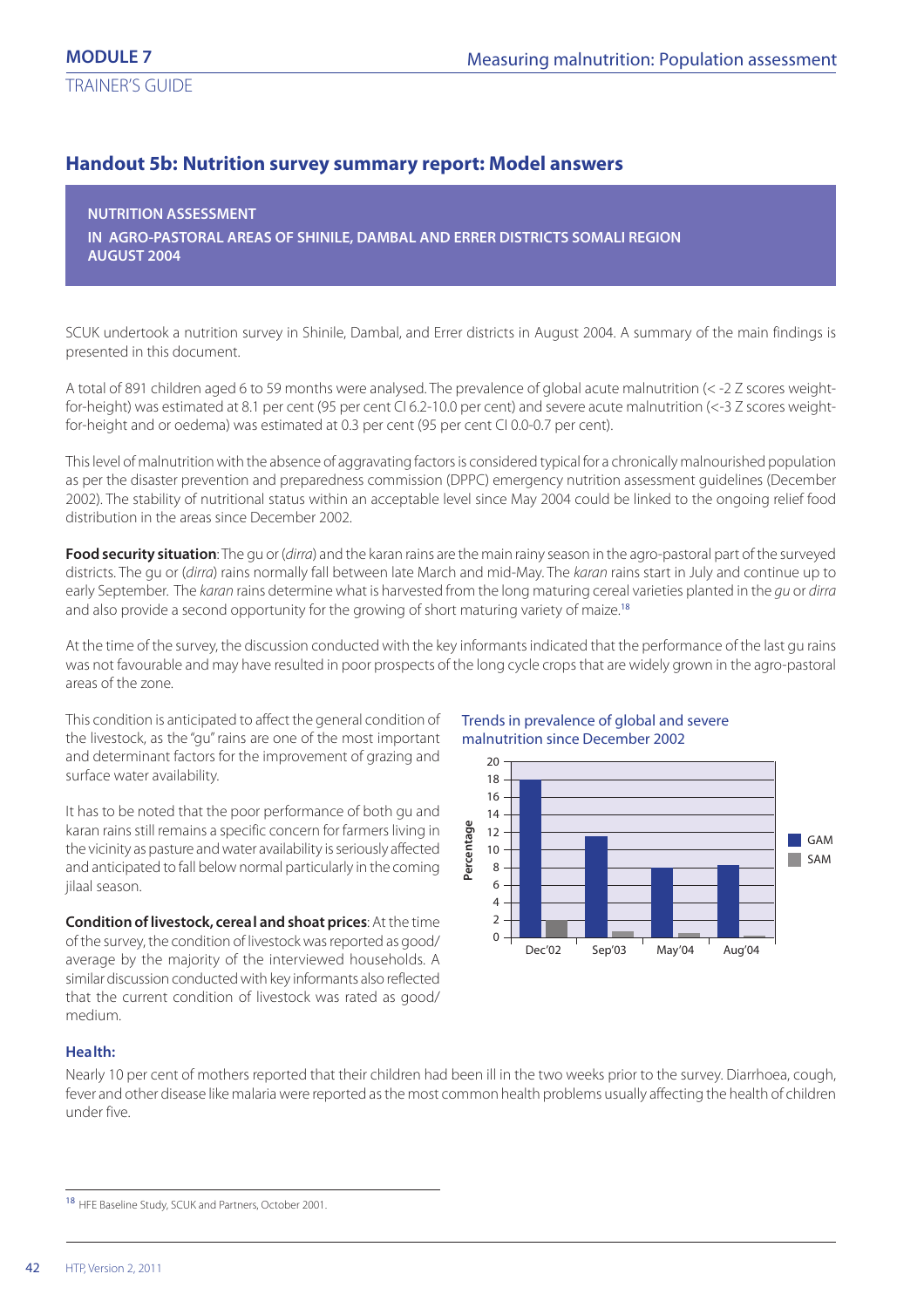## Handout 5b: Nutrition survey summary report: Model answers

**NUTRITION ASSESSMENT**
**IN AGRO-PASTORAL AREAS OF SHINILE, DAMBAL AND ERRER DISTRICTS SOMALI REGION**
**AUGUST 2004**

SCUK undertook a nutrition survey in Shinile, Dambal, and Errer districts in August 2004. A summary of the main findings is presented in this document.

A total of 891 children aged 6 to 59 months were analysed. The prevalence of global acute malnutrition (< -2 Z scores weight-for-height) was estimated at 8.1 per cent (95 per cent CI 6.2-10.0 per cent) and severe acute malnutrition (<-3 Z scores weight-for-height and or oedema) was estimated at 0.3 per cent (95 per cent CI 0.0-0.7 per cent).

This level of malnutrition with the absence of aggravating factors is considered typical for a chronically malnourished population as per the disaster prevention and preparedness commission (DPPC) emergency nutrition assessment guidelines (December 2002). The stability of nutritional status within an acceptable level since May 2004 could be linked to the ongoing relief food distribution in the areas since December 2002.

**Food security situation**: The gu or (*dirra*) and the karan rains are the main rainy season in the agro-pastoral part of the surveyed districts. The gu or (*dirra*) rains normally fall between late March and mid-May. The *karan* rains start in July and continue up to early September. The *karan* rains determine what is harvested from the long maturing cereal varieties planted in the *gu* or *dirra* and also provide a second opportunity for the growing of short maturing variety of maize.[18]

At the time of the survey, the discussion conducted with the key informants indicated that the performance of the last gu rains was not favourable and may have resulted in poor prospects of the long cycle crops that are widely grown in the agro-pastoral areas of the zone.

This condition is anticipated to affect the general condition of the livestock, as the "gu" rains are one of the most important and determinant factors for the improvement of grazing and surface water availability.

It has to be noted that the poor performance of both gu and karan rains still remains a specific concern for farmers living in the vicinity as pasture and water availability is seriously affected and anticipated to fall below normal particularly in the coming jilaal season.

**Condition of livestock, cereal and shoat prices**: At the time of the survey, the condition of livestock was reported as good/average by the majority of the interviewed households. A similar discussion conducted with key informants also reflected that the current condition of livestock was rated as good/medium.

Trends in prevalence of global and severe malnutrition since December 2002

| | GAM | SAM |
|---|---|---|
| Dec'02 | 18 | 2 |
| Sep'03 | 11.5 | 0.8 |
| May'04 | 8 | 0.6 |
| Aug'04 | 8.2 | 0.3 |

**Health:**

Nearly 10 per cent of mothers reported that their children had been ill in the two weeks prior to the survey. Diarrhoea, cough, fever and other disease like malaria were reported as the most common health problems usually affecting the health of children under five.

[18] HFE Baseline Study, SCUK and Partners, October 2001.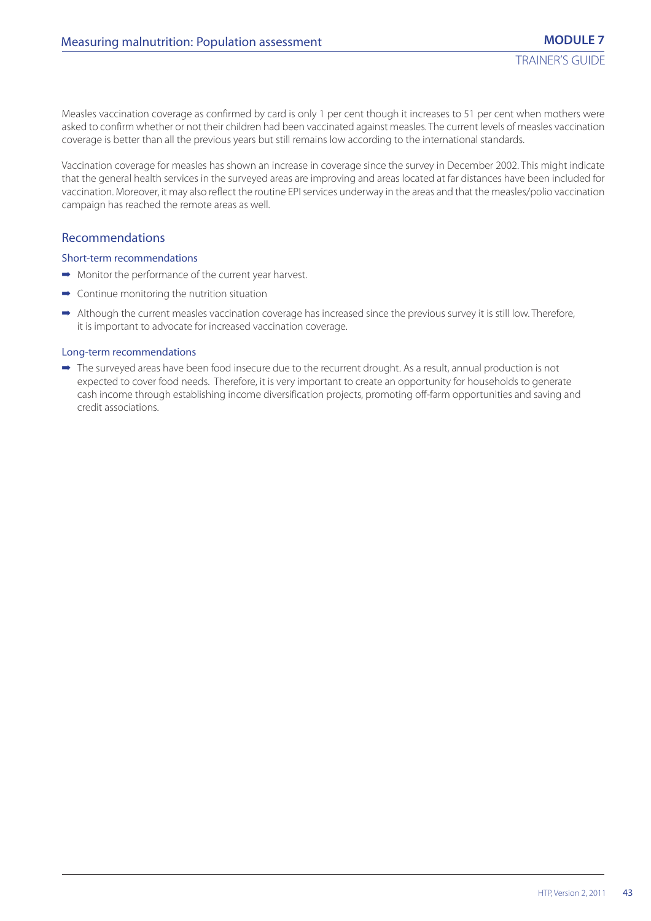Measles vaccination coverage as confirmed by card is only 1 per cent though it increases to 51 per cent when mothers were asked to confirm whether or not their children had been vaccinated against measles. The current levels of measles vaccination coverage is better than all the previous years but still remains low according to the international standards.

Vaccination coverage for measles has shown an increase in coverage since the survey in December 2002. This might indicate that the general health services in the surveyed areas are improving and areas located at far distances have been included for vaccination. Moreover, it may also reflect the routine EPI services underway in the areas and that the measles/polio vaccination campaign has reached the remote areas as well.

## Recommendations

### Short-term recommendations

- Monitor the performance of the current year harvest.
- Continue monitoring the nutrition situation
- Although the current measles vaccination coverage has increased since the previous survey it is still low. Therefore, it is important to advocate for increased vaccination coverage.

### Long-term recommendations

- The surveyed areas have been food insecure due to the recurrent drought. As a result, annual production is not expected to cover food needs. Therefore, it is very important to create an opportunity for households to generate cash income through establishing income diversification projects, promoting off-farm opportunities and saving and credit associations.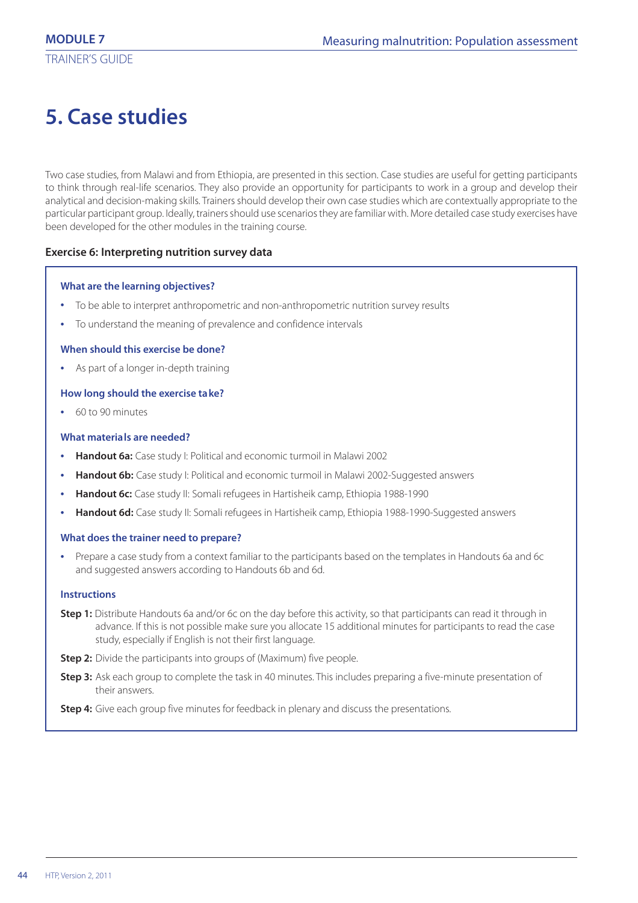# 5. Case studies

Two case studies, from Malawi and from Ethiopia, are presented in this section. Case studies are useful for getting participants to think through real-life scenarios. They also provide an opportunity for participants to work in a group and develop their analytical and decision-making skills. Trainers should develop their own case studies which are contextually appropriate to the particular participant group. Ideally, trainers should use scenarios they are familiar with. More detailed case study exercises have been developed for the other modules in the training course.

### Exercise 6: Interpreting nutrition survey data

#### What are the learning objectives?

- To be able to interpret anthropometric and non-anthropometric nutrition survey results
- To understand the meaning of prevalence and confidence intervals

#### When should this exercise be done?

- As part of a longer in-depth training

#### How long should the exercise take?

- 60 to 90 minutes

#### What materials are needed?

- **Handout 6a:** Case study I: Political and economic turmoil in Malawi 2002
- **Handout 6b:** Case study I: Political and economic turmoil in Malawi 2002-Suggested answers
- **Handout 6c:** Case study II: Somali refugees in Hartisheik camp, Ethiopia 1988-1990
- **Handout 6d:** Case study II: Somali refugees in Hartisheik camp, Ethiopia 1988-1990-Suggested answers

#### What does the trainer need to prepare?

- Prepare a case study from a context familiar to the participants based on the templates in Handouts 6a and 6c and suggested answers according to Handouts 6b and 6d.

#### Instructions

**Step 1:** Distribute Handouts 6a and/or 6c on the day before this activity, so that participants can read it through in advance. If this is not possible make sure you allocate 15 additional minutes for participants to read the case study, especially if English is not their first language.

**Step 2:** Divide the participants into groups of (Maximum) five people.

**Step 3:** Ask each group to complete the task in 40 minutes. This includes preparing a five-minute presentation of their answers.

**Step 4:** Give each group five minutes for feedback in plenary and discuss the presentations.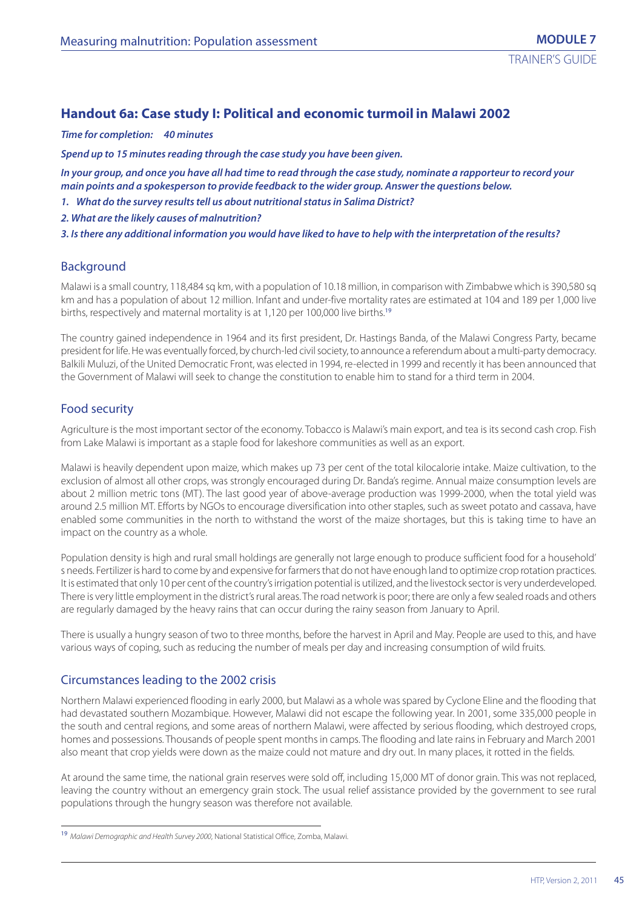## Handout 6a: Case study I: Political and economic turmoil in Malawi 2002

***Time for completion: 40 minutes***

***Spend up to 15 minutes reading through the case study you have been given.***

***In your group, and once you have all had time to read through the case study, nominate a rapporteur to record your main points and a spokesperson to provide feedback to the wider group. Answer the questions below.***

1. ***What do the survey results tell us about nutritional status in Salima District?***
2. ***What are the likely causes of malnutrition?***
3. ***Is there any additional information you would have liked to have to help with the interpretation of the results?***

### Background

Malawi is a small country, 118,484 sq km, with a population of 10.18 million, in comparison with Zimbabwe which is 390,580 sq km and has a population of about 12 million. Infant and under-five mortality rates are estimated at 104 and 189 per 1,000 live births, respectively and maternal mortality is at 1,120 per 100,000 live births.[19]

The country gained independence in 1964 and its first president, Dr. Hastings Banda, of the Malawi Congress Party, became president for life. He was eventually forced, by church-led civil society, to announce a referendum about a multi-party democracy. Balkili Muluzi, of the United Democratic Front, was elected in 1994, re-elected in 1999 and recently it has been announced that the Government of Malawi will seek to change the constitution to enable him to stand for a third term in 2004.

### Food security

Agriculture is the most important sector of the economy. Tobacco is Malawi's main export, and tea is its second cash crop. Fish from Lake Malawi is important as a staple food for lakeshore communities as well as an export.

Malawi is heavily dependent upon maize, which makes up 73 per cent of the total kilocalorie intake. Maize cultivation, to the exclusion of almost all other crops, was strongly encouraged during Dr. Banda's regime. Annual maize consumption levels are about 2 million metric tons (MT). The last good year of above-average production was 1999-2000, when the total yield was around 2.5 million MT. Efforts by NGOs to encourage diversification into other staples, such as sweet potato and cassava, have enabled some communities in the north to withstand the worst of the maize shortages, but this is taking time to have an impact on the country as a whole.

Population density is high and rural small holdings are generally not large enough to produce sufficient food for a household' s needs. Fertilizer is hard to come by and expensive for farmers that do not have enough land to optimize crop rotation practices. It is estimated that only 10 per cent of the country's irrigation potential is utilized, and the livestock sector is very underdeveloped. There is very little employment in the district's rural areas. The road network is poor; there are only a few sealed roads and others are regularly damaged by the heavy rains that can occur during the rainy season from January to April.

There is usually a hungry season of two to three months, before the harvest in April and May. People are used to this, and have various ways of coping, such as reducing the number of meals per day and increasing consumption of wild fruits.

### Circumstances leading to the 2002 crisis

Northern Malawi experienced flooding in early 2000, but Malawi as a whole was spared by Cyclone Eline and the flooding that had devastated southern Mozambique. However, Malawi did not escape the following year. In 2001, some 335,000 people in the south and central regions, and some areas of northern Malawi, were affected by serious flooding, which destroyed crops, homes and possessions. Thousands of people spent months in camps. The flooding and late rains in February and March 2001 also meant that crop yields were down as the maize could not mature and dry out. In many places, it rotted in the fields.

At around the same time, the national grain reserves were sold off, including 15,000 MT of donor grain. This was not replaced, leaving the country without an emergency grain stock. The usual relief assistance provided by the government to see rural populations through the hungry season was therefore not available.

---

[19] *Malawi Demographic and Health Survey 2000*, National Statistical Office, Zomba, Malawi.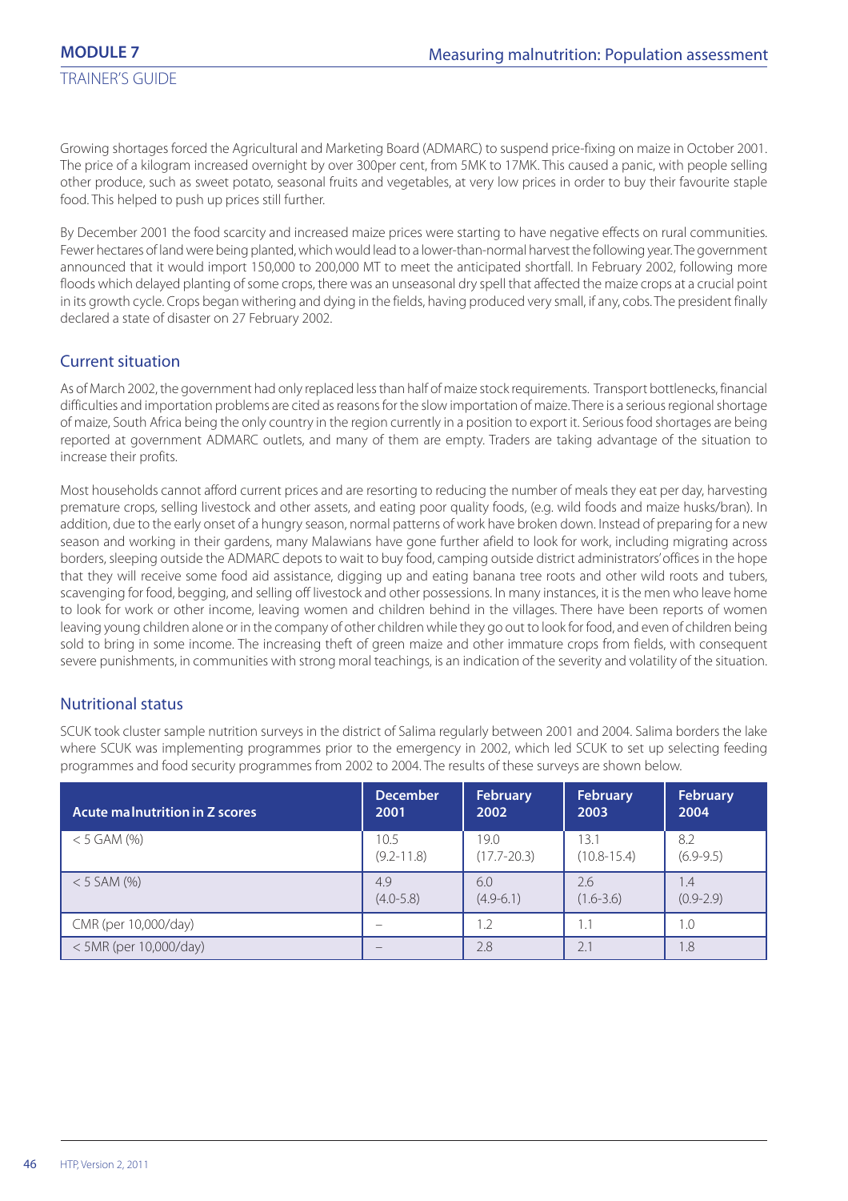Growing shortages forced the Agricultural and Marketing Board (ADMARC) to suspend price-fixing on maize in October 2001. The price of a kilogram increased overnight by over 300per cent, from 5MK to 17MK. This caused a panic, with people selling other produce, such as sweet potato, seasonal fruits and vegetables, at very low prices in order to buy their favourite staple food. This helped to push up prices still further.

By December 2001 the food scarcity and increased maize prices were starting to have negative effects on rural communities. Fewer hectares of land were being planted, which would lead to a lower-than-normal harvest the following year. The government announced that it would import 150,000 to 200,000 MT to meet the anticipated shortfall. In February 2002, following more floods which delayed planting of some crops, there was an unseasonal dry spell that affected the maize crops at a crucial point in its growth cycle. Crops began withering and dying in the fields, having produced very small, if any, cobs. The president finally declared a state of disaster on 27 February 2002.

## Current situation

As of March 2002, the government had only replaced less than half of maize stock requirements. Transport bottlenecks, financial difficulties and importation problems are cited as reasons for the slow importation of maize. There is a serious regional shortage of maize, South Africa being the only country in the region currently in a position to export it. Serious food shortages are being reported at government ADMARC outlets, and many of them are empty. Traders are taking advantage of the situation to increase their profits.

Most households cannot afford current prices and are resorting to reducing the number of meals they eat per day, harvesting premature crops, selling livestock and other assets, and eating poor quality foods, (e.g. wild foods and maize husks/bran). In addition, due to the early onset of a hungry season, normal patterns of work have broken down. Instead of preparing for a new season and working in their gardens, many Malawians have gone further afield to look for work, including migrating across borders, sleeping outside the ADMARC depots to wait to buy food, camping outside district administrators' offices in the hope that they will receive some food aid assistance, digging up and eating banana tree roots and other wild roots and tubers, scavenging for food, begging, and selling off livestock and other possessions. In many instances, it is the men who leave home to look for work or other income, leaving women and children behind in the villages. There have been reports of women leaving young children alone or in the company of other children while they go out to look for food, and even of children being sold to bring in some income. The increasing theft of green maize and other immature crops from fields, with consequent severe punishments, in communities with strong moral teachings, is an indication of the severity and volatility of the situation.

## Nutritional status

SCUK took cluster sample nutrition surveys in the district of Salima regularly between 2001 and 2004. Salima borders the lake where SCUK was implementing programmes prior to the emergency in 2002, which led SCUK to set up selecting feeding programmes and food security programmes from 2002 to 2004. The results of these surveys are shown below.

| Acute malnutrition in Z scores | December 2001 | February 2002 | February 2003 | February 2004 |
|---|---|---|---|---|
| < 5 GAM (%) | 10.5 (9.2-11.8) | 19.0 (17.7-20.3) | 13.1 (10.8-15.4) | 8.2 (6.9-9.5) |
| < 5 SAM (%) | 4.9 (4.0-5.8) | 6.0 (4.9-6.1) | 2.6 (1.6-3.6) | 1.4 (0.9-2.9) |
| CMR (per 10,000/day) | – | 1.2 | 1.1 | 1.0 |
| < 5MR (per 10,000/day) | – | 2.8 | 2.1 | 1.8 |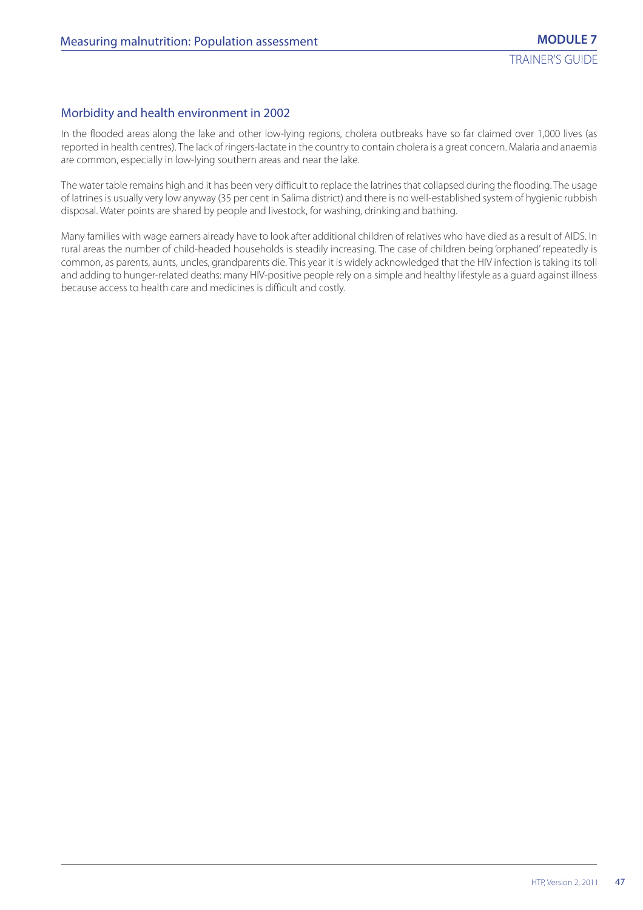## Morbidity and health environment in 2002

In the flooded areas along the lake and other low-lying regions, cholera outbreaks have so far claimed over 1,000 lives (as reported in health centres). The lack of ringers-lactate in the country to contain cholera is a great concern. Malaria and anaemia are common, especially in low-lying southern areas and near the lake.

The water table remains high and it has been very difficult to replace the latrines that collapsed during the flooding. The usage of latrines is usually very low anyway (35 per cent in Salima district) and there is no well-established system of hygienic rubbish disposal. Water points are shared by people and livestock, for washing, drinking and bathing.

Many families with wage earners already have to look after additional children of relatives who have died as a result of AIDS. In rural areas the number of child-headed households is steadily increasing. The case of children being 'orphaned' repeatedly is common, as parents, aunts, uncles, grandparents die. This year it is widely acknowledged that the HIV infection is taking its toll and adding to hunger-related deaths: many HIV-positive people rely on a simple and healthy lifestyle as a guard against illness because access to health care and medicines is difficult and costly.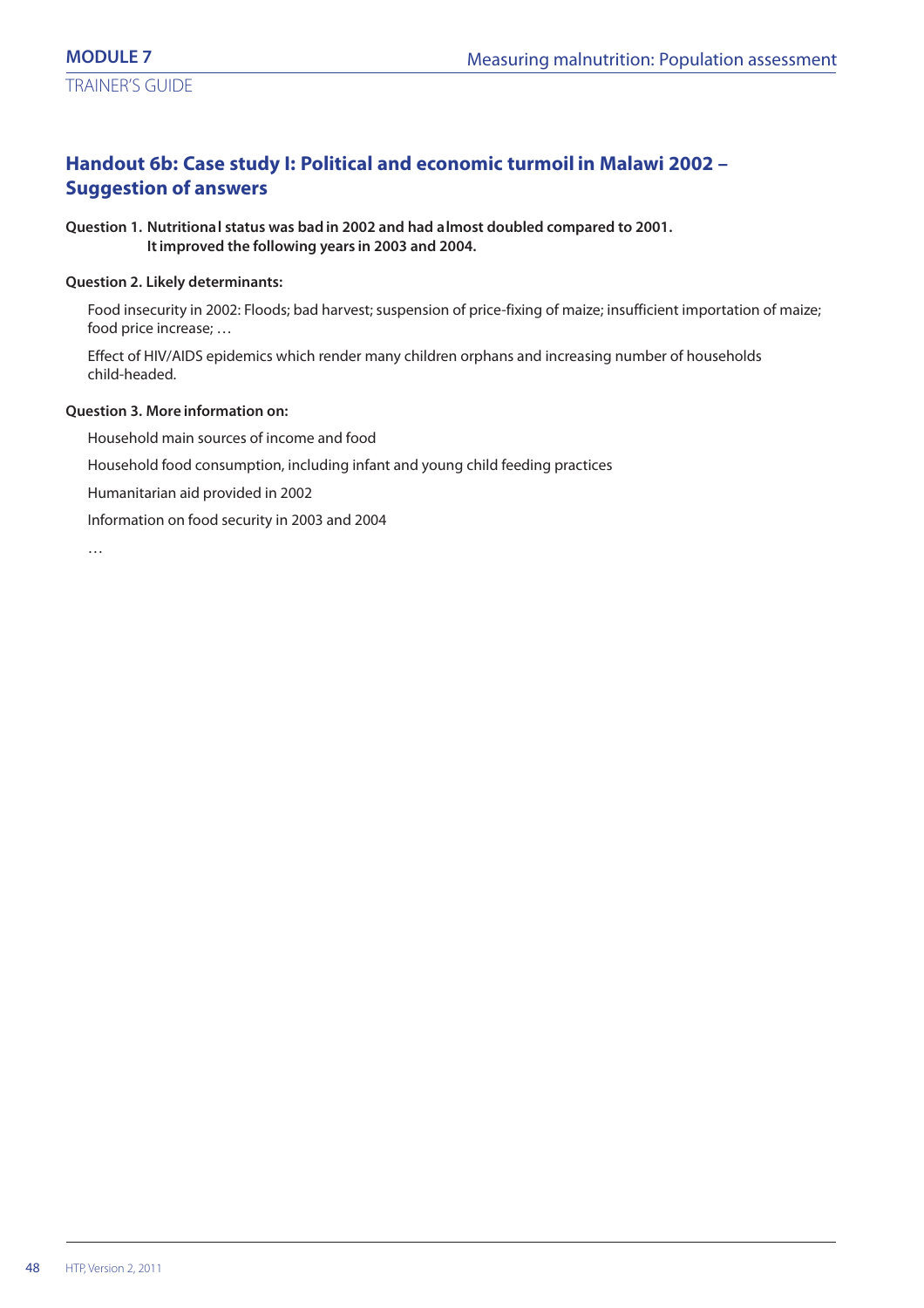## Handout 6b: Case study I: Political and economic turmoil in Malawi 2002 – Suggestion of answers

**Question 1. Nutritional status was bad in 2002 and had almost doubled compared to 2001. It improved the following years in 2003 and 2004.**

**Question 2. Likely determinants:**

Food insecurity in 2002: Floods; bad harvest; suspension of price-fixing of maize; insufficient importation of maize; food price increase; …

Effect of HIV/AIDS epidemics which render many children orphans and increasing number of households child-headed.

**Question 3. More information on:**

Household main sources of income and food

Household food consumption, including infant and young child feeding practices

Humanitarian aid provided in 2002

Information on food security in 2003 and 2004

…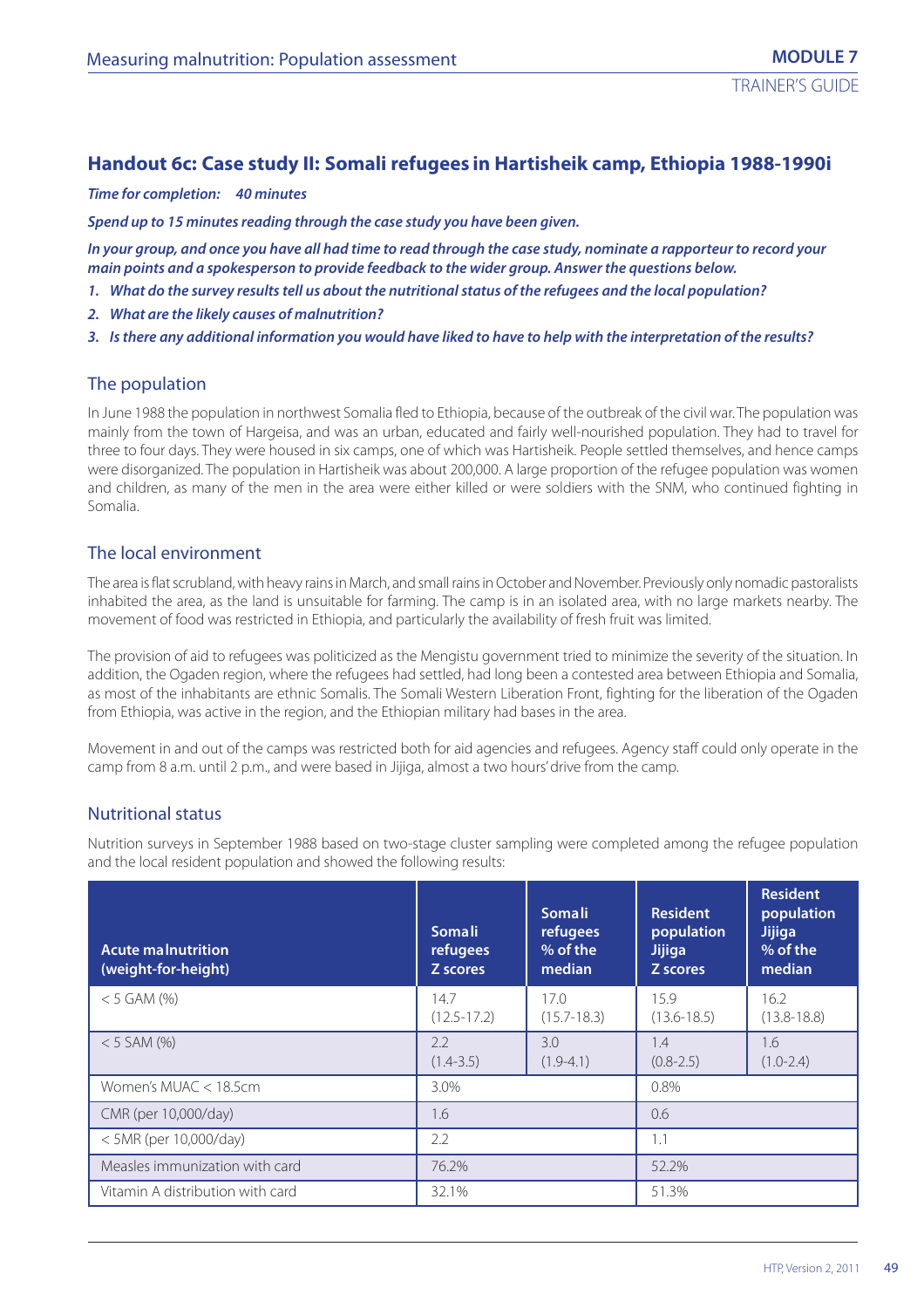## Handout 6c: Case study II: Somali refugees in Hartisheik camp, Ethiopia 1988-1990i

***Time for completion: 40 minutes***

***Spend up to 15 minutes reading through the case study you have been given.***

***In your group, and once you have all had time to read through the case study, nominate a rapporteur to record your main points and a spokesperson to provide feedback to the wider group. Answer the questions below.***

1. ***What do the survey results tell us about the nutritional status of the refugees and the local population?***
2. ***What are the likely causes of malnutrition?***
3. ***Is there any additional information you would have liked to have to help with the interpretation of the results?***

### The population

In June 1988 the population in northwest Somalia fled to Ethiopia, because of the outbreak of the civil war. The population was mainly from the town of Hargeisa, and was an urban, educated and fairly well-nourished population. They had to travel for three to four days. They were housed in six camps, one of which was Hartisheik. People settled themselves, and hence camps were disorganized. The population in Hartisheik was about 200,000. A large proportion of the refugee population was women and children, as many of the men in the area were either killed or were soldiers with the SNM, who continued fighting in Somalia.

### The local environment

The area is flat scrubland, with heavy rains in March, and small rains in October and November. Previously only nomadic pastoralists inhabited the area, as the land is unsuitable for farming. The camp is in an isolated area, with no large markets nearby. The movement of food was restricted in Ethiopia, and particularly the availability of fresh fruit was limited.

The provision of aid to refugees was politicized as the Mengistu government tried to minimize the severity of the situation. In addition, the Ogaden region, where the refugees had settled, had long been a contested area between Ethiopia and Somalia, as most of the inhabitants are ethnic Somalis. The Somali Western Liberation Front, fighting for the liberation of the Ogaden from Ethiopia, was active in the region, and the Ethiopian military had bases in the area.

Movement in and out of the camps was restricted both for aid agencies and refugees. Agency staff could only operate in the camp from 8 a.m. until 2 p.m., and were based in Jijiga, almost a two hours' drive from the camp.

### Nutritional status

Nutrition surveys in September 1988 based on two-stage cluster sampling were completed among the refugee population and the local resident population and showed the following results:

| Acute malnutrition (weight-for-height) | Somali refugees Z scores | Somali refugees % of the median | Resident population Jijiga Z scores | Resident population Jijiga % of the median |
|---|---|---|---|---|
| < 5 GAM (%) | 14.7 (12.5-17.2) | 17.0 (15.7-18.3) | 15.9 (13.6-18.5) | 16.2 (13.8-18.8) |
| < 5 SAM (%) | 2.2 (1.4-3.5) | 3.0 (1.9-4.1) | 1.4 (0.8-2.5) | 1.6 (1.0-2.4) |
| Women's MUAC < 18.5cm | 3.0% | | 0.8% | |
| CMR (per 10,000/day) | 1.6 | | 0.6 | |
| < 5MR (per 10,000/day) | 2.2 | | 1.1 | |
| Measles immunization with card | 76.2% | | 52.2% | |
| Vitamin A distribution with card | 32.1% | | 51.3% | |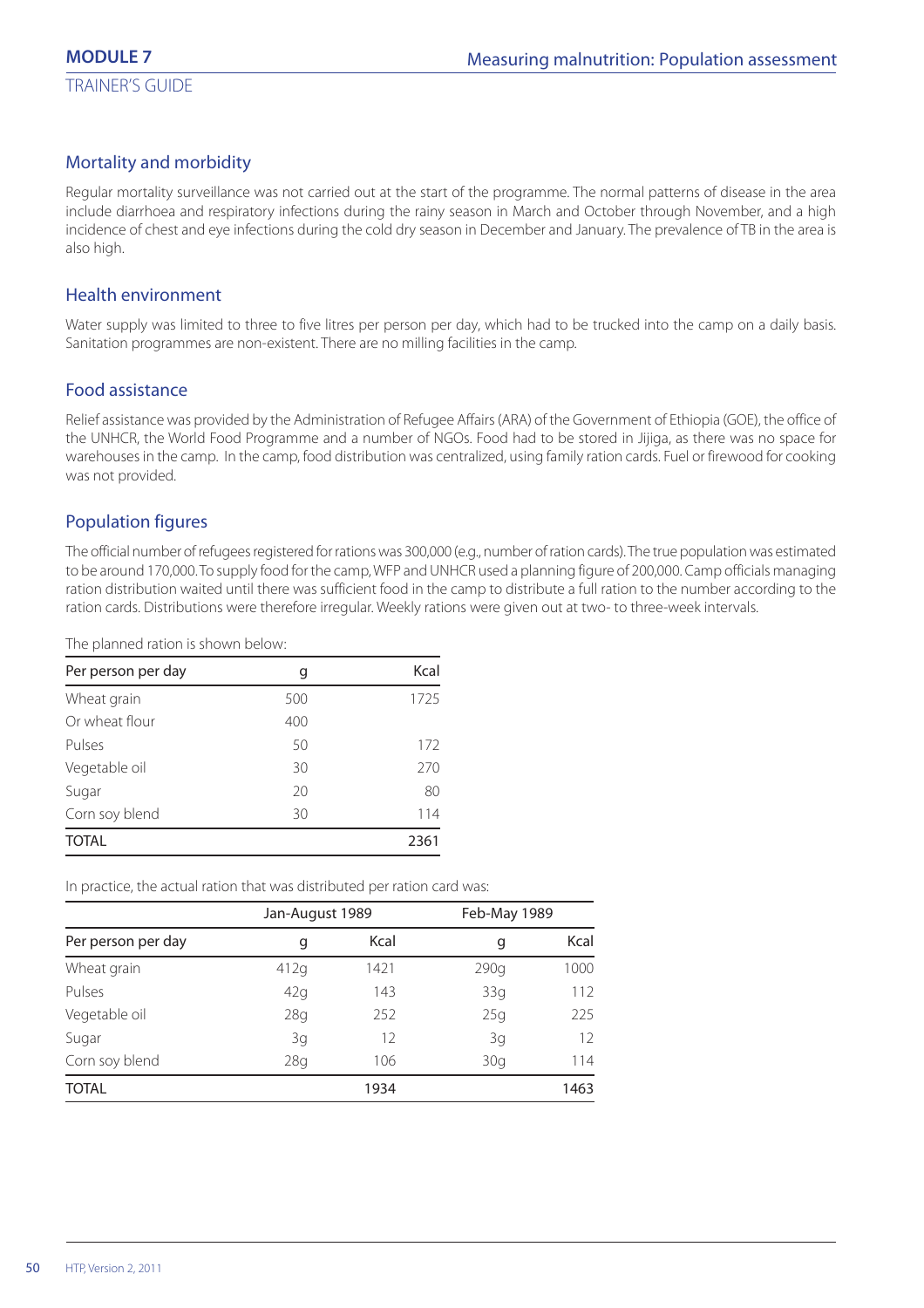## Mortality and morbidity

Regular mortality surveillance was not carried out at the start of the programme. The normal patterns of disease in the area include diarrhoea and respiratory infections during the rainy season in March and October through November, and a high incidence of chest and eye infections during the cold dry season in December and January. The prevalence of TB in the area is also high.

## Health environment

Water supply was limited to three to five litres per person per day, which had to be trucked into the camp on a daily basis. Sanitation programmes are non-existent. There are no milling facilities in the camp.

## Food assistance

Relief assistance was provided by the Administration of Refugee Affairs (ARA) of the Government of Ethiopia (GOE), the office of the UNHCR, the World Food Programme and a number of NGOs. Food had to be stored in Jijiga, as there was no space for warehouses in the camp. In the camp, food distribution was centralized, using family ration cards. Fuel or firewood for cooking was not provided.

## Population figures

The official number of refugees registered for rations was 300,000 (e.g., number of ration cards). The true population was estimated to be around 170,000. To supply food for the camp, WFP and UNHCR used a planning figure of 200,000. Camp officials managing ration distribution waited until there was sufficient food in the camp to distribute a full ration to the number according to the ration cards. Distributions were therefore irregular. Weekly rations were given out at two- to three-week intervals.

The planned ration is shown below:

| Per person per day | g | Kcal |
|---|---|---|
| Wheat grain | 500 | 1725 |
| Or wheat flour | 400 | |
| Pulses | 50 | 172 |
| Vegetable oil | 30 | 270 |
| Sugar | 20 | 80 |
| Corn soy blend | 30 | 114 |
| TOTAL | | 2361 |

In practice, the actual ration that was distributed per ration card was:

| | Jan-August 1989 | | Feb-May 1989 | |
|---|---|---|---|---|
| Per person per day | g | Kcal | g | Kcal |
| Wheat grain | 412g | 1421 | 290g | 1000 |
| Pulses | 42g | 143 | 33g | 112 |
| Vegetable oil | 28g | 252 | 25g | 225 |
| Sugar | 3g | 12 | 3g | 12 |
| Corn soy blend | 28g | 106 | 30g | 114 |
| TOTAL | | 1934 | | 1463 |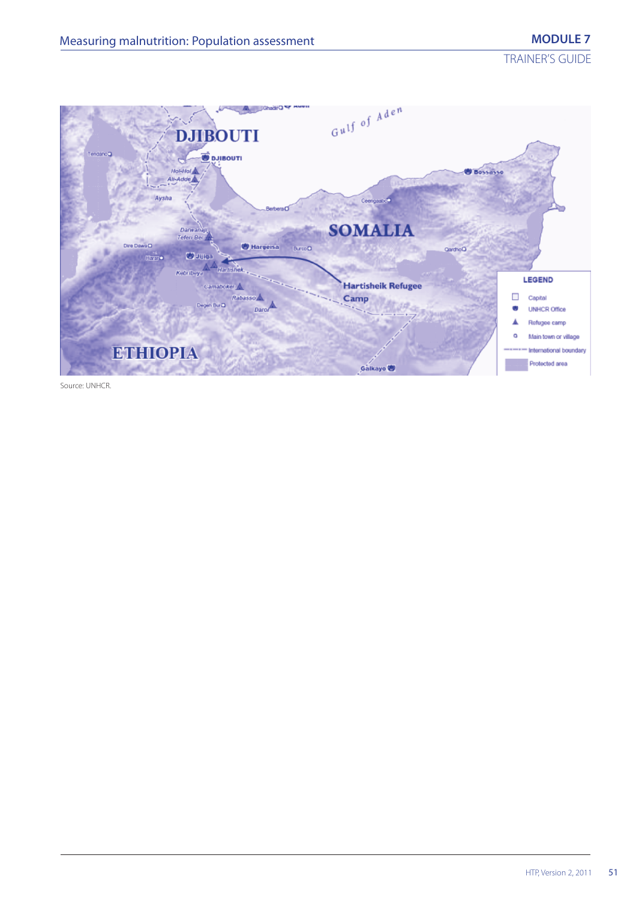Source: UNHCR.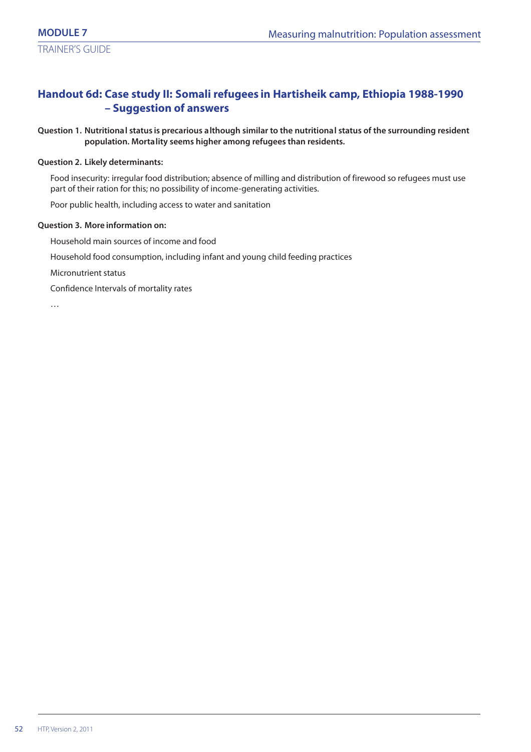## Handout 6d: Case study II: Somali refugees in Hartisheik camp, Ethiopia 1988-1990 – Suggestion of answers

**Question 1. Nutritional status is precarious although similar to the nutritional status of the surrounding resident population. Mortality seems higher among refugees than residents.**

**Question 2. Likely determinants:**

Food insecurity: irregular food distribution; absence of milling and distribution of firewood so refugees must use part of their ration for this; no possibility of income-generating activities.

Poor public health, including access to water and sanitation

**Question 3. More information on:**

Household main sources of income and food

Household food consumption, including infant and young child feeding practices

Micronutrient status

Confidence Intervals of mortality rates

…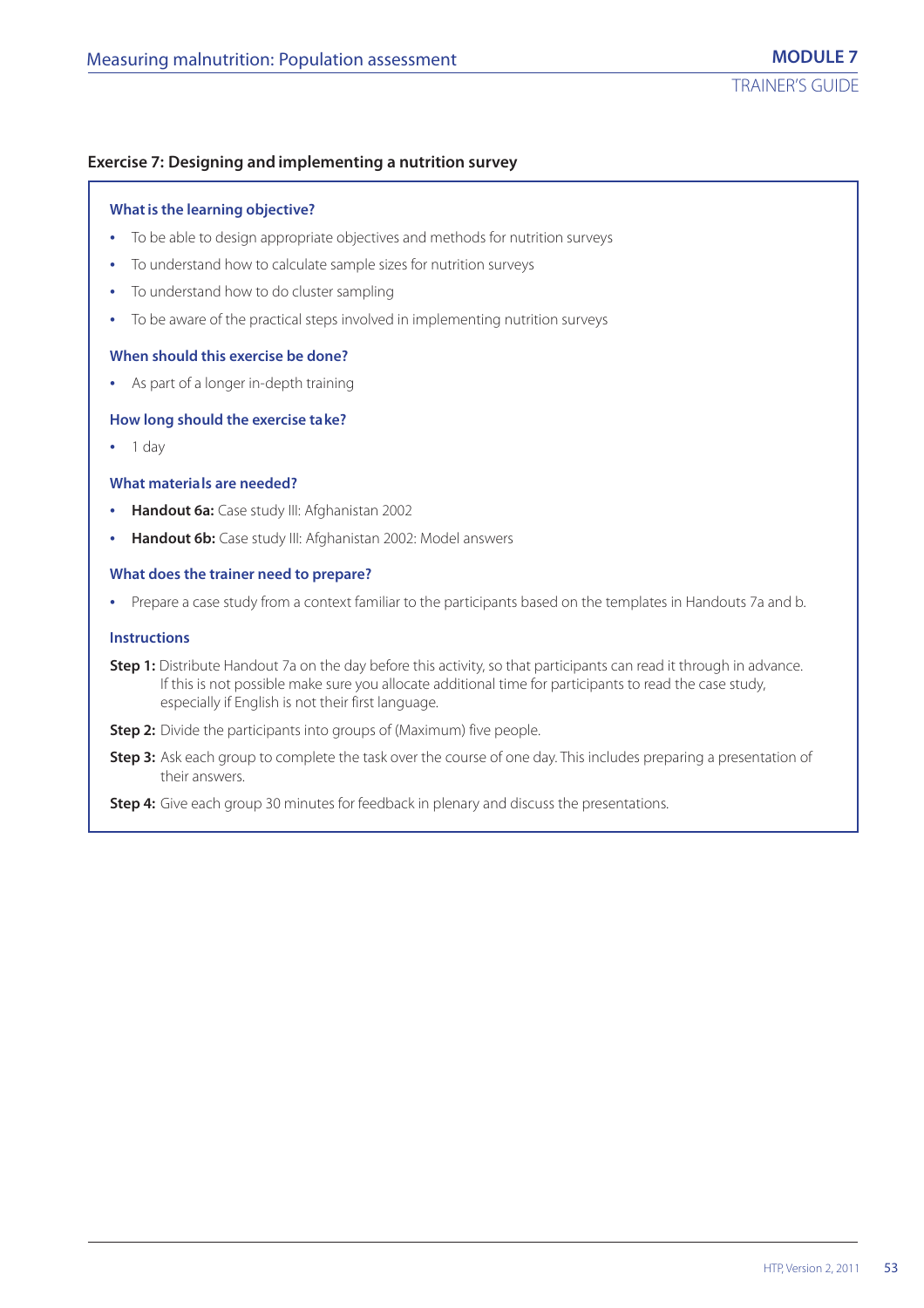### Exercise 7: Designing and implementing a nutrition survey

#### What is the learning objective?

- To be able to design appropriate objectives and methods for nutrition surveys
- To understand how to calculate sample sizes for nutrition surveys
- To understand how to do cluster sampling
- To be aware of the practical steps involved in implementing nutrition surveys

#### When should this exercise be done?

- As part of a longer in-depth training

#### How long should the exercise take?

- 1 day

#### What materials are needed?

- **Handout 6a:** Case study III: Afghanistan 2002
- **Handout 6b:** Case study III: Afghanistan 2002: Model answers

#### What does the trainer need to prepare?

- Prepare a case study from a context familiar to the participants based on the templates in Handouts 7a and b.

#### Instructions

**Step 1:** Distribute Handout 7a on the day before this activity, so that participants can read it through in advance. If this is not possible make sure you allocate additional time for participants to read the case study, especially if English is not their first language.

**Step 2:** Divide the participants into groups of (Maximum) five people.

**Step 3:** Ask each group to complete the task over the course of one day. This includes preparing a presentation of their answers.

**Step 4:** Give each group 30 minutes for feedback in plenary and discuss the presentations.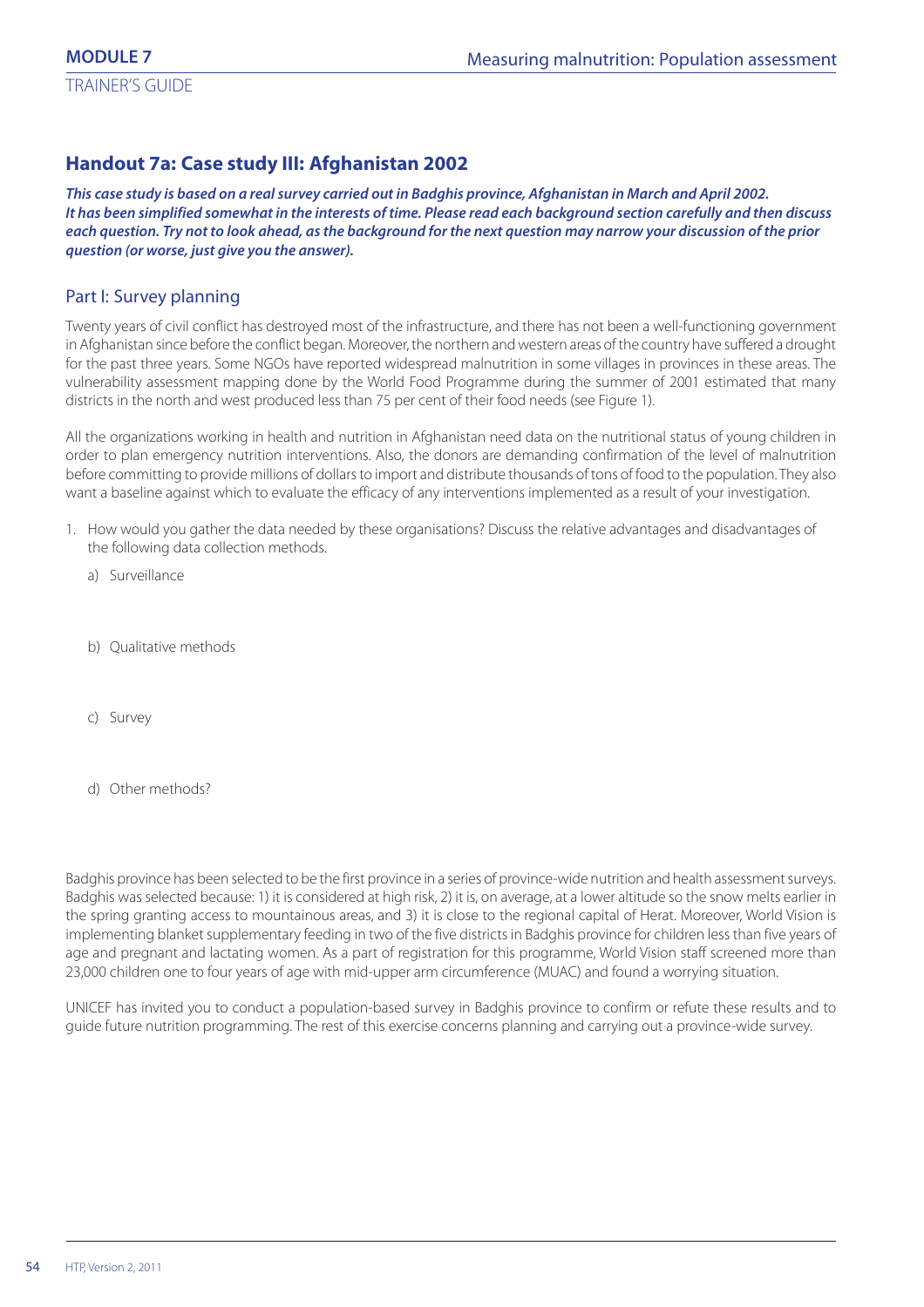## Handout 7a: Case study III: Afghanistan 2002

***This case study is based on a real survey carried out in Badghis province, Afghanistan in March and April 2002. It has been simplified somewhat in the interests of time. Please read each background section carefully and then discuss each question. Try not to look ahead, as the background for the next question may narrow your discussion of the prior question (or worse, just give you the answer).***

### Part I: Survey planning

Twenty years of civil conflict has destroyed most of the infrastructure, and there has not been a well-functioning government in Afghanistan since before the conflict began. Moreover, the northern and western areas of the country have suffered a drought for the past three years. Some NGOs have reported widespread malnutrition in some villages in provinces in these areas. The vulnerability assessment mapping done by the World Food Programme during the summer of 2001 estimated that many districts in the north and west produced less than 75 per cent of their food needs (see Figure 1).

All the organizations working in health and nutrition in Afghanistan need data on the nutritional status of young children in order to plan emergency nutrition interventions. Also, the donors are demanding confirmation of the level of malnutrition before committing to provide millions of dollars to import and distribute thousands of tons of food to the population. They also want a baseline against which to evaluate the efficacy of any interventions implemented as a result of your investigation.

1. How would you gather the data needed by these organisations? Discuss the relative advantages and disadvantages of the following data collection methods.
   a) Surveillance

   b) Qualitative methods

   c) Survey

   d) Other methods?

Badghis province has been selected to be the first province in a series of province-wide nutrition and health assessment surveys. Badghis was selected because: 1) it is considered at high risk, 2) it is, on average, at a lower altitude so the snow melts earlier in the spring granting access to mountainous areas, and 3) it is close to the regional capital of Herat. Moreover, World Vision is implementing blanket supplementary feeding in two of the five districts in Badghis province for children less than five years of age and pregnant and lactating women. As a part of registration for this programme, World Vision staff screened more than 23,000 children one to four years of age with mid-upper arm circumference (MUAC) and found a worrying situation.

UNICEF has invited you to conduct a population-based survey in Badghis province to confirm or refute these results and to guide future nutrition programming. The rest of this exercise concerns planning and carrying out a province-wide survey.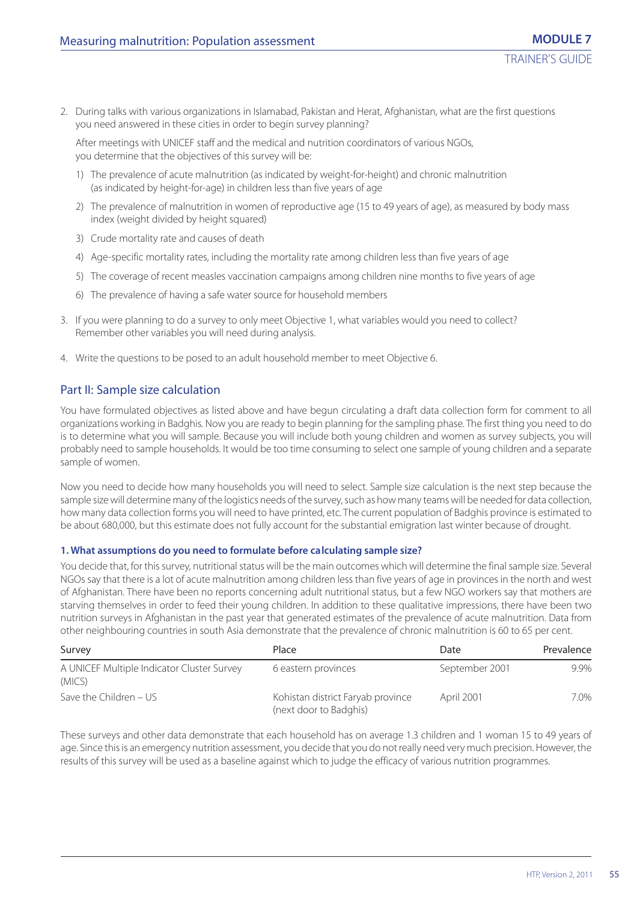2. During talks with various organizations in Islamabad, Pakistan and Herat, Afghanistan, what are the first questions you need answered in these cities in order to begin survey planning?

   After meetings with UNICEF staff and the medical and nutrition coordinators of various NGOs, you determine that the objectives of this survey will be:

   1) The prevalence of acute malnutrition (as indicated by weight-for-height) and chronic malnutrition (as indicated by height-for-age) in children less than five years of age

   2) The prevalence of malnutrition in women of reproductive age (15 to 49 years of age), as measured by body mass index (weight divided by height squared)

   3) Crude mortality rate and causes of death

   4) Age-specific mortality rates, including the mortality rate among children less than five years of age

   5) The coverage of recent measles vaccination campaigns among children nine months to five years of age

   6) The prevalence of having a safe water source for household members

3. If you were planning to do a survey to only meet Objective 1, what variables would you need to collect? Remember other variables you will need during analysis.

4. Write the questions to be posed to an adult household member to meet Objective 6.

## Part II: Sample size calculation

You have formulated objectives as listed above and have begun circulating a draft data collection form for comment to all organizations working in Badghis. Now you are ready to begin planning for the sampling phase. The first thing you need to do is to determine what you will sample. Because you will include both young children and women as survey subjects, you will probably need to sample households. It would be too time consuming to select one sample of young children and a separate sample of women.

Now you need to decide how many households you will need to select. Sample size calculation is the next step because the sample size will determine many of the logistics needs of the survey, such as how many teams will be needed for data collection, how many data collection forms you will need to have printed, etc. The current population of Badghis province is estimated to be about 680,000, but this estimate does not fully account for the substantial emigration last winter because of drought.

### 1. What assumptions do you need to formulate before calculating sample size?

You decide that, for this survey, nutritional status will be the main outcomes which will determine the final sample size. Several NGOs say that there is a lot of acute malnutrition among children less than five years of age in provinces in the north and west of Afghanistan. There have been no reports concerning adult nutritional status, but a few NGO workers say that mothers are starving themselves in order to feed their young children. In addition to these qualitative impressions, there have been two nutrition surveys in Afghanistan in the past year that generated estimates of the prevalence of acute malnutrition. Data from other neighbouring countries in south Asia demonstrate that the prevalence of chronic malnutrition is 60 to 65 per cent.

| Survey | Place | Date | Prevalence |
|---|---|---|---|
| A UNICEF Multiple Indicator Cluster Survey (MICS) | 6 eastern provinces | September 2001 | 9.9% |
| Save the Children – US | Kohistan district Faryab province (next door to Badghis) | April 2001 | 7.0% |

These surveys and other data demonstrate that each household has on average 1.3 children and 1 woman 15 to 49 years of age. Since this is an emergency nutrition assessment, you decide that you do not really need very much precision. However, the results of this survey will be used as a baseline against which to judge the efficacy of various nutrition programmes.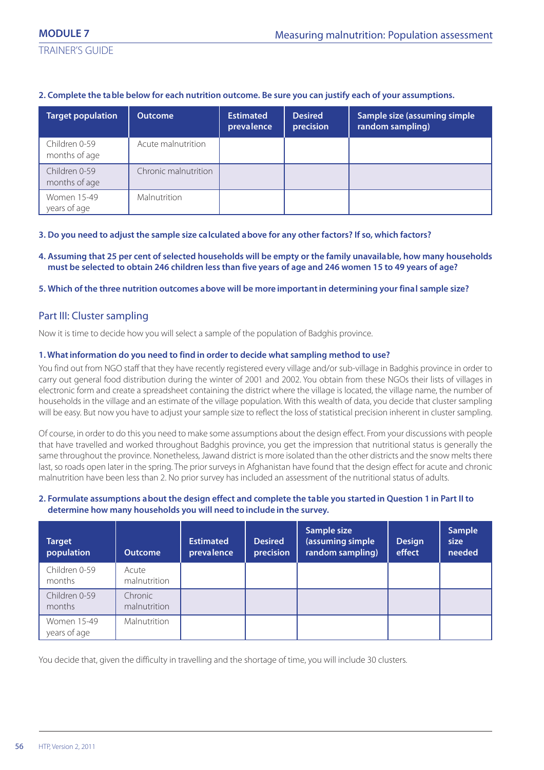**2. Complete the table below for each nutrition outcome. Be sure you can justify each of your assumptions.**

| Target population | Outcome | Estimated prevalence | Desired precision | Sample size (assuming simple random sampling) |
|---|---|---|---|---|
| Children 0-59 months of age | Acute malnutrition | | | |
| Children 0-59 months of age | Chronic malnutrition | | | |
| Women 15-49 years of age | Malnutrition | | | |

**3. Do you need to adjust the sample size calculated above for any other factors? If so, which factors?**

**4. Assuming that 25 per cent of selected households will be empty or the family unavailable, how many households must be selected to obtain 246 children less than five years of age and 246 women 15 to 49 years of age?**

**5. Which of the three nutrition outcomes above will be more important in determining your final sample size?**

## Part III: Cluster sampling

Now it is time to decide how you will select a sample of the population of Badghis province.

**1. What information do you need to find in order to decide what sampling method to use?**

You find out from NGO staff that they have recently registered every village and/or sub-village in Badghis province in order to carry out general food distribution during the winter of 2001 and 2002. You obtain from these NGOs their lists of villages in electronic form and create a spreadsheet containing the district where the village is located, the village name, the number of households in the village and an estimate of the village population. With this wealth of data, you decide that cluster sampling will be easy. But now you have to adjust your sample size to reflect the loss of statistical precision inherent in cluster sampling.

Of course, in order to do this you need to make some assumptions about the design effect. From your discussions with people that have travelled and worked throughout Badghis province, you get the impression that nutritional status is generally the same throughout the province. Nonetheless, Jawand district is more isolated than the other districts and the snow melts there last, so roads open later in the spring. The prior surveys in Afghanistan have found that the design effect for acute and chronic malnutrition have been less than 2. No prior survey has included an assessment of the nutritional status of adults.

**2. Formulate assumptions about the design effect and complete the table you started in Question 1 in Part II to determine how many households you will need to include in the survey.**

| Target population | Outcome | Estimated prevalence | Desired precision | Sample size (assuming simple random sampling) | Design effect | Sample size needed |
|---|---|---|---|---|---|---|
| Children 0-59 months | Acute malnutrition | | | | | |
| Children 0-59 months | Chronic malnutrition | | | | | |
| Women 15-49 years of age | Malnutrition | | | | | |

You decide that, given the difficulty in travelling and the shortage of time, you will include 30 clusters.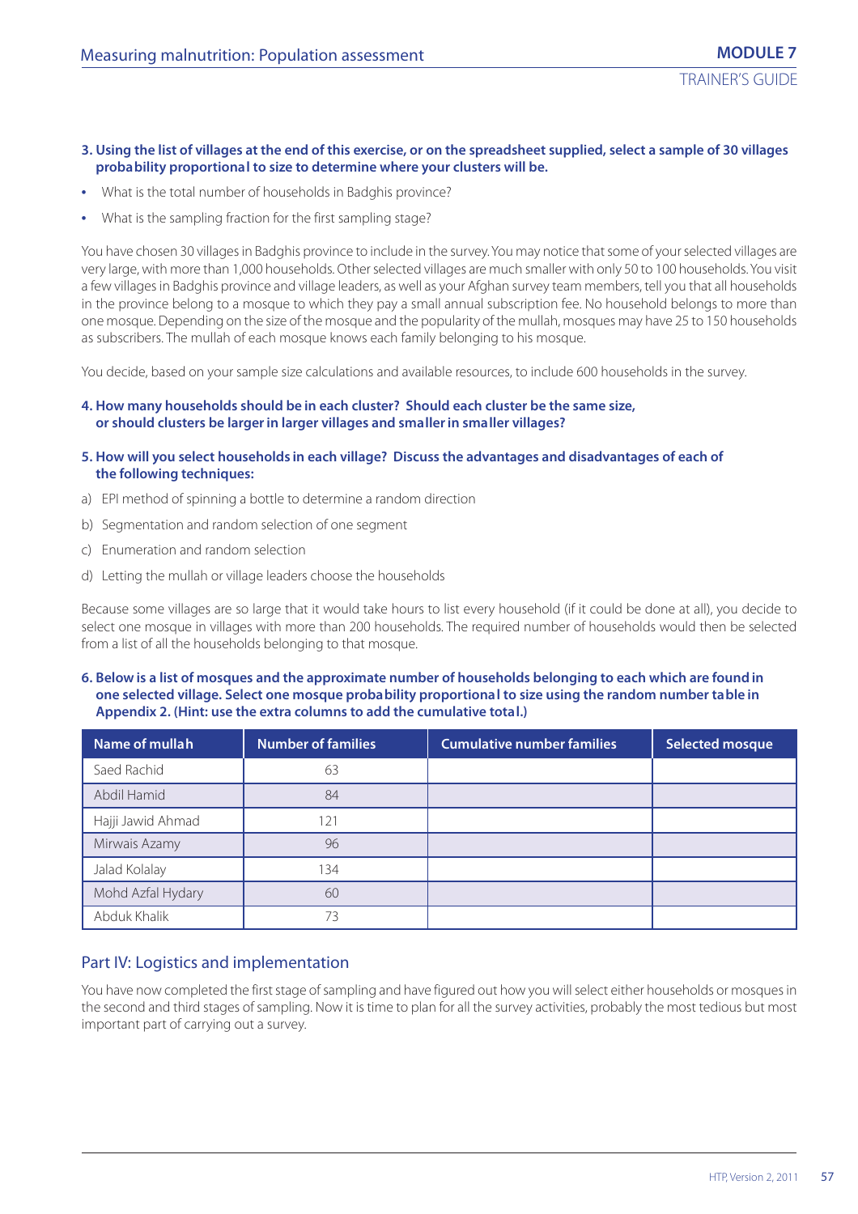**3. Using the list of villages at the end of this exercise, or on the spreadsheet supplied, select a sample of 30 villages probability proportional to size to determine where your clusters will be.**

- What is the total number of households in Badghis province?
- What is the sampling fraction for the first sampling stage?

You have chosen 30 villages in Badghis province to include in the survey. You may notice that some of your selected villages are very large, with more than 1,000 households. Other selected villages are much smaller with only 50 to 100 households. You visit a few villages in Badghis province and village leaders, as well as your Afghan survey team members, tell you that all households in the province belong to a mosque to which they pay a small annual subscription fee. No household belongs to more than one mosque. Depending on the size of the mosque and the popularity of the mullah, mosques may have 25 to 150 households as subscribers. The mullah of each mosque knows each family belonging to his mosque.

You decide, based on your sample size calculations and available resources, to include 600 households in the survey.

**4. How many households should be in each cluster? Should each cluster be the same size, or should clusters be larger in larger villages and smaller in smaller villages?**

**5. How will you select households in each village? Discuss the advantages and disadvantages of each of the following techniques:**

a) EPI method of spinning a bottle to determine a random direction

b) Segmentation and random selection of one segment

c) Enumeration and random selection

d) Letting the mullah or village leaders choose the households

Because some villages are so large that it would take hours to list every household (if it could be done at all), you decide to select one mosque in villages with more than 200 households. The required number of households would then be selected from a list of all the households belonging to that mosque.

**6. Below is a list of mosques and the approximate number of households belonging to each which are found in one selected village. Select one mosque probability proportional to size using the random number table in Appendix 2. (Hint: use the extra columns to add the cumulative total.)**

| Name of mullah | Number of families | Cumulative number families | Selected mosque |
|---|---|---|---|
| Saed Rachid | 63 | | |
| Abdil Hamid | 84 | | |
| Hajji Jawid Ahmad | 121 | | |
| Mirwais Azamy | 96 | | |
| Jalad Kolalay | 134 | | |
| Mohd Azfal Hydary | 60 | | |
| Abduk Khalik | 73 | | |

## Part IV: Logistics and implementation

You have now completed the first stage of sampling and have figured out how you will select either households or mosques in the second and third stages of sampling. Now it is time to plan for all the survey activities, probably the most tedious but most important part of carrying out a survey.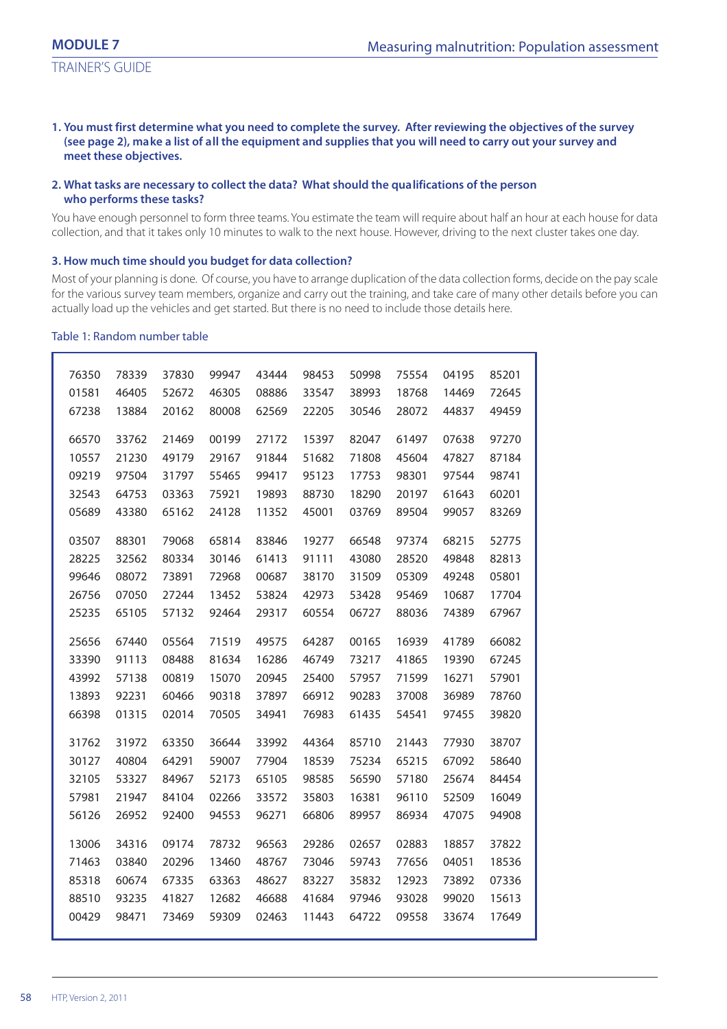**1. You must first determine what you need to complete the survey. After reviewing the objectives of the survey (see page 2), make a list of all the equipment and supplies that you will need to carry out your survey and meet these objectives.**

**2. What tasks are necessary to collect the data? What should the qualifications of the person who performs these tasks?**

You have enough personnel to form three teams. You estimate the team will require about half an hour at each house for data collection, and that it takes only 10 minutes to walk to the next house. However, driving to the next cluster takes one day.

**3. How much time should you budget for data collection?**

Most of your planning is done. Of course, you have to arrange duplication of the data collection forms, decide on the pay scale for the various survey team members, organize and carry out the training, and take care of many other details before you can actually load up the vehicles and get started. But there is no need to include those details here.

Table 1: Random number table

| | | | | | | | | | |
|---|---|---|---|---|---|---|---|---|---|
| 76350 | 78339 | 37830 | 99947 | 43444 | 98453 | 50998 | 75554 | 04195 | 85201 |
| 01581 | 46405 | 52672 | 46305 | 08886 | 33547 | 38993 | 18768 | 14469 | 72645 |
| 67238 | 13884 | 20162 | 80008 | 62569 | 22205 | 30546 | 28072 | 44837 | 49459 |
| 66570 | 33762 | 21469 | 00199 | 27172 | 15397 | 82047 | 61497 | 07638 | 97270 |
| 10557 | 21230 | 49179 | 29167 | 91844 | 51682 | 71808 | 45604 | 47827 | 87184 |
| 09219 | 97504 | 31797 | 55465 | 99417 | 95123 | 17753 | 98301 | 97544 | 98741 |
| 32543 | 64753 | 03363 | 75921 | 19893 | 88730 | 18290 | 20197 | 61643 | 60201 |
| 05689 | 43380 | 65162 | 24128 | 11352 | 45001 | 03769 | 89504 | 99057 | 83269 |
| 03507 | 88301 | 79068 | 65814 | 83846 | 19277 | 66548 | 97374 | 68215 | 52775 |
| 28225 | 32562 | 80334 | 30146 | 61413 | 91111 | 43080 | 28520 | 49848 | 82813 |
| 99646 | 08072 | 73891 | 72968 | 00687 | 38170 | 31509 | 05309 | 49248 | 05801 |
| 26756 | 07050 | 27244 | 13452 | 53824 | 42973 | 53428 | 95469 | 10687 | 17704 |
| 25235 | 65105 | 57132 | 92464 | 29317 | 60554 | 06727 | 88036 | 74389 | 67967 |
| 25656 | 67440 | 05564 | 71519 | 49575 | 64287 | 00165 | 16939 | 41789 | 66082 |
| 33390 | 91113 | 08488 | 81634 | 16286 | 46749 | 73217 | 41865 | 19390 | 67245 |
| 43992 | 57138 | 00819 | 15070 | 20945 | 25400 | 57957 | 71599 | 16271 | 57901 |
| 13893 | 92231 | 60466 | 90318 | 37897 | 66912 | 90283 | 37008 | 36989 | 78760 |
| 66398 | 01315 | 02014 | 70505 | 34941 | 76983 | 61435 | 54541 | 97455 | 39820 |
| 31762 | 31972 | 63350 | 36644 | 33992 | 44364 | 85710 | 21443 | 77930 | 38707 |
| 30127 | 40804 | 64291 | 59007 | 77904 | 18539 | 75234 | 65215 | 67092 | 58640 |
| 32105 | 53327 | 84967 | 52173 | 65105 | 98585 | 56590 | 57180 | 25674 | 84454 |
| 57981 | 21947 | 84104 | 02266 | 33572 | 35803 | 16381 | 96110 | 52509 | 16049 |
| 56126 | 26952 | 92400 | 94553 | 96271 | 66806 | 89957 | 86934 | 47075 | 94908 |
| 13006 | 34316 | 09174 | 78732 | 96563 | 29286 | 02657 | 02883 | 18857 | 37822 |
| 71463 | 03840 | 20296 | 13460 | 48767 | 73046 | 59743 | 77656 | 04051 | 18536 |
| 85318 | 60674 | 67335 | 63363 | 48627 | 83227 | 35832 | 12923 | 73892 | 07336 |
| 88510 | 93235 | 41827 | 12682 | 46688 | 41684 | 97946 | 93028 | 99020 | 15613 |
| 00429 | 98471 | 73469 | 59309 | 02463 | 11443 | 64722 | 09558 | 33674 | 17649 |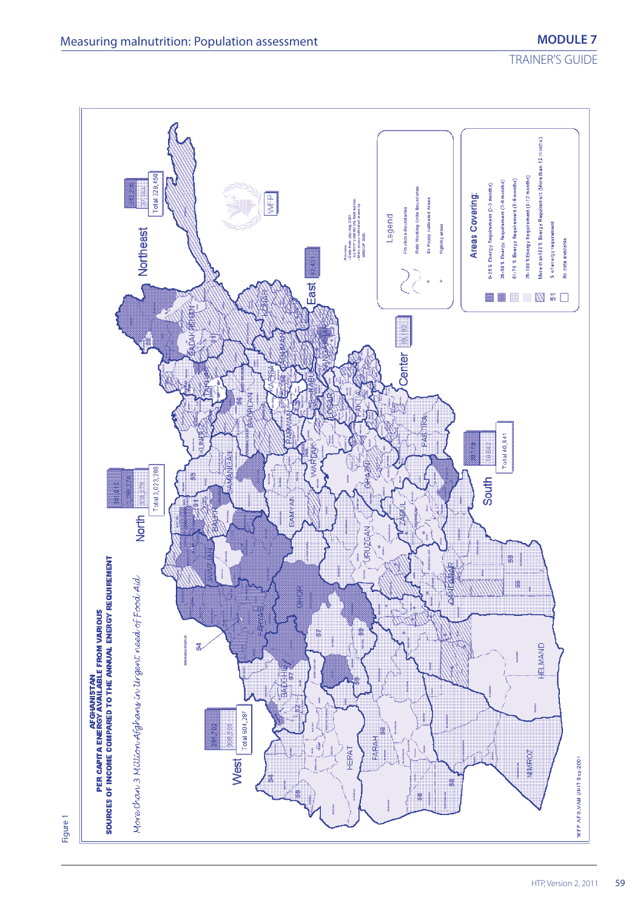Figure 1

**AFGHANISTAN**
**PER CAPITA ENERGY AVAILABLE FROM VARIOUS SOURCES OF INCOME COMPARED TO THE ANNUAL ENERGY REQUIREMENT**

*More than 3 Million Afghans in Urgent need of Food Aid*

Northeast — Total 329,450

East

Center

North — Total 2,023,269

South — Total 40,841

West — Total 604,287

Legend

- Province Boundaries
- Field Working Units Boundaries
- Ex Poppy cultivated Areas
- Fighting areas

Areas Covering:

- 0-25 % Energy Requirement (0-3 months)
- 26-50 % Energy Requirement (3-6 months)
- 51-75 % Energy Requirement (6-9 months)
- 76-100 % Energy Requirement (9-12 months)
- More than 100 % Energy Requirement (More than 12 months)
- 51 — % of energy requirement
- No data available

WFP AFG VAM UNIT Sep 2001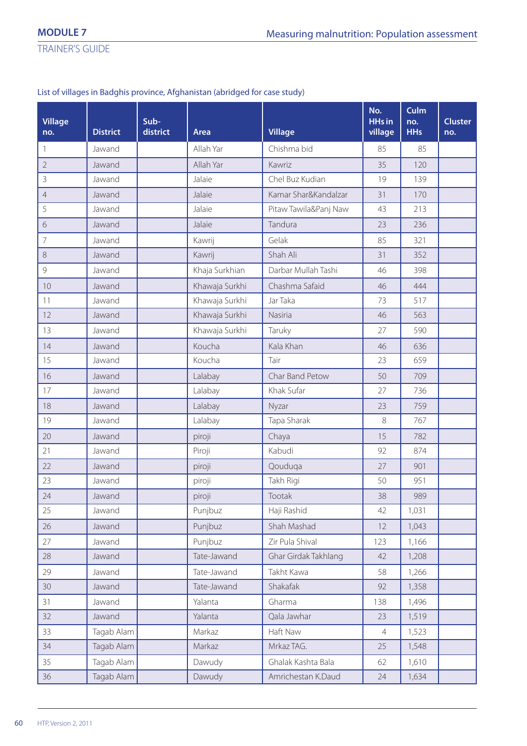List of villages in Badghis province, Afghanistan (abridged for case study)

| Village no. | District | Sub-district | Area | Village | No. HHs in village | Culm no. HHs | Cluster no. |
|---|---|---|---|---|---|---|---|
| 1 | Jawand | | Allah Yar | Chishma bid | 85 | 85 | |
| 2 | Jawand | | Allah Yar | Kawriz | 35 | 120 | |
| 3 | Jawand | | Jalaie | Chel Buz Kudian | 19 | 139 | |
| 4 | Jawand | | Jalaie | Kamar Shar&Kandalzar | 31 | 170 | |
| 5 | Jawand | | Jalaie | Pitaw Tawila&Panj Naw | 43 | 213 | |
| 6 | Jawand | | Jalaie | Tandura | 23 | 236 | |
| 7 | Jawand | | Kawrij | Gelak | 85 | 321 | |
| 8 | Jawand | | Kawrij | Shah Ali | 31 | 352 | |
| 9 | Jawand | | Khaja Surkhian | Darbar Mullah Tashi | 46 | 398 | |
| 10 | Jawand | | Khawaja Surkhi | Chashma Safaid | 46 | 444 | |
| 11 | Jawand | | Khawaja Surkhi | Jar Taka | 73 | 517 | |
| 12 | Jawand | | Khawaja Surkhi | Nasiria | 46 | 563 | |
| 13 | Jawand | | Khawaja Surkhi | Taruky | 27 | 590 | |
| 14 | Jawand | | Koucha | Kala Khan | 46 | 636 | |
| 15 | Jawand | | Koucha | Tair | 23 | 659 | |
| 16 | Jawand | | Lalabay | Char Band Petow | 50 | 709 | |
| 17 | Jawand | | Lalabay | Khak Sufar | 27 | 736 | |
| 18 | Jawand | | Lalabay | Nyzar | 23 | 759 | |
| 19 | Jawand | | Lalabay | Tapa Sharak | 8 | 767 | |
| 20 | Jawand | | piroji | Chaya | 15 | 782 | |
| 21 | Jawand | | Piroji | Kabudi | 92 | 874 | |
| 22 | Jawand | | piroji | Qouduqa | 27 | 901 | |
| 23 | Jawand | | piroji | Takh Rigi | 50 | 951 | |
| 24 | Jawand | | piroji | Tootak | 38 | 989 | |
| 25 | Jawand | | Punjbuz | Haji Rashid | 42 | 1,031 | |
| 26 | Jawand | | Punjbuz | Shah Mashad | 12 | 1,043 | |
| 27 | Jawand | | Punjbuz | Zir Pula Shival | 123 | 1,166 | |
| 28 | Jawand | | Tate-Jawand | Ghar Girdak Takhlang | 42 | 1,208 | |
| 29 | Jawand | | Tate-Jawand | Takht Kawa | 58 | 1,266 | |
| 30 | Jawand | | Tate-Jawand | Shakafak | 92 | 1,358 | |
| 31 | Jawand | | Yalanta | Gharma | 138 | 1,496 | |
| 32 | Jawand | | Yalanta | Qala Jawhar | 23 | 1,519 | |
| 33 | Tagab Alam | | Markaz | Haft Naw | 4 | 1,523 | |
| 34 | Tagab Alam | | Markaz | Mrkaz TAG. | 25 | 1,548 | |
| 35 | Tagab Alam | | Dawudy | Ghalak Kashta Bala | 62 | 1,610 | |
| 36 | Tagab Alam | | Dawudy | Amrichestan K.Daud | 24 | 1,634 | |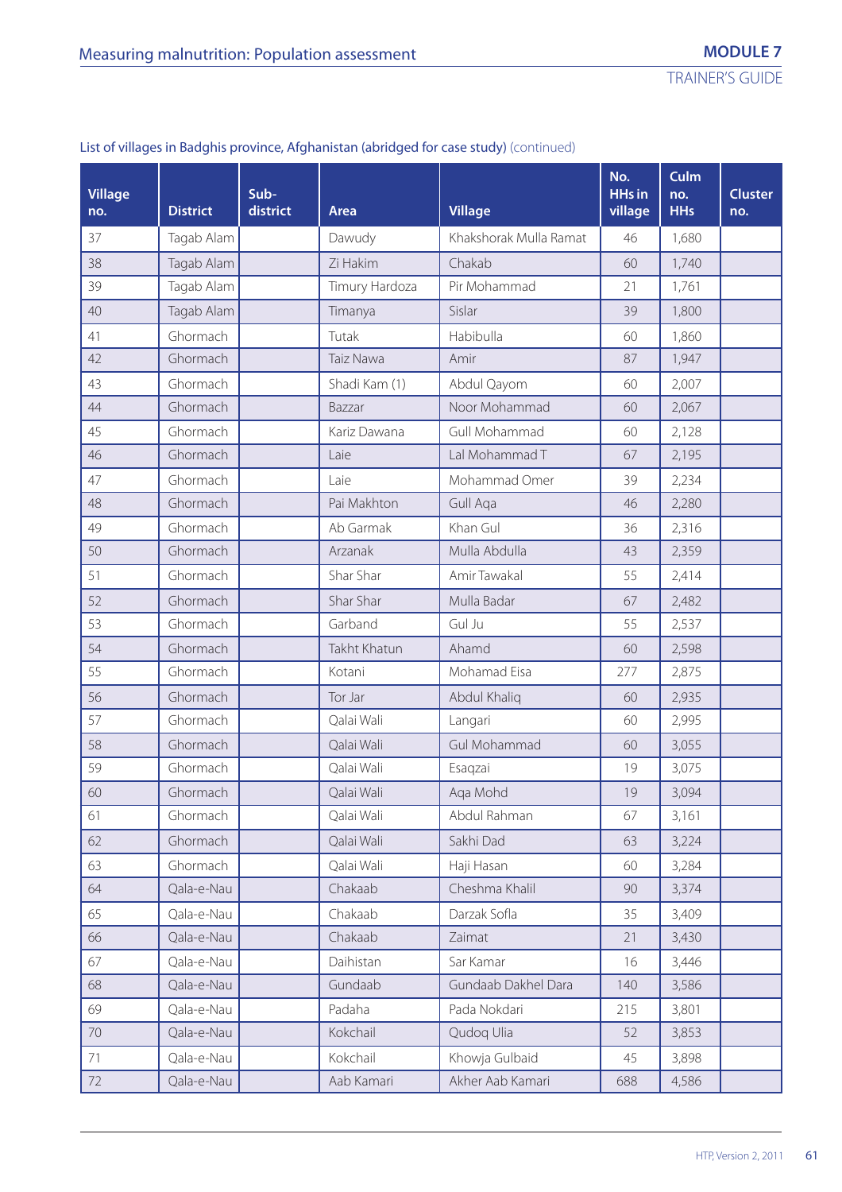List of villages in Badghis province, Afghanistan (abridged for case study) (continued)

| Village no. | District | Sub-district | Area | Village | No. HHs in village | Culm no. HHs | Cluster no. |
|---|---|---|---|---|---|---|---|
| 37 | Tagab Alam | | Dawudy | Khakshorak Mulla Ramat | 46 | 1,680 | |
| 38 | Tagab Alam | | Zi Hakim | Chakab | 60 | 1,740 | |
| 39 | Tagab Alam | | Timury Hardoza | Pir Mohammad | 21 | 1,761 | |
| 40 | Tagab Alam | | Timanya | Sislar | 39 | 1,800 | |
| 41 | Ghormach | | Tutak | Habibulla | 60 | 1,860 | |
| 42 | Ghormach | | Taiz Nawa | Amir | 87 | 1,947 | |
| 43 | Ghormach | | Shadi Kam (1) | Abdul Qayom | 60 | 2,007 | |
| 44 | Ghormach | | Bazzar | Noor Mohammad | 60 | 2,067 | |
| 45 | Ghormach | | Kariz Dawana | Gull Mohammad | 60 | 2,128 | |
| 46 | Ghormach | | Laie | Lal Mohammad T | 67 | 2,195 | |
| 47 | Ghormach | | Laie | Mohammad Omer | 39 | 2,234 | |
| 48 | Ghormach | | Pai Makhton | Gull Aqa | 46 | 2,280 | |
| 49 | Ghormach | | Ab Garmak | Khan Gul | 36 | 2,316 | |
| 50 | Ghormach | | Arzanak | Mulla Abdulla | 43 | 2,359 | |
| 51 | Ghormach | | Shar Shar | Amir Tawakal | 55 | 2,414 | |
| 52 | Ghormach | | Shar Shar | Mulla Badar | 67 | 2,482 | |
| 53 | Ghormach | | Garband | Gul Ju | 55 | 2,537 | |
| 54 | Ghormach | | Takht Khatun | Ahamd | 60 | 2,598 | |
| 55 | Ghormach | | Kotani | Mohamad Eisa | 277 | 2,875 | |
| 56 | Ghormach | | Tor Jar | Abdul Khaliq | 60 | 2,935 | |
| 57 | Ghormach | | Qalai Wali | Langari | 60 | 2,995 | |
| 58 | Ghormach | | Qalai Wali | Gul Mohammad | 60 | 3,055 | |
| 59 | Ghormach | | Qalai Wali | Esaqzai | 19 | 3,075 | |
| 60 | Ghormach | | Qalai Wali | Aqa Mohd | 19 | 3,094 | |
| 61 | Ghormach | | Qalai Wali | Abdul Rahman | 67 | 3,161 | |
| 62 | Ghormach | | Qalai Wali | Sakhi Dad | 63 | 3,224 | |
| 63 | Ghormach | | Qalai Wali | Haji Hasan | 60 | 3,284 | |
| 64 | Qala-e-Nau | | Chakaab | Cheshma Khalil | 90 | 3,374 | |
| 65 | Qala-e-Nau | | Chakaab | Darzak Sofla | 35 | 3,409 | |
| 66 | Qala-e-Nau | | Chakaab | Zaimat | 21 | 3,430 | |
| 67 | Qala-e-Nau | | Daihistan | Sar Kamar | 16 | 3,446 | |
| 68 | Qala-e-Nau | | Gundaab | Gundaab Dakhel Dara | 140 | 3,586 | |
| 69 | Qala-e-Nau | | Padaha | Pada Nokdari | 215 | 3,801 | |
| 70 | Qala-e-Nau | | Kokchail | Qudoq Ulia | 52 | 3,853 | |
| 71 | Qala-e-Nau | | Kokchail | Khowja Gulbaid | 45 | 3,898 | |
| 72 | Qala-e-Nau | | Aab Kamari | Akher Aab Kamari | 688 | 4,586 | |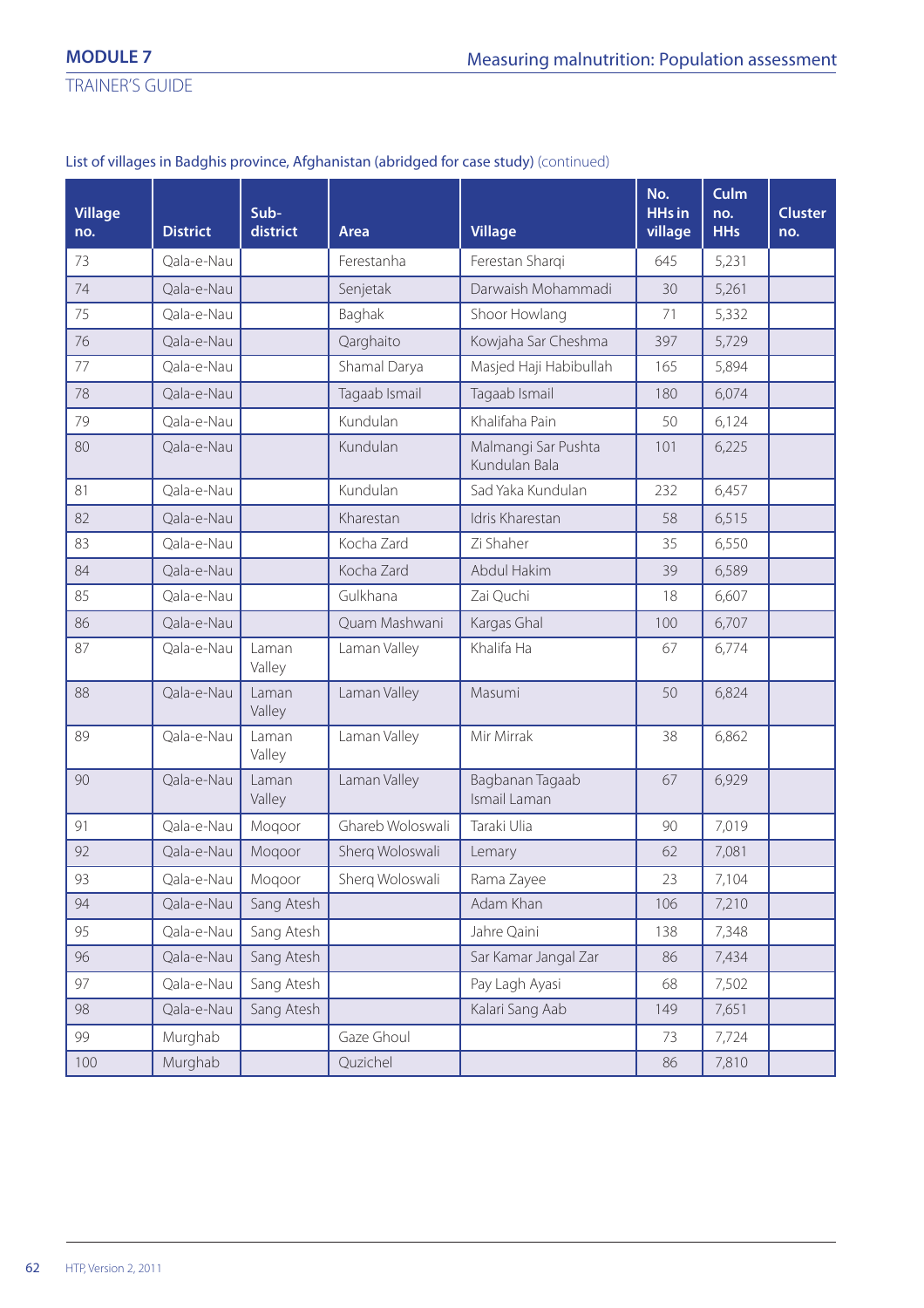List of villages in Badghis province, Afghanistan (abridged for case study) (continued)

| Village no. | District | Sub-district | Area | Village | No. HHs in village | Culm no. HHs | Cluster no. |
|---|---|---|---|---|---|---|---|
| 73 | Qala-e-Nau | | Ferestanha | Ferestan Sharqi | 645 | 5,231 | |
| 74 | Qala-e-Nau | | Senjetak | Darwaish Mohammadi | 30 | 5,261 | |
| 75 | Qala-e-Nau | | Baghak | Shoor Howlang | 71 | 5,332 | |
| 76 | Qala-e-Nau | | Qarghaito | Kowjaha Sar Cheshma | 397 | 5,729 | |
| 77 | Qala-e-Nau | | Shamal Darya | Masjed Haji Habibullah | 165 | 5,894 | |
| 78 | Qala-e-Nau | | Tagaab Ismail | Tagaab Ismail | 180 | 6,074 | |
| 79 | Qala-e-Nau | | Kundulan | Khalifaha Pain | 50 | 6,124 | |
| 80 | Qala-e-Nau | | Kundulan | Malmangi Sar Pushta Kundulan Bala | 101 | 6,225 | |
| 81 | Qala-e-Nau | | Kundulan | Sad Yaka Kundulan | 232 | 6,457 | |
| 82 | Qala-e-Nau | | Kharestan | Idris Kharestan | 58 | 6,515 | |
| 83 | Qala-e-Nau | | Kocha Zard | Zi Shaher | 35 | 6,550 | |
| 84 | Qala-e-Nau | | Kocha Zard | Abdul Hakim | 39 | 6,589 | |
| 85 | Qala-e-Nau | | Gulkhana | Zai Quchi | 18 | 6,607 | |
| 86 | Qala-e-Nau | | Quam Mashwani | Kargas Ghal | 100 | 6,707 | |
| 87 | Qala-e-Nau | Laman Valley | Laman Valley | Khalifa Ha | 67 | 6,774 | |
| 88 | Qala-e-Nau | Laman Valley | Laman Valley | Masumi | 50 | 6,824 | |
| 89 | Qala-e-Nau | Laman Valley | Laman Valley | Mir Mirrak | 38 | 6,862 | |
| 90 | Qala-e-Nau | Laman Valley | Laman Valley | Bagbanan Tagaab Ismail Laman | 67 | 6,929 | |
| 91 | Qala-e-Nau | Moqoor | Ghareb Woloswali | Taraki Ulia | 90 | 7,019 | |
| 92 | Qala-e-Nau | Moqoor | Sherq Woloswali | Lemary | 62 | 7,081 | |
| 93 | Qala-e-Nau | Moqoor | Sherq Woloswali | Rama Zayee | 23 | 7,104 | |
| 94 | Qala-e-Nau | Sang Atesh | | Adam Khan | 106 | 7,210 | |
| 95 | Qala-e-Nau | Sang Atesh | | Jahre Qaini | 138 | 7,348 | |
| 96 | Qala-e-Nau | Sang Atesh | | Sar Kamar Jangal Zar | 86 | 7,434 | |
| 97 | Qala-e-Nau | Sang Atesh | | Pay Lagh Ayasi | 68 | 7,502 | |
| 98 | Qala-e-Nau | Sang Atesh | | Kalari Sang Aab | 149 | 7,651 | |
| 99 | Murghab | | Gaze Ghoul | | 73 | 7,724 | |
| 100 | Murghab | | Quzichel | | 86 | 7,810 | |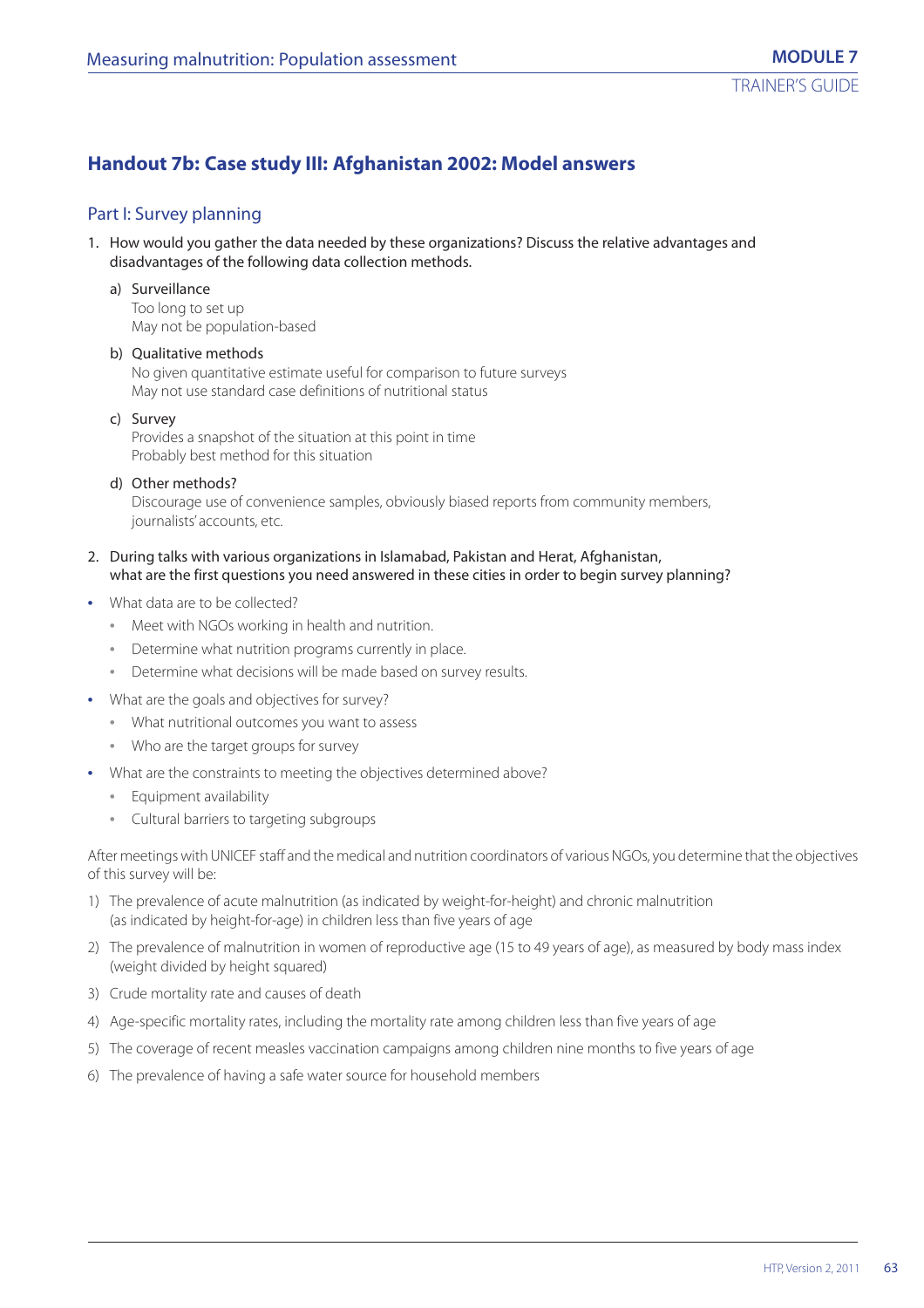## Handout 7b: Case study III: Afghanistan 2002: Model answers

### Part I: Survey planning

1. How would you gather the data needed by these organizations? Discuss the relative advantages and disadvantages of the following data collection methods.

   a) Surveillance
      Too long to set up
      May not be population-based

   b) Qualitative methods
      No given quantitative estimate useful for comparison to future surveys
      May not use standard case definitions of nutritional status

   c) Survey
      Provides a snapshot of the situation at this point in time
      Probably best method for this situation

   d) Other methods?
      Discourage use of convenience samples, obviously biased reports from community members, journalists' accounts, etc.

2. During talks with various organizations in Islamabad, Pakistan and Herat, Afghanistan, what are the first questions you need answered in these cities in order to begin survey planning?

- What data are to be collected?
  - Meet with NGOs working in health and nutrition.
  - Determine what nutrition programs currently in place.
  - Determine what decisions will be made based on survey results.
- What are the goals and objectives for survey?
  - What nutritional outcomes you want to assess
  - Who are the target groups for survey
- What are the constraints to meeting the objectives determined above?
  - Equipment availability
  - Cultural barriers to targeting subgroups

After meetings with UNICEF staff and the medical and nutrition coordinators of various NGOs, you determine that the objectives of this survey will be:

1) The prevalence of acute malnutrition (as indicated by weight-for-height) and chronic malnutrition (as indicated by height-for-age) in children less than five years of age
2) The prevalence of malnutrition in women of reproductive age (15 to 49 years of age), as measured by body mass index (weight divided by height squared)
3) Crude mortality rate and causes of death
4) Age-specific mortality rates, including the mortality rate among children less than five years of age
5) The coverage of recent measles vaccination campaigns among children nine months to five years of age
6) The prevalence of having a safe water source for household members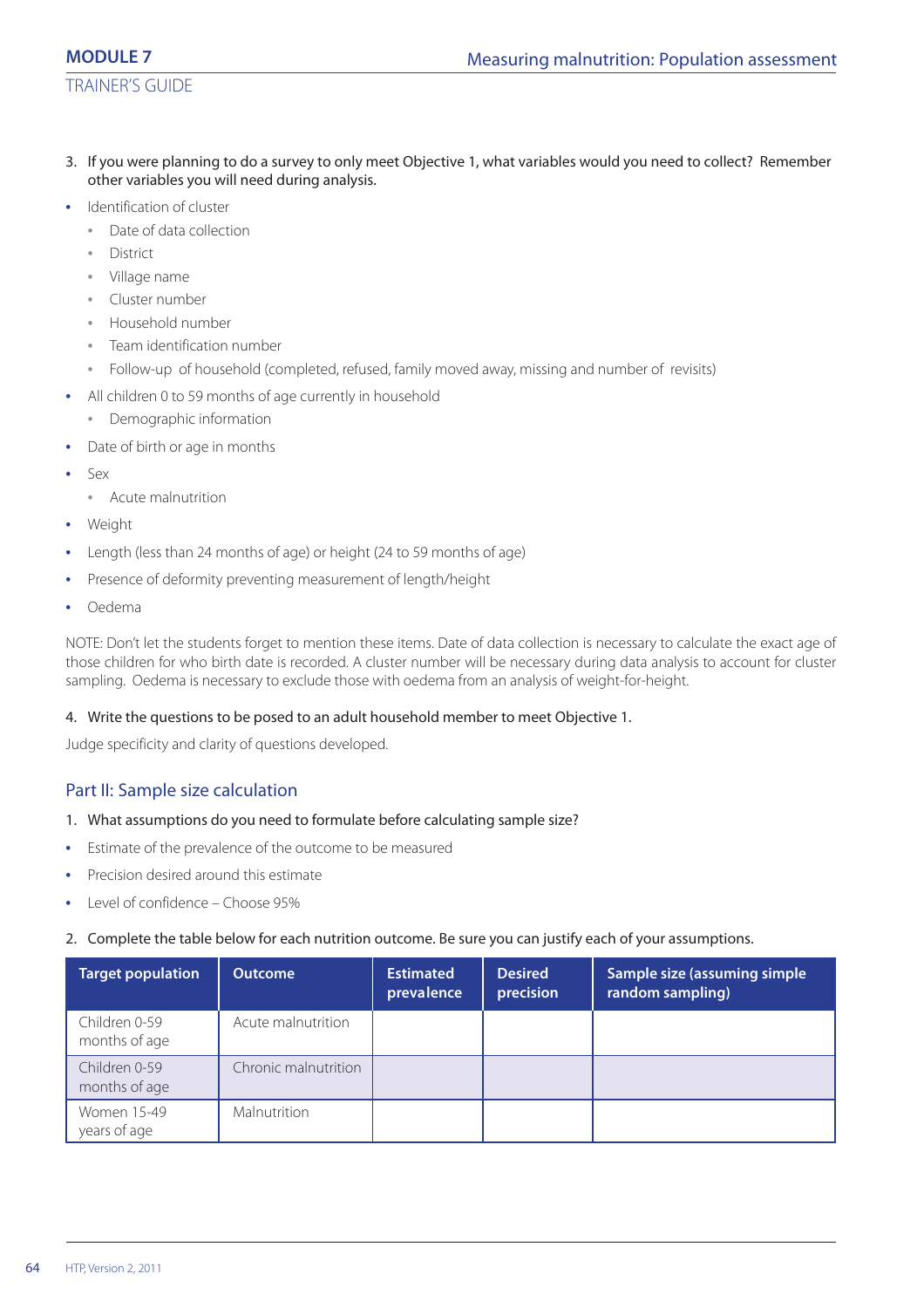3. If you were planning to do a survey to only meet Objective 1, what variables would you need to collect? Remember other variables you will need during analysis.

- Identification of cluster
  - Date of data collection
  - District
  - Village name
  - Cluster number
  - Household number
  - Team identification number
  - Follow-up of household (completed, refused, family moved away, missing and number of revisits)
- All children 0 to 59 months of age currently in household
  - Demographic information
- Date of birth or age in months
- Sex
  - Acute malnutrition
- Weight
- Length (less than 24 months of age) or height (24 to 59 months of age)
- Presence of deformity preventing measurement of length/height
- Oedema

NOTE: Don't let the students forget to mention these items. Date of data collection is necessary to calculate the exact age of those children for who birth date is recorded. A cluster number will be necessary during data analysis to account for cluster sampling. Oedema is necessary to exclude those with oedema from an analysis of weight-for-height.

4. Write the questions to be posed to an adult household member to meet Objective 1.

Judge specificity and clarity of questions developed.

## Part II: Sample size calculation

1. What assumptions do you need to formulate before calculating sample size?

- Estimate of the prevalence of the outcome to be measured
- Precision desired around this estimate
- Level of confidence – Choose 95%

2. Complete the table below for each nutrition outcome. Be sure you can justify each of your assumptions.

| Target population | Outcome | Estimated prevalence | Desired precision | Sample size (assuming simple random sampling) |
|---|---|---|---|---|
| Children 0-59 months of age | Acute malnutrition | | | |
| Children 0-59 months of age | Chronic malnutrition | | | |
| Women 15-49 years of age | Malnutrition | | | |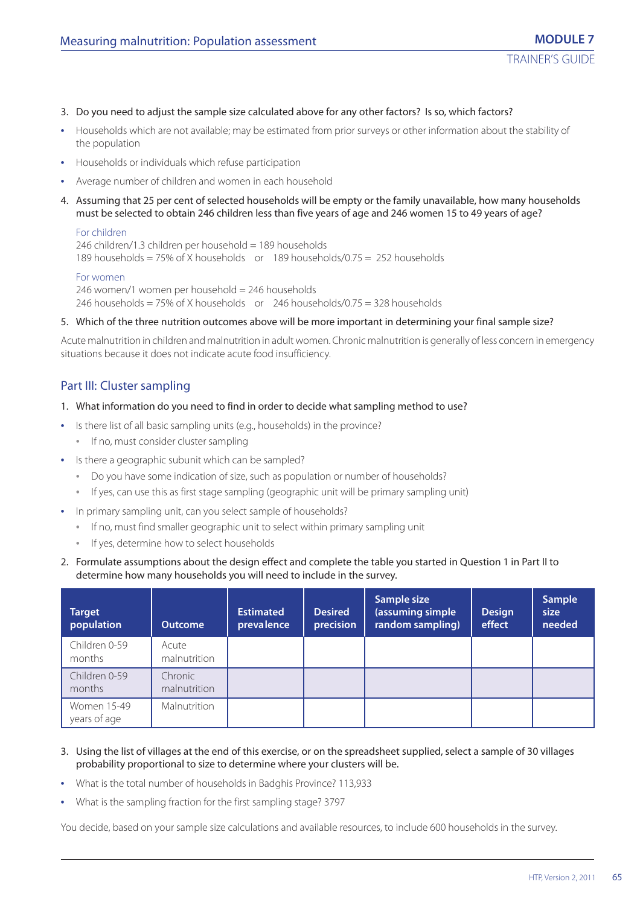3. Do you need to adjust the sample size calculated above for any other factors? Is so, which factors?

- Households which are not available; may be estimated from prior surveys or other information about the stability of the population
- Households or individuals which refuse participation
- Average number of children and women in each household

4. Assuming that 25 per cent of selected households will be empty or the family unavailable, how many households must be selected to obtain 246 children less than five years of age and 246 women 15 to 49 years of age?

   For children
   246 children/1.3 children per household = 189 households
   189 households = 75% of X households or 189 households/0.75 = 252 households

   For women
   246 women/1 women per household = 246 households
   246 households = 75% of X households or 246 households/0.75 = 328 households

5. Which of the three nutrition outcomes above will be more important in determining your final sample size?

Acute malnutrition in children and malnutrition in adult women. Chronic malnutrition is generally of less concern in emergency situations because it does not indicate acute food insufficiency.

## Part III: Cluster sampling

1. What information do you need to find in order to decide what sampling method to use?

- Is there list of all basic sampling units (e.g., households) in the province?
  - If no, must consider cluster sampling
- Is there a geographic subunit which can be sampled?
  - Do you have some indication of size, such as population or number of households?
  - If yes, can use this as first stage sampling (geographic unit will be primary sampling unit)
- In primary sampling unit, can you select sample of households?
  - If no, must find smaller geographic unit to select within primary sampling unit
  - If yes, determine how to select households

2. Formulate assumptions about the design effect and complete the table you started in Question 1 in Part II to determine how many households you will need to include in the survey.

| Target population | Outcome | Estimated prevalence | Desired precision | Sample size (assuming simple random sampling) | Design effect | Sample size needed |
|---|---|---|---|---|---|---|
| Children 0-59 months | Acute malnutrition | | | | | |
| Children 0-59 months | Chronic malnutrition | | | | | |
| Women 15-49 years of age | Malnutrition | | | | | |

3. Using the list of villages at the end of this exercise, or on the spreadsheet supplied, select a sample of 30 villages probability proportional to size to determine where your clusters will be.

- What is the total number of households in Badghis Province? 113,933
- What is the sampling fraction for the first sampling stage? 3797

You decide, based on your sample size calculations and available resources, to include 600 households in the survey.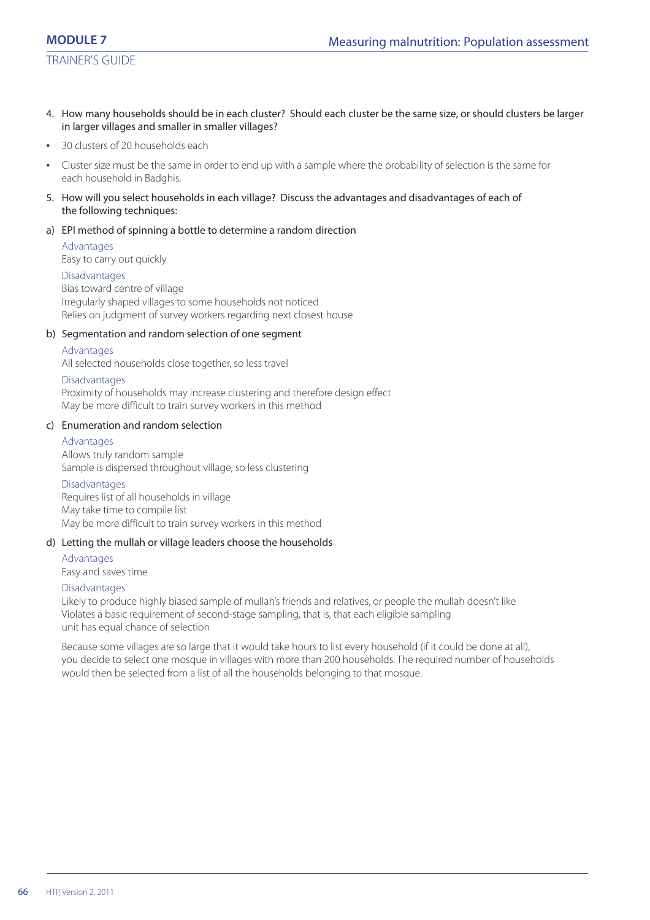4. How many households should be in each cluster? Should each cluster be the same size, or should clusters be larger in larger villages and smaller in smaller villages?

- 30 clusters of 20 households each
- Cluster size must be the same in order to end up with a sample where the probability of selection is the same for each household in Badghis.

5. How will you select households in each village? Discuss the advantages and disadvantages of each of the following techniques:

a) EPI method of spinning a bottle to determine a random direction

Advantages

Easy to carry out quickly

Disadvantages

Bias toward centre of village

Irregularly shaped villages to some households not noticed

Relies on judgment of survey workers regarding next closest house

b) Segmentation and random selection of one segment

Advantages

All selected households close together, so less travel

Disadvantages

Proximity of households may increase clustering and therefore design effect

May be more difficult to train survey workers in this method

c) Enumeration and random selection

Advantages

Allows truly random sample

Sample is dispersed throughout village, so less clustering

Disadvantages

Requires list of all households in village

May take time to compile list

May be more difficult to train survey workers in this method

d) Letting the mullah or village leaders choose the households

Advantages

Easy and saves time

Disadvantages

Likely to produce highly biased sample of mullah's friends and relatives, or people the mullah doesn't like

Violates a basic requirement of second-stage sampling, that is, that each eligible sampling unit has equal chance of selection

Because some villages are so large that it would take hours to list every household (if it could be done at all), you decide to select one mosque in villages with more than 200 households. The required number of households would then be selected from a list of all the households belonging to that mosque.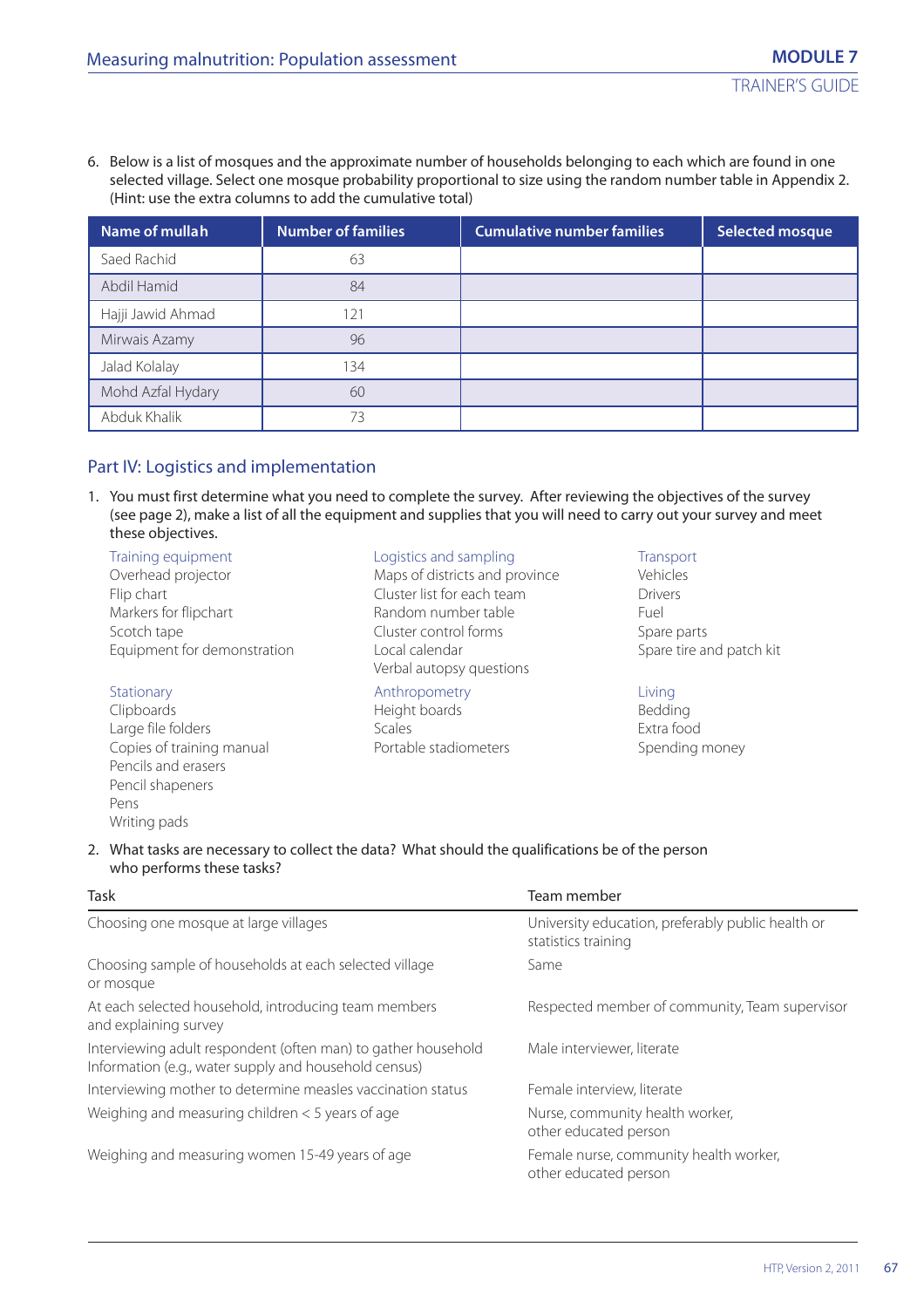6. Below is a list of mosques and the approximate number of households belonging to each which are found in one selected village. Select one mosque probability proportional to size using the random number table in Appendix 2. (Hint: use the extra columns to add the cumulative total)

| Name of mullah | Number of families | Cumulative number families | Selected mosque |
|---|---|---|---|
| Saed Rachid | 63 | | |
| Abdil Hamid | 84 | | |
| Hajji Jawid Ahmad | 121 | | |
| Mirwais Azamy | 96 | | |
| Jalad Kolalay | 134 | | |
| Mohd Azfal Hydary | 60 | | |
| Abduk Khalik | 73 | | |

## Part IV: Logistics and implementation

1. You must first determine what you need to complete the survey. After reviewing the objectives of the survey (see page 2), make a list of all the equipment and supplies that you will need to carry out your survey and meet these objectives.

Training equipment
Overhead projector
Flip chart
Markers for flipchart
Scotch tape
Equipment for demonstration

Stationary
Clipboards
Large file folders
Copies of training manual
Pencils and erasers
Pencil shapeners
Pens
Writing pads

Logistics and sampling
Maps of districts and province
Cluster list for each team
Random number table
Cluster control forms
Local calendar
Verbal autopsy questions

Anthropometry
Height boards
Scales
Portable stadiometers

Transport
Vehicles
Drivers
Fuel
Spare parts
Spare tire and patch kit

Living
Bedding
Extra food
Spending money

2. What tasks are necessary to collect the data? What should the qualifications be of the person who performs these tasks?

| Task | Team member |
|---|---|
| Choosing one mosque at large villages | University education, preferably public health or statistics training |
| Choosing sample of households at each selected village or mosque | Same |
| At each selected household, introducing team members and explaining survey | Respected member of community, Team supervisor |
| Interviewing adult respondent (often man) to gather household Information (e.g., water supply and household census) | Male interviewer, literate |
| Interviewing mother to determine measles vaccination status | Female interview, literate |
| Weighing and measuring children < 5 years of age | Nurse, community health worker, other educated person |
| Weighing and measuring women 15-49 years of age | Female nurse, community health worker, other educated person |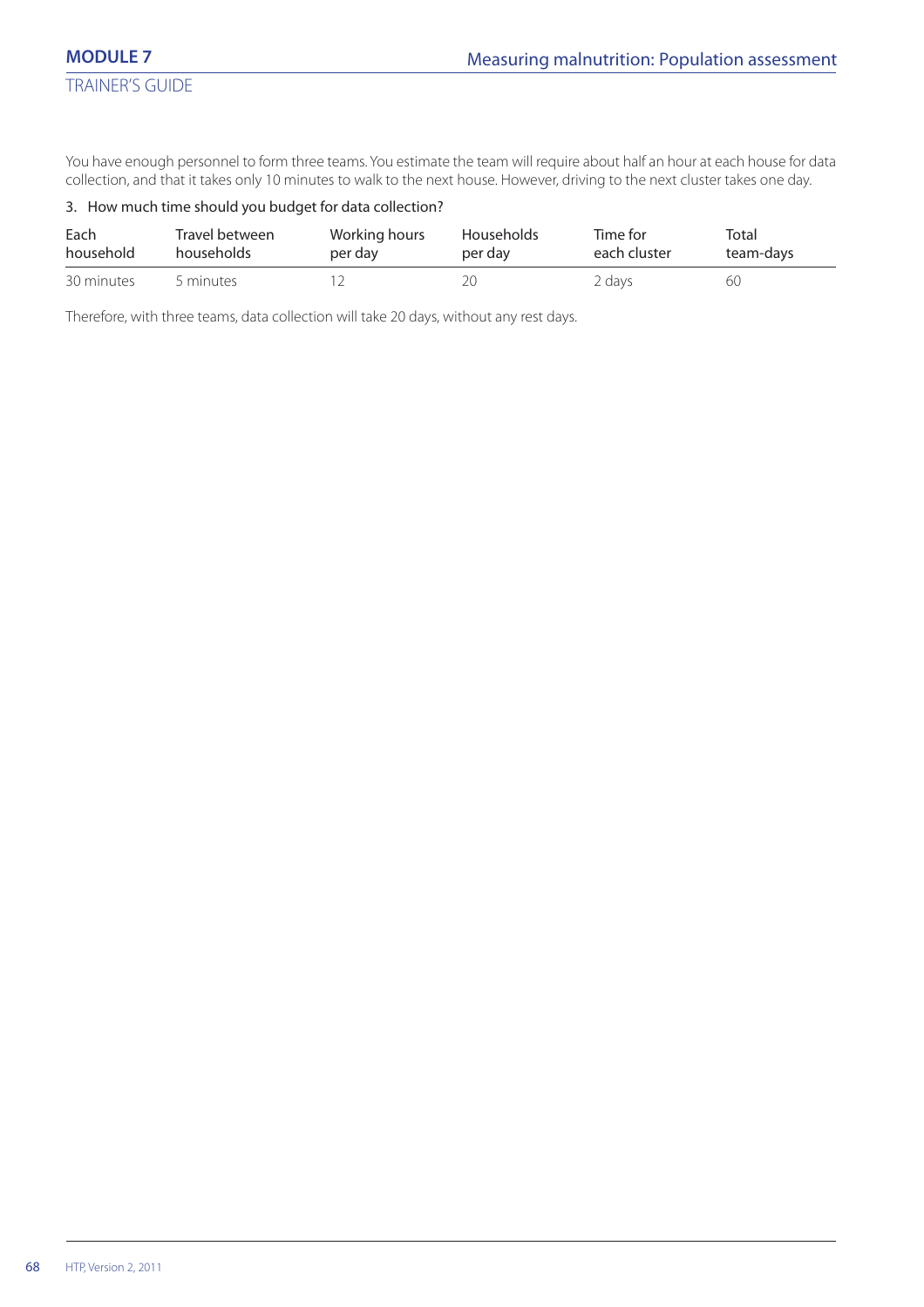You have enough personnel to form three teams. You estimate the team will require about half an hour at each house for data collection, and that it takes only 10 minutes to walk to the next house. However, driving to the next cluster takes one day.

3. How much time should you budget for data collection?

| Each household | Travel between households | Working hours per day | Households per day | Time for each cluster | Total team-days |
|---|---|---|---|---|---|
| 30 minutes | 5 minutes | 12 | 20 | 2 days | 60 |

Therefore, with three teams, data collection will take 20 days, without any rest days.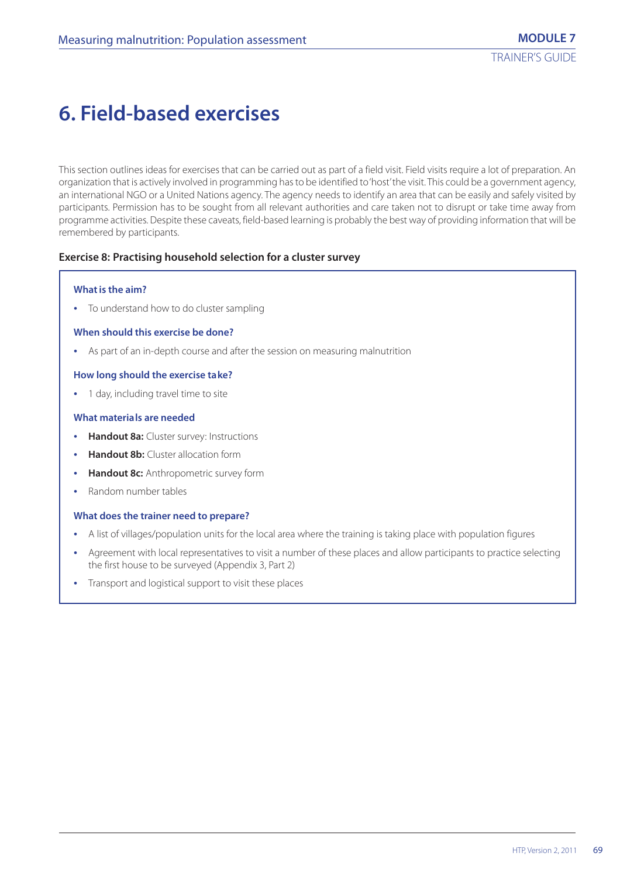# 6. Field-based exercises

This section outlines ideas for exercises that can be carried out as part of a field visit. Field visits require a lot of preparation. An organization that is actively involved in programming has to be identified to 'host' the visit. This could be a government agency, an international NGO or a United Nations agency. The agency needs to identify an area that can be easily and safely visited by participants. Permission has to be sought from all relevant authorities and care taken not to disrupt or take time away from programme activities. Despite these caveats, field-based learning is probably the best way of providing information that will be remembered by participants.

### Exercise 8: Practising household selection for a cluster survey

**What is the aim?**

- To understand how to do cluster sampling

**When should this exercise be done?**

- As part of an in-depth course and after the session on measuring malnutrition

**How long should the exercise take?**

- 1 day, including travel time to site

**What materials are needed**

- **Handout 8a:** Cluster survey: Instructions
- **Handout 8b:** Cluster allocation form
- **Handout 8c:** Anthropometric survey form
- Random number tables

**What does the trainer need to prepare?**

- A list of villages/population units for the local area where the training is taking place with population figures
- Agreement with local representatives to visit a number of these places and allow participants to practice selecting the first house to be surveyed (Appendix 3, Part 2)
- Transport and logistical support to visit these places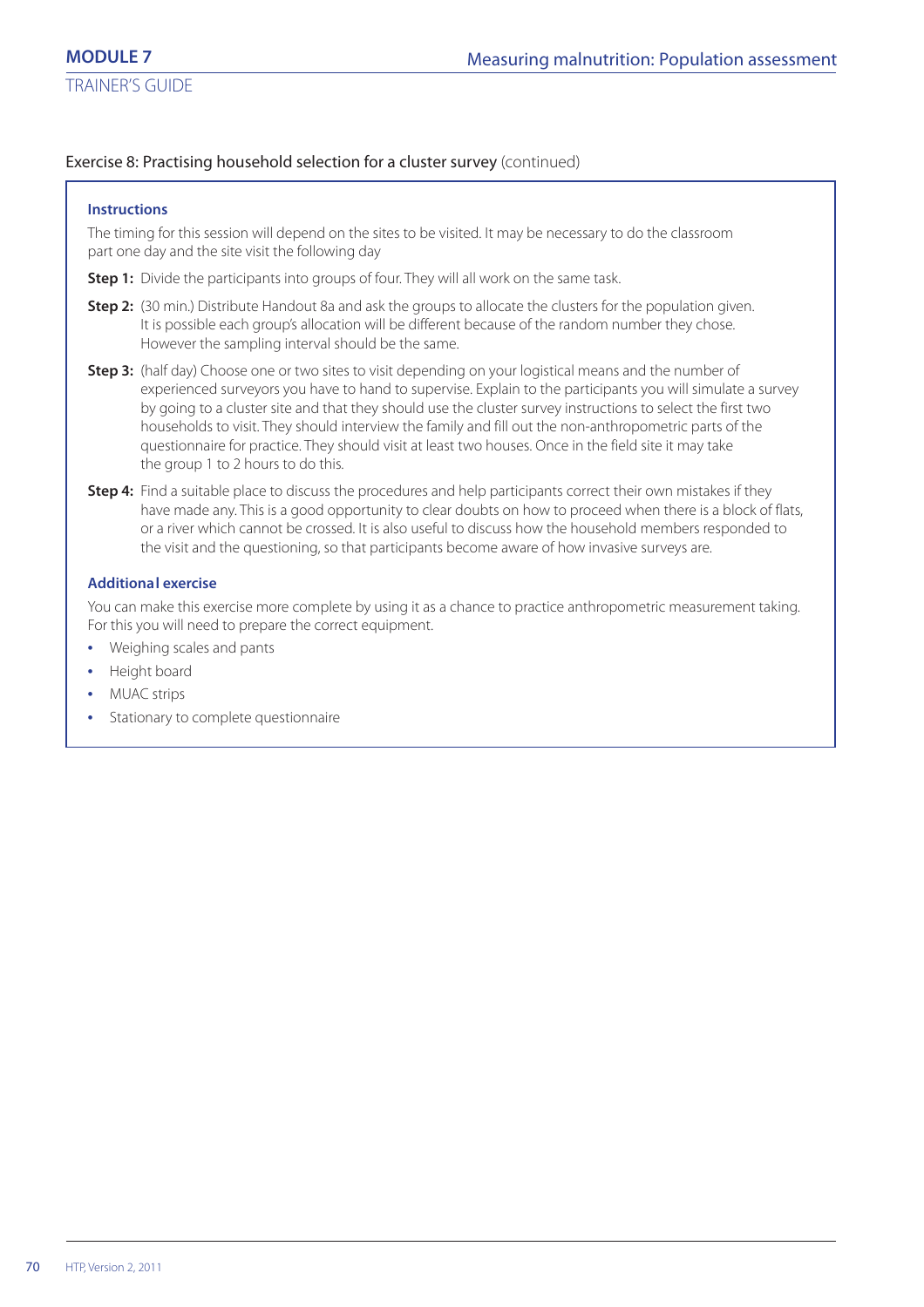Exercise 8: Practising household selection for a cluster survey (continued)

**Instructions**

The timing for this session will depend on the sites to be visited. It may be necessary to do the classroom part one day and the site visit the following day

**Step 1:** Divide the participants into groups of four. They will all work on the same task.

**Step 2:** (30 min.) Distribute Handout 8a and ask the groups to allocate the clusters for the population given. It is possible each group's allocation will be different because of the random number they chose. However the sampling interval should be the same.

**Step 3:** (half day) Choose one or two sites to visit depending on your logistical means and the number of experienced surveyors you have to hand to supervise. Explain to the participants you will simulate a survey by going to a cluster site and that they should use the cluster survey instructions to select the first two households to visit. They should interview the family and fill out the non-anthropometric parts of the questionnaire for practice. They should visit at least two houses. Once in the field site it may take the group 1 to 2 hours to do this.

**Step 4:** Find a suitable place to discuss the procedures and help participants correct their own mistakes if they have made any. This is a good opportunity to clear doubts on how to proceed when there is a block of flats, or a river which cannot be crossed. It is also useful to discuss how the household members responded to the visit and the questioning, so that participants become aware of how invasive surveys are.

**Additional exercise**

You can make this exercise more complete by using it as a chance to practice anthropometric measurement taking. For this you will need to prepare the correct equipment.

- Weighing scales and pants
- Height board
- MUAC strips
- Stationary to complete questionnaire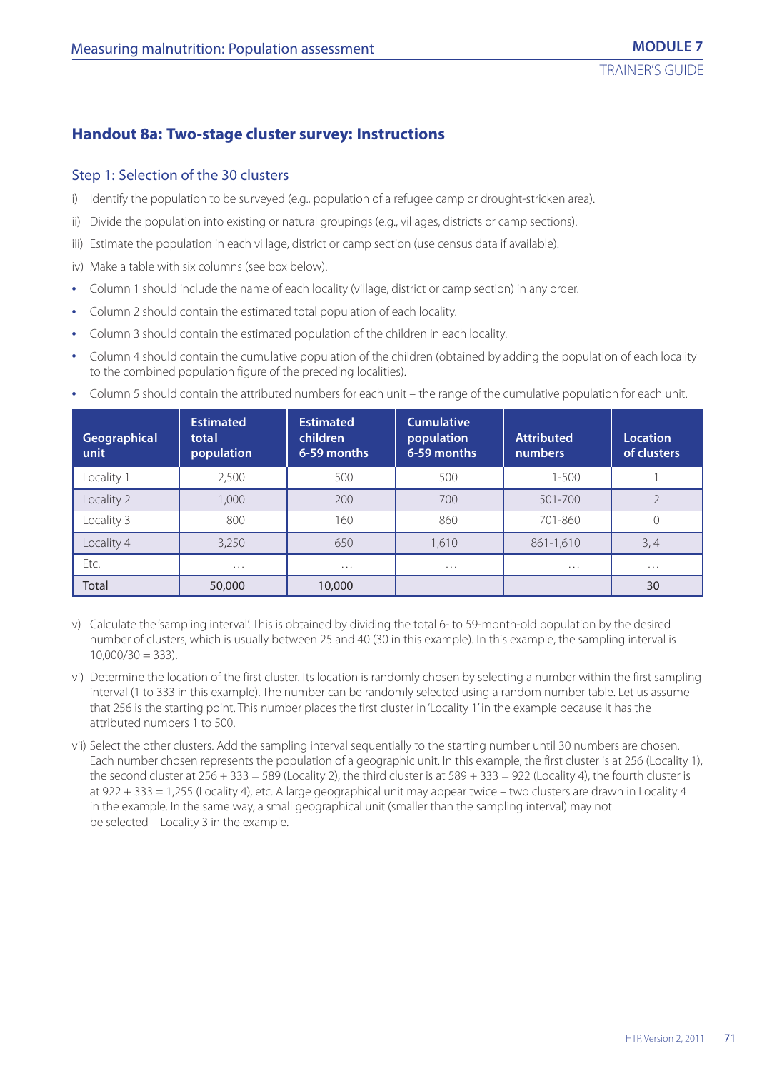## Handout 8a: Two-stage cluster survey: Instructions

### Step 1: Selection of the 30 clusters

i) Identify the population to be surveyed (e.g., population of a refugee camp or drought-stricken area).

ii) Divide the population into existing or natural groupings (e.g., villages, districts or camp sections).

iii) Estimate the population in each village, district or camp section (use census data if available).

iv) Make a table with six columns (see box below).

- Column 1 should include the name of each locality (village, district or camp section) in any order.
- Column 2 should contain the estimated total population of each locality.
- Column 3 should contain the estimated population of the children in each locality.
- Column 4 should contain the cumulative population of the children (obtained by adding the population of each locality to the combined population figure of the preceding localities).
- Column 5 should contain the attributed numbers for each unit – the range of the cumulative population for each unit.

| Geographical unit | Estimated total population | Estimated children 6-59 months | Cumulative population 6-59 months | Attributed numbers | Location of clusters |
|---|---|---|---|---|---|
| Locality 1 | 2,500 | 500 | 500 | 1-500 | 1 |
| Locality 2 | 1,000 | 200 | 700 | 501-700 | 2 |
| Locality 3 | 800 | 160 | 860 | 701-860 | 0 |
| Locality 4 | 3,250 | 650 | 1,610 | 861-1,610 | 3, 4 |
| Etc. | ... | ... | ... | ... | ... |
| **Total** | **50,000** | **10,000** | | | **30** |

v) Calculate the 'sampling interval'. This is obtained by dividing the total 6- to 59-month-old population by the desired number of clusters, which is usually between 25 and 40 (30 in this example). In this example, the sampling interval is 10,000/30 = 333).

vi) Determine the location of the first cluster. Its location is randomly chosen by selecting a number within the first sampling interval (1 to 333 in this example). The number can be randomly selected using a random number table. Let us assume that 256 is the starting point. This number places the first cluster in 'Locality 1' in the example because it has the attributed numbers 1 to 500.

vii) Select the other clusters. Add the sampling interval sequentially to the starting number until 30 numbers are chosen. Each number chosen represents the population of a geographic unit. In this example, the first cluster is at 256 (Locality 1), the second cluster at 256 + 333 = 589 (Locality 2), the third cluster is at 589 + 333 = 922 (Locality 4), the fourth cluster is at 922 + 333 = 1,255 (Locality 4), etc. A large geographical unit may appear twice – two clusters are drawn in Locality 4 in the example. In the same way, a small geographical unit (smaller than the sampling interval) may not be selected – Locality 3 in the example.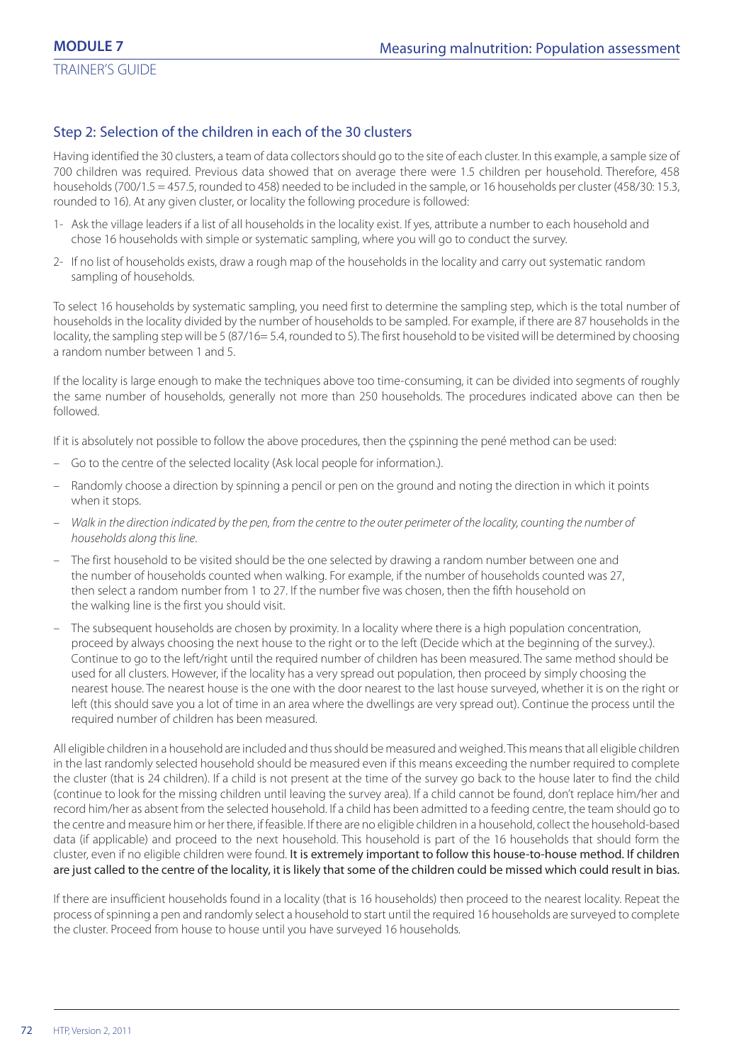## Step 2: Selection of the children in each of the 30 clusters

Having identified the 30 clusters, a team of data collectors should go to the site of each cluster. In this example, a sample size of 700 children was required. Previous data showed that on average there were 1.5 children per household. Therefore, 458 households (700/1.5 = 457.5, rounded to 458) needed to be included in the sample, or 16 households per cluster (458/30: 15.3, rounded to 16). At any given cluster, or locality the following procedure is followed:

1- Ask the village leaders if a list of all households in the locality exist. If yes, attribute a number to each household and chose 16 households with simple or systematic sampling, where you will go to conduct the survey.

2- If no list of households exists, draw a rough map of the households in the locality and carry out systematic random sampling of households.

To select 16 households by systematic sampling, you need first to determine the sampling step, which is the total number of households in the locality divided by the number of households to be sampled. For example, if there are 87 households in the locality, the sampling step will be 5 (87/16= 5.4, rounded to 5). The first household to be visited will be determined by choosing a random number between 1 and 5.

If the locality is large enough to make the techniques above too time-consuming, it can be divided into segments of roughly the same number of households, generally not more than 250 households. The procedures indicated above can then be followed.

If it is absolutely not possible to follow the above procedures, then the çspinning the pené method can be used:

- Go to the centre of the selected locality (Ask local people for information.).
- Randomly choose a direction by spinning a pencil or pen on the ground and noting the direction in which it points when it stops.
- *Walk in the direction indicated by the pen, from the centre to the outer perimeter of the locality, counting the number of households along this line.*
- The first household to be visited should be the one selected by drawing a random number between one and the number of households counted when walking. For example, if the number of households counted was 27, then select a random number from 1 to 27. If the number five was chosen, then the fifth household on the walking line is the first you should visit.
- The subsequent households are chosen by proximity. In a locality where there is a high population concentration, proceed by always choosing the next house to the right or to the left (Decide which at the beginning of the survey.). Continue to go to the left/right until the required number of children has been measured. The same method should be used for all clusters. However, if the locality has a very spread out population, then proceed by simply choosing the nearest house. The nearest house is the one with the door nearest to the last house surveyed, whether it is on the right or left (this should save you a lot of time in an area where the dwellings are very spread out). Continue the process until the required number of children has been measured.

All eligible children in a household are included and thus should be measured and weighed. This means that all eligible children in the last randomly selected household should be measured even if this means exceeding the number required to complete the cluster (that is 24 children). If a child is not present at the time of the survey go back to the house later to find the child (continue to look for the missing children until leaving the survey area). If a child cannot be found, don't replace him/her and record him/her as absent from the selected household. If a child has been admitted to a feeding centre, the team should go to the centre and measure him or her there, if feasible. If there are no eligible children in a household, collect the household-based data (if applicable) and proceed to the next household. This household is part of the 16 households that should form the cluster, even if no eligible children were found. **It is extremely important to follow this house-to-house method. If children are just called to the centre of the locality, it is likely that some of the children could be missed which could result in bias.**

If there are insufficient households found in a locality (that is 16 households) then proceed to the nearest locality. Repeat the process of spinning a pen and randomly select a household to start until the required 16 households are surveyed to complete the cluster. Proceed from house to house until you have surveyed 16 households.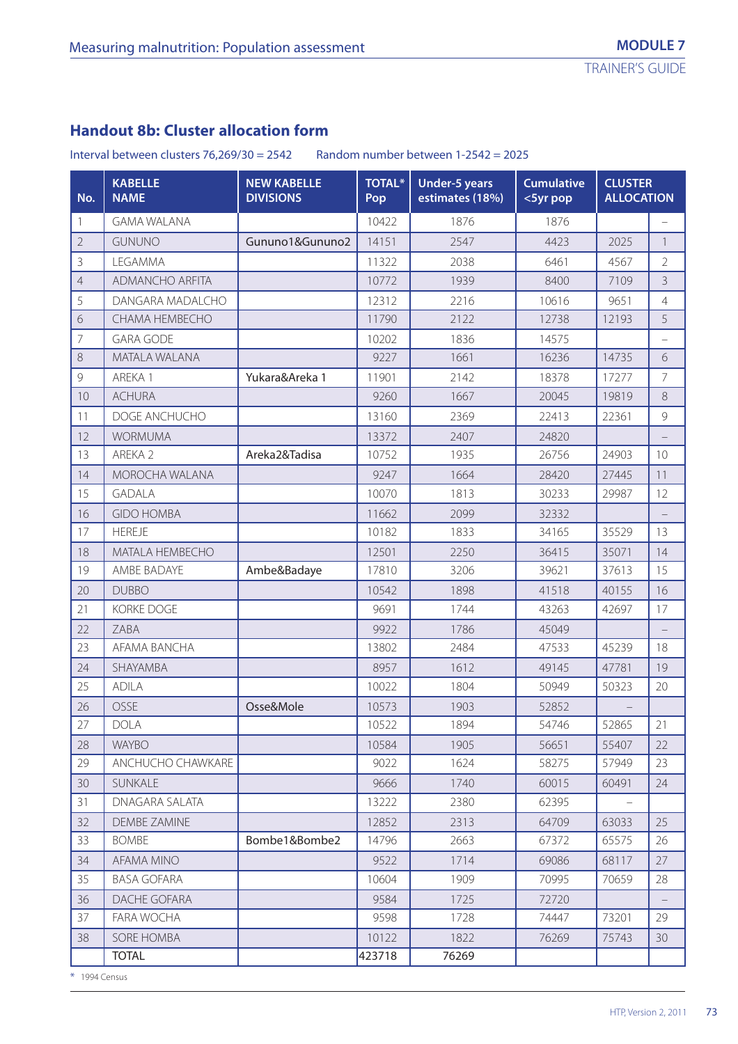## Handout 8b: Cluster allocation form

Interval between clusters 76,269/30 = 2542     Random number between 1-2542 = 2025

| No. | KABELLE NAME | NEW KABELLE DIVISIONS | TOTAL* Pop | Under-5 years estimates (18%) | Cumulative <5yr pop | CLUSTER ALLOCATION | |
|---|---|---|---|---|---|---|---|
| 1 | GAMA WALANA | | 10422 | 1876 | 1876 | | – |
| 2 | GUNUNO | Gununo1&Gununo2 | 14151 | 2547 | 4423 | 2025 | 1 |
| 3 | LEGAMMA | | 11322 | 2038 | 6461 | 4567 | 2 |
| 4 | ADMANCHO ARFITA | | 10772 | 1939 | 8400 | 7109 | 3 |
| 5 | DANGARA MADALCHO | | 12312 | 2216 | 10616 | 9651 | 4 |
| 6 | CHAMA HEMBECHO | | 11790 | 2122 | 12738 | 12193 | 5 |
| 7 | GARA GODE | | 10202 | 1836 | 14575 | | – |
| 8 | MATALA WALANA | | 9227 | 1661 | 16236 | 14735 | 6 |
| 9 | AREKA 1 | Yukara&Areka 1 | 11901 | 2142 | 18378 | 17277 | 7 |
| 10 | ACHURA | | 9260 | 1667 | 20045 | 19819 | 8 |
| 11 | DOGE ANCHUCHO | | 13160 | 2369 | 22413 | 22361 | 9 |
| 12 | WORMUMA | | 13372 | 2407 | 24820 | | – |
| 13 | AREKA 2 | Areka2&Tadisa | 10752 | 1935 | 26756 | 24903 | 10 |
| 14 | MOROCHA WALANA | | 9247 | 1664 | 28420 | 27445 | 11 |
| 15 | GADALA | | 10070 | 1813 | 30233 | 29987 | 12 |
| 16 | GIDO HOMBA | | 11662 | 2099 | 32332 | | – |
| 17 | HEREJE | | 10182 | 1833 | 34165 | 35529 | 13 |
| 18 | MATALA HEMBECHO | | 12501 | 2250 | 36415 | 35071 | 14 |
| 19 | AMBE BADAYE | Ambe&Badaye | 17810 | 3206 | 39621 | 37613 | 15 |
| 20 | DUBBO | | 10542 | 1898 | 41518 | 40155 | 16 |
| 21 | KORKE DOGE | | 9691 | 1744 | 43263 | 42697 | 17 |
| 22 | ZABA | | 9922 | 1786 | 45049 | | – |
| 23 | AFAMA BANCHA | | 13802 | 2484 | 47533 | 45239 | 18 |
| 24 | SHAYAMBA | | 8957 | 1612 | 49145 | 47781 | 19 |
| 25 | ADILA | | 10022 | 1804 | 50949 | 50323 | 20 |
| 26 | OSSE | Osse&Mole | 10573 | 1903 | 52852 | – | |
| 27 | DOLA | | 10522 | 1894 | 54746 | 52865 | 21 |
| 28 | WAYBO | | 10584 | 1905 | 56651 | 55407 | 22 |
| 29 | ANCHUCHO CHAWKARE | | 9022 | 1624 | 58275 | 57949 | 23 |
| 30 | SUNKALE | | 9666 | 1740 | 60015 | 60491 | 24 |
| 31 | DNAGARA SALATA | | 13222 | 2380 | 62395 | – | |
| 32 | DEMBE ZAMINE | | 12852 | 2313 | 64709 | 63033 | 25 |
| 33 | BOMBE | Bombe1&Bombe2 | 14796 | 2663 | 67372 | 65575 | 26 |
| 34 | AFAMA MINO | | 9522 | 1714 | 69086 | 68117 | 27 |
| 35 | BASA GOFARA | | 10604 | 1909 | 70995 | 70659 | 28 |
| 36 | DACHE GOFARA | | 9584 | 1725 | 72720 | | – |
| 37 | FARA WOCHA | | 9598 | 1728 | 74447 | 73201 | 29 |
| 38 | SORE HOMBA | | 10122 | 1822 | 76269 | 75743 | 30 |
| | TOTAL | | 423718 | 76269 | | | |

\* 1994 Census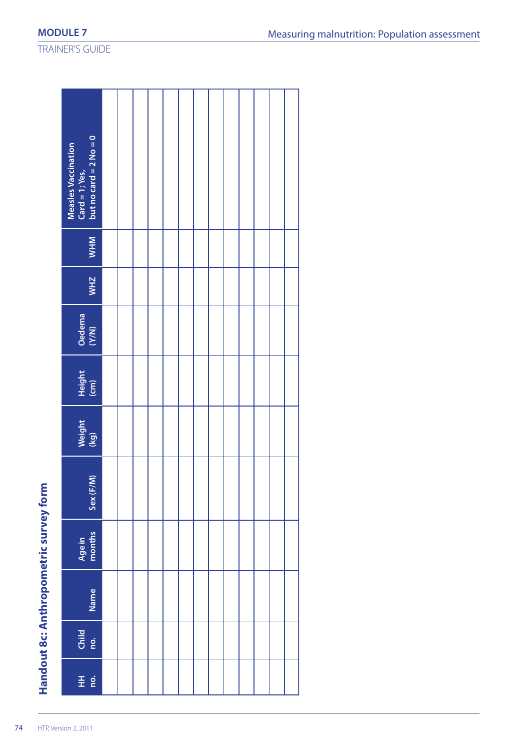## Handout 8c: Anthropometric survey form

| HH no. | Child no. | Name | Age in months | Sex (F/M) | Weight (kg) | Height (cm) | Oedema (Y/N) | WHZ | WHM | Measles Vaccination Card = 1; Yes, but no card = 2 No = 0 |
|---|---|---|---|---|---|---|---|---|---|---|
| | | | | | | | | | | |
| | | | | | | | | | | |
| | | | | | | | | | | |
| | | | | | | | | | | |
| | | | | | | | | | | |
| | | | | | | | | | | |
| | | | | | | | | | | |
| | | | | | | | | | | |
| | | | | | | | | | | |
| | | | | | | | | | | |
| | | | | | | | | | | |
| | | | | | | | | | | |
| | | | | | | | | | | |